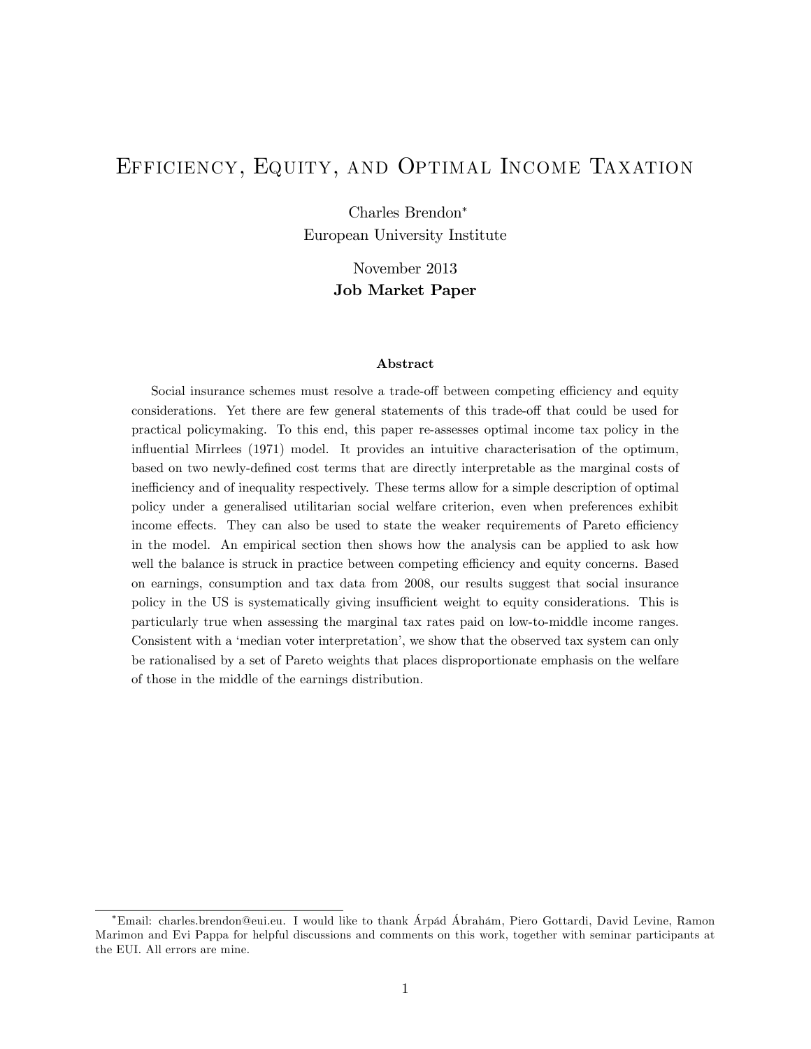# Efficiency, Equity, and Optimal Income Taxation

Charles Brendon*
European University Institute

November 2013
**Job Market Paper**

### Abstract

Social insurance schemes must resolve a trade-off between competing efficiency and equity considerations. Yet there are few general statements of this trade-off that could be used for practical policymaking. To this end, this paper re-assesses optimal income tax policy in the influential Mirrlees (1971) model. It provides an intuitive characterisation of the optimum, based on two newly-defined cost terms that are directly interpretable as the marginal costs of inefficiency and of inequality respectively. These terms allow for a simple description of optimal policy under a generalised utilitarian social welfare criterion, even when preferences exhibit income effects. They can also be used to state the weaker requirements of Pareto efficiency in the model. An empirical section then shows how the analysis can be applied to ask how well the balance is struck in practice between competing efficiency and equity concerns. Based on earnings, consumption and tax data from 2008, our results suggest that social insurance policy in the US is systematically giving insufficient weight to equity considerations. This is particularly true when assessing the marginal tax rates paid on low-to-middle income ranges. Consistent with a 'median voter interpretation', we show that the observed tax system can only be rationalised by a set of Pareto weights that places disproportionate emphasis on the welfare of those in the middle of the earnings distribution.

*Email: charles.brendon@eui.eu. I would like to thank Árpád Ábrahám, Piero Gottardi, David Levine, Ramon Marimon and Evi Pappa for helpful discussions and comments on this work, together with seminar participants at the EUI. All errors are mine.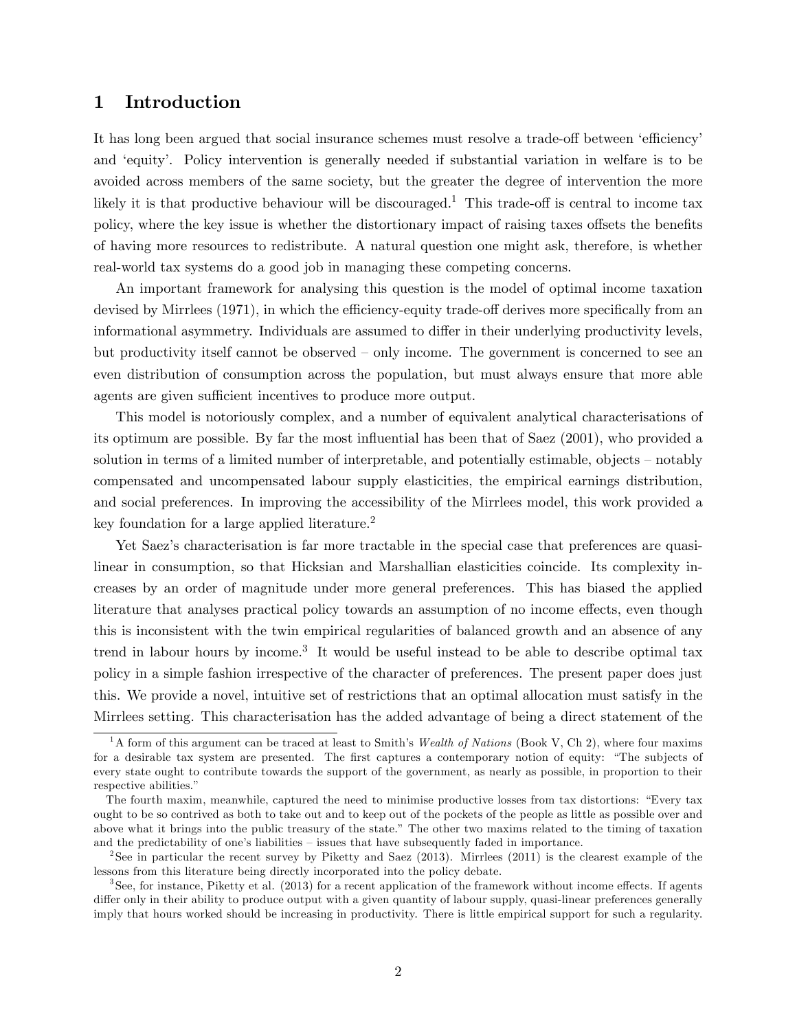## 1 Introduction

It has long been argued that social insurance schemes must resolve a trade-off between 'efficiency' and 'equity'. Policy intervention is generally needed if substantial variation in welfare is to be avoided across members of the same society, but the greater the degree of intervention the more likely it is that productive behaviour will be discouraged.[1] This trade-off is central to income tax policy, where the key issue is whether the distortionary impact of raising taxes offsets the benefits of having more resources to redistribute. A natural question one might ask, therefore, is whether real-world tax systems do a good job in managing these competing concerns.

An important framework for analysing this question is the model of optimal income taxation devised by Mirrlees (1971), in which the efficiency-equity trade-off derives more specifically from an informational asymmetry. Individuals are assumed to differ in their underlying productivity levels, but productivity itself cannot be observed – only income. The government is concerned to see an even distribution of consumption across the population, but must always ensure that more able agents are given sufficient incentives to produce more output.

This model is notoriously complex, and a number of equivalent analytical characterisations of its optimum are possible. By far the most influential has been that of Saez (2001), who provided a solution in terms of a limited number of interpretable, and potentially estimable, objects – notably compensated and uncompensated labour supply elasticities, the empirical earnings distribution, and social preferences. In improving the accessibility of the Mirrlees model, this work provided a key foundation for a large applied literature.[2]

Yet Saez's characterisation is far more tractable in the special case that preferences are quasi-linear in consumption, so that Hicksian and Marshallian elasticities coincide. Its complexity increases by an order of magnitude under more general preferences. This has biased the applied literature that analyses practical policy towards an assumption of no income effects, even though this is inconsistent with the twin empirical regularities of balanced growth and an absence of any trend in labour hours by income.[3] It would be useful instead to be able to describe optimal tax policy in a simple fashion irrespective of the character of preferences. The present paper does just this. We provide a novel, intuitive set of restrictions that an optimal allocation must satisfy in the Mirrlees setting. This characterisation has the added advantage of being a direct statement of the

---

[1] A form of this argument can be traced at least to Smith's *Wealth of Nations* (Book V, Ch 2), where four maxims for a desirable tax system are presented. The first captures a contemporary notion of equity: "The subjects of every state ought to contribute towards the support of the government, as nearly as possible, in proportion to their respective abilities."

The fourth maxim, meanwhile, captured the need to minimise productive losses from tax distortions: "Every tax ought to be so contrived as both to take out and to keep out of the pockets of the people as little as possible over and above what it brings into the public treasury of the state." The other two maxims related to the timing of taxation and the predictability of one's liabilities – issues that have subsequently faded in importance.

[2] See in particular the recent survey by Piketty and Saez (2013). Mirrlees (2011) is the clearest example of the lessons from this literature being directly incorporated into the policy debate.

[3] See, for instance, Piketty et al. (2013) for a recent application of the framework without income effects. If agents differ only in their ability to produce output with a given quantity of labour supply, quasi-linear preferences generally imply that hours worked should be increasing in productivity. There is little empirical support for such a regularity.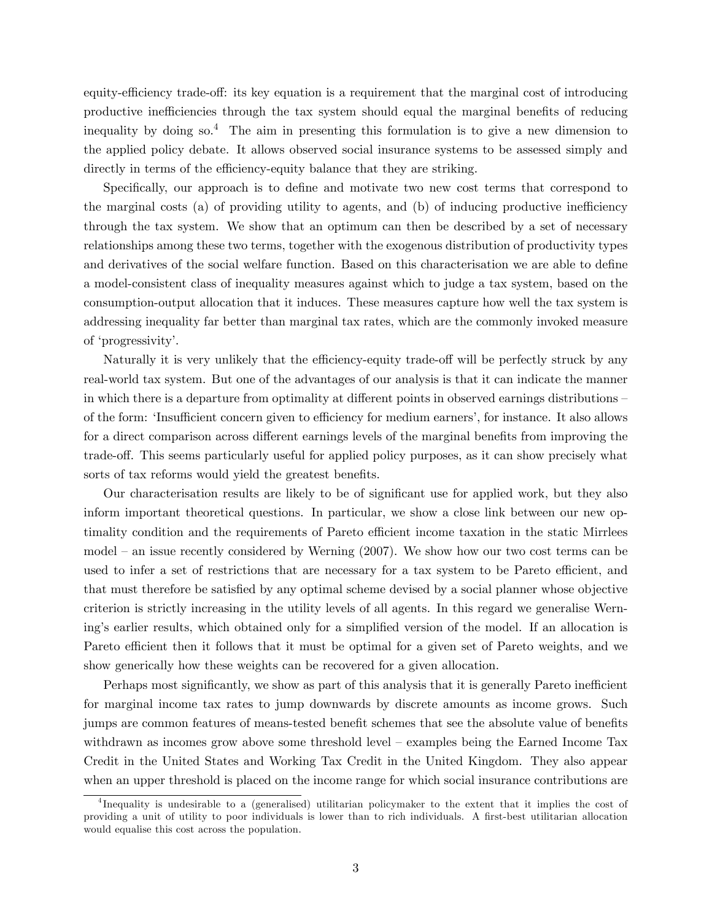equity-efficiency trade-off: its key equation is a requirement that the marginal cost of introducing productive inefficiencies through the tax system should equal the marginal benefits of reducing inequality by doing so.[4] The aim in presenting this formulation is to give a new dimension to the applied policy debate. It allows observed social insurance systems to be assessed simply and directly in terms of the efficiency-equity balance that they are striking.

Specifically, our approach is to define and motivate two new cost terms that correspond to the marginal costs (a) of providing utility to agents, and (b) of inducing productive inefficiency through the tax system. We show that an optimum can then be described by a set of necessary relationships among these two terms, together with the exogenous distribution of productivity types and derivatives of the social welfare function. Based on this characterisation we are able to define a model-consistent class of inequality measures against which to judge a tax system, based on the consumption-output allocation that it induces. These measures capture how well the tax system is addressing inequality far better than marginal tax rates, which are the commonly invoked measure of 'progressivity'.

Naturally it is very unlikely that the efficiency-equity trade-off will be perfectly struck by any real-world tax system. But one of the advantages of our analysis is that it can indicate the manner in which there is a departure from optimality at different points in observed earnings distributions – of the form: 'Insufficient concern given to efficiency for medium earners', for instance. It also allows for a direct comparison across different earnings levels of the marginal benefits from improving the trade-off. This seems particularly useful for applied policy purposes, as it can show precisely what sorts of tax reforms would yield the greatest benefits.

Our characterisation results are likely to be of significant use for applied work, but they also inform important theoretical questions. In particular, we show a close link between our new optimality condition and the requirements of Pareto efficient income taxation in the static Mirrlees model – an issue recently considered by Werning (2007). We show how our two cost terms can be used to infer a set of restrictions that are necessary for a tax system to be Pareto efficient, and that must therefore be satisfied by any optimal scheme devised by a social planner whose objective criterion is strictly increasing in the utility levels of all agents. In this regard we generalise Werning's earlier results, which obtained only for a simplified version of the model. If an allocation is Pareto efficient then it follows that it must be optimal for a given set of Pareto weights, and we show generically how these weights can be recovered for a given allocation.

Perhaps most significantly, we show as part of this analysis that it is generally Pareto inefficient for marginal income tax rates to jump downwards by discrete amounts as income grows. Such jumps are common features of means-tested benefit schemes that see the absolute value of benefits withdrawn as incomes grow above some threshold level – examples being the Earned Income Tax Credit in the United States and Working Tax Credit in the United Kingdom. They also appear when an upper threshold is placed on the income range for which social insurance contributions are

[4] Inequality is undesirable to a (generalised) utilitarian policymaker to the extent that it implies the cost of providing a unit of utility to poor individuals is lower than to rich individuals. A first-best utilitarian allocation would equalise this cost across the population.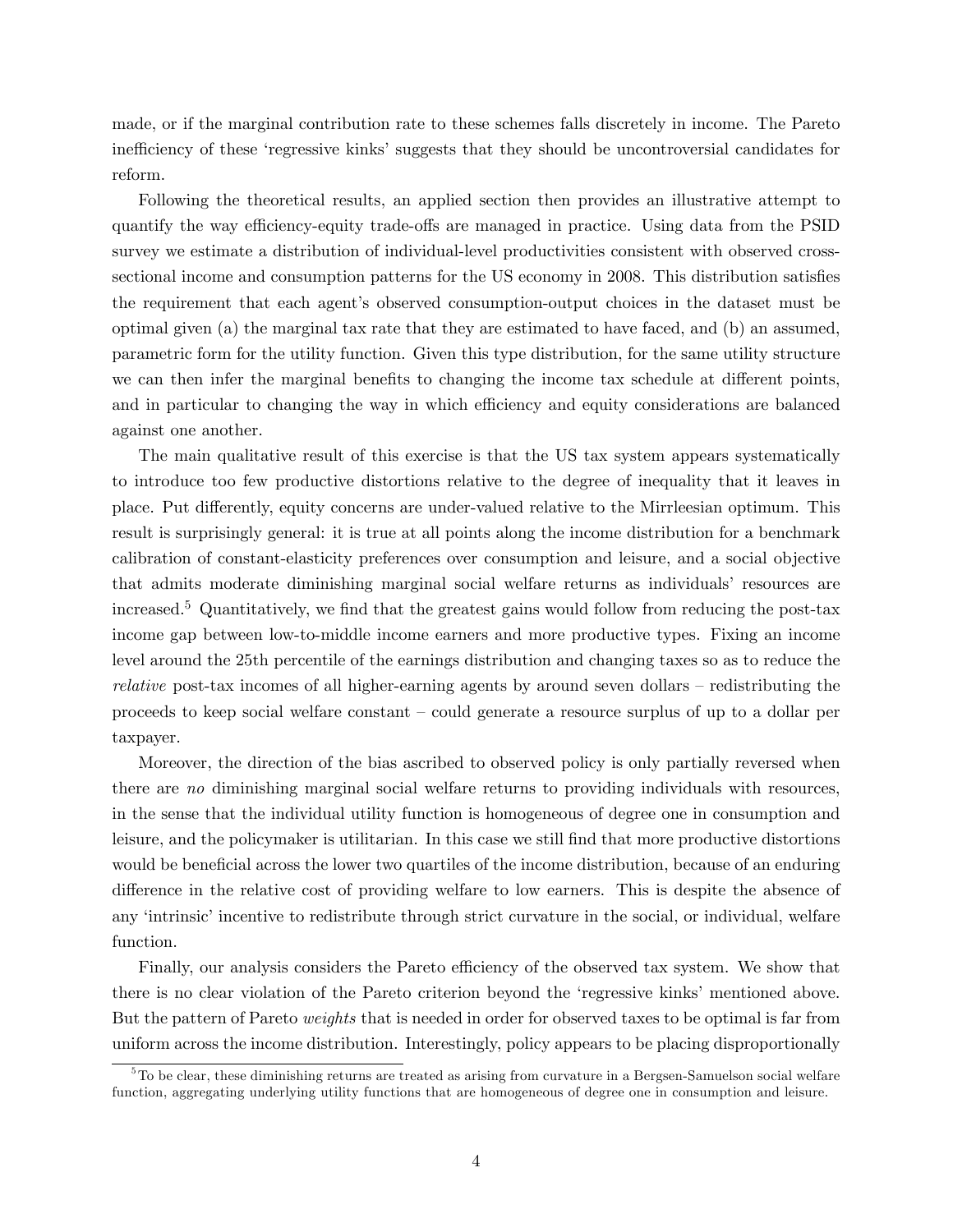made, or if the marginal contribution rate to these schemes falls discretely in income. The Pareto inefficiency of these 'regressive kinks' suggests that they should be uncontroversial candidates for reform.

Following the theoretical results, an applied section then provides an illustrative attempt to quantify the way efficiency-equity trade-offs are managed in practice. Using data from the PSID survey we estimate a distribution of individual-level productivities consistent with observed cross-sectional income and consumption patterns for the US economy in 2008. This distribution satisfies the requirement that each agent's observed consumption-output choices in the dataset must be optimal given (a) the marginal tax rate that they are estimated to have faced, and (b) an assumed, parametric form for the utility function. Given this type distribution, for the same utility structure we can then infer the marginal benefits to changing the income tax schedule at different points, and in particular to changing the way in which efficiency and equity considerations are balanced against one another.

The main qualitative result of this exercise is that the US tax system appears systematically to introduce too few productive distortions relative to the degree of inequality that it leaves in place. Put differently, equity concerns are under-valued relative to the Mirrleesian optimum. This result is surprisingly general: it is true at all points along the income distribution for a benchmark calibration of constant-elasticity preferences over consumption and leisure, and a social objective that admits moderate diminishing marginal social welfare returns as individuals' resources are increased.[5] Quantitatively, we find that the greatest gains would follow from reducing the post-tax income gap between low-to-middle income earners and more productive types. Fixing an income level around the 25th percentile of the earnings distribution and changing taxes so as to reduce the *relative* post-tax incomes of all higher-earning agents by around seven dollars – redistributing the proceeds to keep social welfare constant – could generate a resource surplus of up to a dollar per taxpayer.

Moreover, the direction of the bias ascribed to observed policy is only partially reversed when there are *no* diminishing marginal social welfare returns to providing individuals with resources, in the sense that the individual utility function is homogeneous of degree one in consumption and leisure, and the policymaker is utilitarian. In this case we still find that more productive distortions would be beneficial across the lower two quartiles of the income distribution, because of an enduring difference in the relative cost of providing welfare to low earners. This is despite the absence of any 'intrinsic' incentive to redistribute through strict curvature in the social, or individual, welfare function.

Finally, our analysis considers the Pareto efficiency of the observed tax system. We show that there is no clear violation of the Pareto criterion beyond the 'regressive kinks' mentioned above. But the pattern of Pareto *weights* that is needed in order for observed taxes to be optimal is far from uniform across the income distribution. Interestingly, policy appears to be placing disproportionally

[5] To be clear, these diminishing returns are treated as arising from curvature in a Bergsen-Samuelson social welfare function, aggregating underlying utility functions that are homogeneous of degree one in consumption and leisure.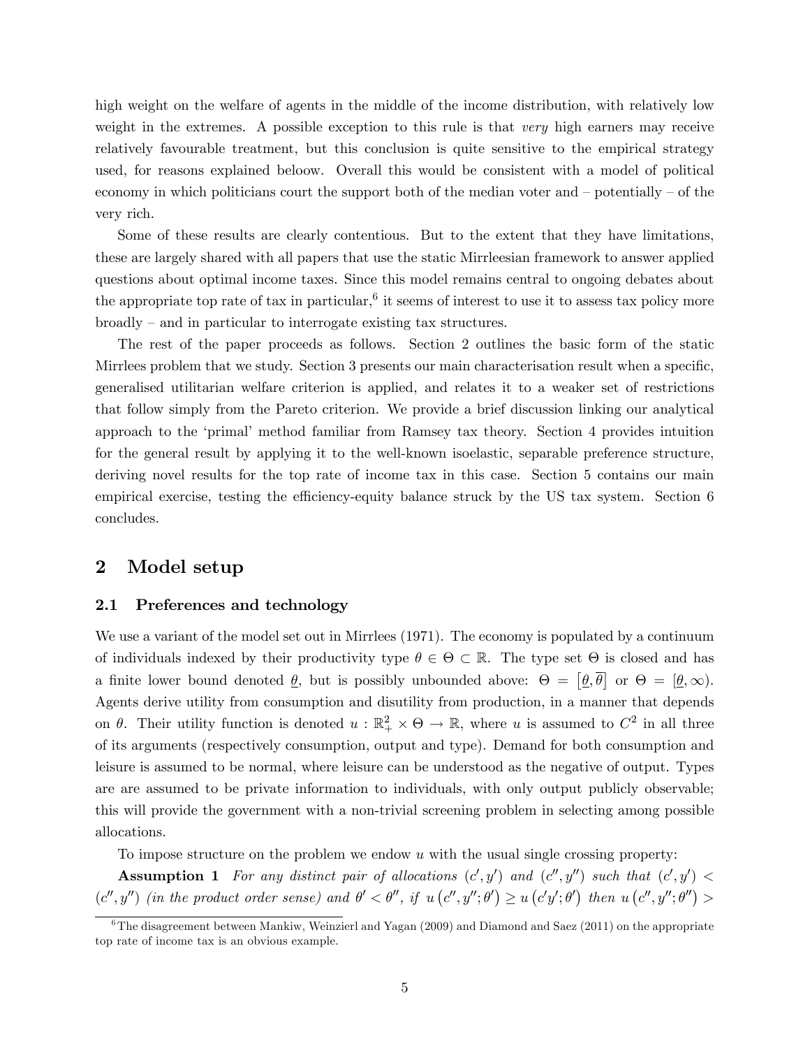high weight on the welfare of agents in the middle of the income distribution, with relatively low weight in the extremes. A possible exception to this rule is that *very* high earners may receive relatively favourable treatment, but this conclusion is quite sensitive to the empirical strategy used, for reasons explained beloow. Overall this would be consistent with a model of political economy in which politicians court the support both of the median voter and – potentially – of the very rich.

Some of these results are clearly contentious. But to the extent that they have limitations, these are largely shared with all papers that use the static Mirrleesian framework to answer applied questions about optimal income taxes. Since this model remains central to ongoing debates about the appropriate top rate of tax in particular,[6] it seems of interest to use it to assess tax policy more broadly – and in particular to interrogate existing tax structures.

The rest of the paper proceeds as follows. Section 2 outlines the basic form of the static Mirrlees problem that we study. Section 3 presents our main characterisation result when a specific, generalised utilitarian welfare criterion is applied, and relates it to a weaker set of restrictions that follow simply from the Pareto criterion. We provide a brief discussion linking our analytical approach to the 'primal' method familiar from Ramsey tax theory. Section 4 provides intuition for the general result by applying it to the well-known isoelastic, separable preference structure, deriving novel results for the top rate of income tax in this case. Section 5 contains our main empirical exercise, testing the efficiency-equity balance struck by the US tax system. Section 6 concludes.

## 2 Model setup

### 2.1 Preferences and technology

We use a variant of the model set out in Mirrlees (1971). The economy is populated by a continuum of individuals indexed by their productivity type $\theta \in \Theta \subset \mathbb{R}$. The type set $\Theta$ is closed and has a finite lower bound denoted $\underline{\theta}$, but is possibly unbounded above: $\Theta = \left[\underline{\theta}, \overline{\theta}\right]$ or $\Theta = [\underline{\theta}, \infty)$. Agents derive utility from consumption and disutility from production, in a manner that depends on $\theta$. Their utility function is denoted $u : \mathbb{R}_{+}^{2} \times \Theta \rightarrow \mathbb{R}$, where $u$ is assumed to $C^2$ in all three of its arguments (respectively consumption, output and type). Demand for both consumption and leisure is assumed to be normal, where leisure can be understood as the negative of output. Types are are assumed to be private information to individuals, with only output publicly observable; this will provide the government with a non-trivial screening problem in selecting among possible allocations.

To impose structure on the problem we endow $u$ with the usual single crossing property:

**Assumption 1** *For any distinct pair of allocations $(c', y')$ and $(c'', y'')$ such that $(c', y') < (c'', y'')$ (in the product order sense) and $\theta' < \theta''$, if $u(c'', y''; \theta') \geq u(c'y'; \theta')$ then $u(c'', y''; \theta'') >$*

[6] The disagreement between Mankiw, Weinzierl and Yagan (2009) and Diamond and Saez (2011) on the appropriate top rate of income tax is an obvious example.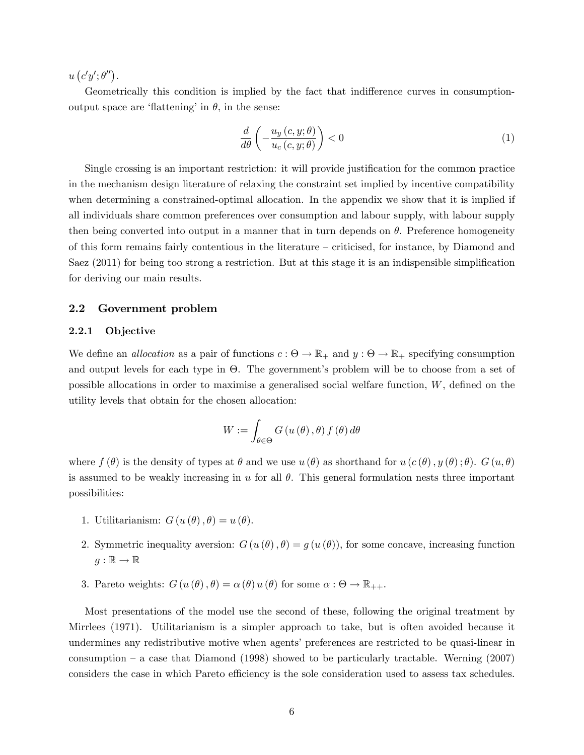$u(c'y';\theta'')$.

Geometrically this condition is implied by the fact that indifference curves in consumption-output space are 'flattening' in $\theta$, in the sense:

$$\frac{d}{d\theta}\left(-\frac{u_y(c,y;\theta)}{u_c(c,y;\theta)}\right) < 0 \tag{1}$$

Single crossing is an important restriction: it will provide justification for the common practice in the mechanism design literature of relaxing the constraint set implied by incentive compatibility when determining a constrained-optimal allocation. In the appendix we show that it is implied if all individuals share common preferences over consumption and labour supply, with labour supply then being converted into output in a manner that in turn depends on $\theta$. Preference homogeneity of this form remains fairly contentious in the literature – criticised, for instance, by Diamond and Saez (2011) for being too strong a restriction. But at this stage it is an indispensible simplification for deriving our main results.

### 2.2 Government problem

#### 2.2.1 Objective

We define an *allocation* as a pair of functions $c : \Theta \to \mathbb{R}_+$ and $y : \Theta \to \mathbb{R}_+$ specifying consumption and output levels for each type in $\Theta$. The government's problem will be to choose from a set of possible allocations in order to maximise a generalised social welfare function, $W$, defined on the utility levels that obtain for the chosen allocation:

$$W := \int_{\theta\in\Theta} G(u(\theta),\theta) f(\theta)\, d\theta$$

where $f(\theta)$ is the density of types at $\theta$ and we use $u(\theta)$ as shorthand for $u(c(\theta), y(\theta);\theta)$. $G(u,\theta)$ is assumed to be weakly increasing in $u$ for all $\theta$. This general formulation nests three important possibilities:

1. Utilitarianism: $G(u(\theta),\theta) = u(\theta)$.
2. Symmetric inequality aversion: $G(u(\theta),\theta) = g(u(\theta))$, for some concave, increasing function $g : \mathbb{R} \to \mathbb{R}$
3. Pareto weights: $G(u(\theta),\theta) = \alpha(\theta)\, u(\theta)$ for some $\alpha : \Theta \to \mathbb{R}_{++}$.

Most presentations of the model use the second of these, following the original treatment by Mirrlees (1971). Utilitarianism is a simpler approach to take, but is often avoided because it undermines any redistributive motive when agents' preferences are restricted to be quasi-linear in consumption – a case that Diamond (1998) showed to be particularly tractable. Werning (2007) considers the case in which Pareto efficiency is the sole consideration used to assess tax schedules.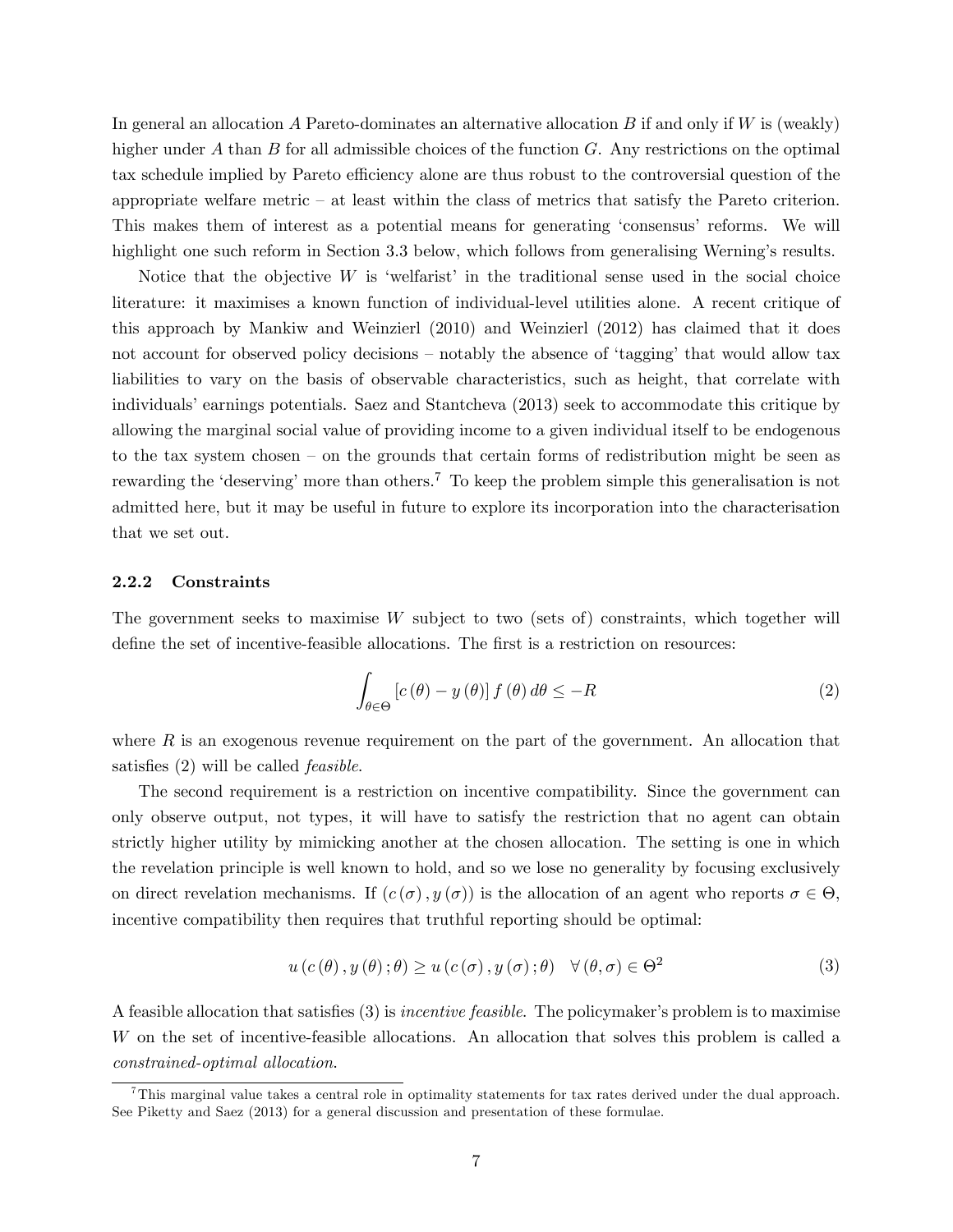In general an allocation $A$ Pareto-dominates an alternative allocation $B$ if and only if $W$ is (weakly) higher under $A$ than $B$ for all admissible choices of the function $G$. Any restrictions on the optimal tax schedule implied by Pareto efficiency alone are thus robust to the controversial question of the appropriate welfare metric – at least within the class of metrics that satisfy the Pareto criterion. This makes them of interest as a potential means for generating 'consensus' reforms. We will highlight one such reform in Section 3.3 below, which follows from generalising Werning's results.

Notice that the objective $W$ is 'welfarist' in the traditional sense used in the social choice literature: it maximises a known function of individual-level utilities alone. A recent critique of this approach by Mankiw and Weinzierl (2010) and Weinzierl (2012) has claimed that it does not account for observed policy decisions – notably the absence of 'tagging' that would allow tax liabilities to vary on the basis of observable characteristics, such as height, that correlate with individuals' earnings potentials. Saez and Stantcheva (2013) seek to accommodate this critique by allowing the marginal social value of providing income to a given individual itself to be endogenous to the tax system chosen – on the grounds that certain forms of redistribution might be seen as rewarding the 'deserving' more than others.[7] To keep the problem simple this generalisation is not admitted here, but it may be useful in future to explore its incorporation into the characterisation that we set out.

### 2.2.2 Constraints

The government seeks to maximise $W$ subject to two (sets of) constraints, which together will define the set of incentive-feasible allocations. The first is a restriction on resources:

$$\int_{\theta\in\Theta} \left[c\left(\theta\right) - y\left(\theta\right)\right] f\left(\theta\right) d\theta \leq -R \tag{2}$$

where $R$ is an exogenous revenue requirement on the part of the government. An allocation that satisfies (2) will be called *feasible*.

The second requirement is a restriction on incentive compatibility. Since the government can only observe output, not types, it will have to satisfy the restriction that no agent can obtain strictly higher utility by mimicking another at the chosen allocation. The setting is one in which the revelation principle is well known to hold, and so we lose no generality by focusing exclusively on direct revelation mechanisms. If $(c(\sigma), y(\sigma))$ is the allocation of an agent who reports $\sigma \in \Theta$, incentive compatibility then requires that truthful reporting should be optimal:

$$u\left(c\left(\theta\right), y\left(\theta\right); \theta\right) \geq u\left(c\left(\sigma\right), y\left(\sigma\right); \theta\right) \quad \forall \left(\theta, \sigma\right) \in \Theta^2 \tag{3}$$

A feasible allocation that satisfies (3) is *incentive feasible*. The policymaker's problem is to maximise $W$ on the set of incentive-feasible allocations. An allocation that solves this problem is called a *constrained-optimal allocation*.

[7] This marginal value takes a central role in optimality statements for tax rates derived under the dual approach. See Piketty and Saez (2013) for a general discussion and presentation of these formulae.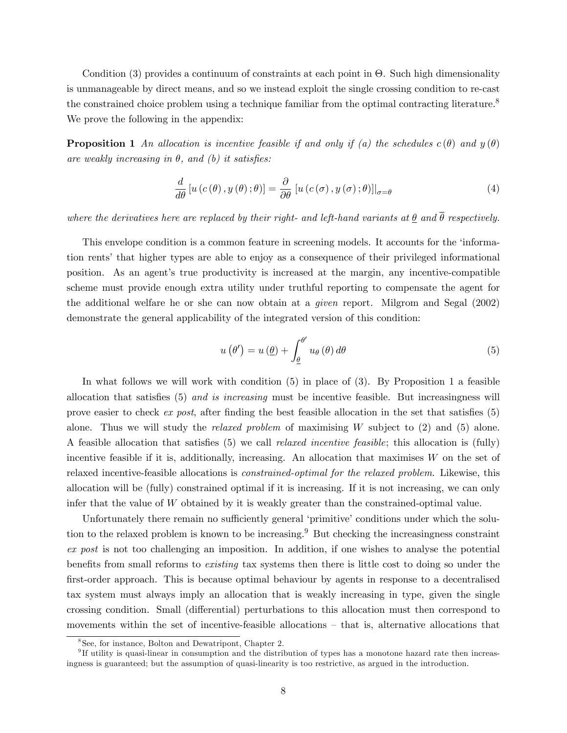Condition (3) provides a continuum of constraints at each point in $\Theta$. Such high dimensionality is unmanageable by direct means, and so we instead exploit the single crossing condition to re-cast the constrained choice problem using a technique familiar from the optimal contracting literature.[8] We prove the following in the appendix:

**Proposition 1** *An allocation is incentive feasible if and only if (a) the schedules $c(\theta)$ and $y(\theta)$ are weakly increasing in $\theta$, and (b) it satisfies:*

$$\frac{d}{d\theta}\left[u\left(c\left(\theta\right), y\left(\theta\right); \theta\right)\right] = \frac{\partial}{\partial\theta}\left[u\left(c\left(\sigma\right), y\left(\sigma\right); \theta\right)\right]\Big|_{\sigma=\theta} \tag{4}$$

*where the derivatives here are replaced by their right- and left-hand variants at $\underline{\theta}$ and $\overline{\theta}$ respectively.*

This envelope condition is a common feature in screening models. It accounts for the 'information rents' that higher types are able to enjoy as a consequence of their privileged informational position. As an agent's true productivity is increased at the margin, any incentive-compatible scheme must provide enough extra utility under truthful reporting to compensate the agent for the additional welfare he or she can now obtain at a *given* report. Milgrom and Segal (2002) demonstrate the general applicability of the integrated version of this condition:

$$u\left(\theta'\right) = u\left(\underline{\theta}\right) + \int_{\underline{\theta}}^{\theta'} u_\theta\left(\theta\right) d\theta \tag{5}$$

In what follows we will work with condition (5) in place of (3). By Proposition 1 a feasible allocation that satisfies (5) *and is increasing* must be incentive feasible. But increasingness will prove easier to check *ex post*, after finding the best feasible allocation in the set that satisfies (5) alone. Thus we will study the *relaxed problem* of maximising $W$ subject to (2) and (5) alone. A feasible allocation that satisfies (5) we call *relaxed incentive feasible*; this allocation is (fully) incentive feasible if it is, additionally, increasing. An allocation that maximises $W$ on the set of relaxed incentive-feasible allocations is *constrained-optimal for the relaxed problem*. Likewise, this allocation will be (fully) constrained optimal if it is increasing. If it is not increasing, we can only infer that the value of $W$ obtained by it is weakly greater than the constrained-optimal value.

Unfortunately there remain no sufficiently general 'primitive' conditions under which the solution to the relaxed problem is known to be increasing.[9] But checking the increasingness constraint *ex post* is not too challenging an imposition. In addition, if one wishes to analyse the potential benefits from small reforms to *existing* tax systems then there is little cost to doing so under the first-order approach. This is because optimal behaviour by agents in response to a decentralised tax system must always imply an allocation that is weakly increasing in type, given the single crossing condition. Small (differential) perturbations to this allocation must then correspond to movements within the set of incentive-feasible allocations – that is, alternative allocations that

[8] See, for instance, Bolton and Dewatripont, Chapter 2.

[9] If utility is quasi-linear in consumption and the distribution of types has a monotone hazard rate then increasingness is guaranteed; but the assumption of quasi-linearity is too restrictive, as argued in the introduction.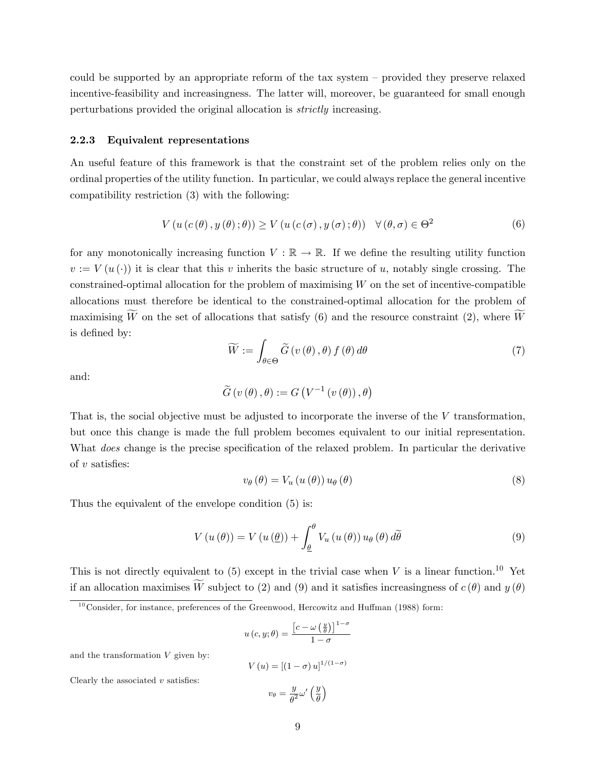could be supported by an appropriate reform of the tax system – provided they preserve relaxed incentive-feasibility and increasingness. The latter will, moreover, be guaranteed for small enough perturbations provided the original allocation is *strictly* increasing.

### 2.2.3 Equivalent representations

An useful feature of this framework is that the constraint set of the problem relies only on the ordinal properties of the utility function. In particular, we could always replace the general incentive compatibility restriction (3) with the following:

$$V\left(u\left(c\left(\theta\right),y\left(\theta\right);\theta\right)\right)\geq V\left(u\left(c\left(\sigma\right),y\left(\sigma\right);\theta\right)\right)\quad\forall\left(\theta,\sigma\right)\in\Theta^{2}\tag{6}$$

for any monotonically increasing function $V:\mathbb{R}\rightarrow\mathbb{R}$. If we define the resulting utility function $v:=V\left(u\left(\cdot\right)\right)$ it is clear that this $v$ inherits the basic structure of $u$, notably single crossing. The constrained-optimal allocation for the problem of maximising $W$ on the set of incentive-compatible allocations must therefore be identical to the constrained-optimal allocation for the problem of maximising $\widetilde{W}$ on the set of allocations that satisfy (6) and the resource constraint (2), where $\widetilde{W}$ is defined by:

$$\widetilde{W}:=\int_{\theta\in\Theta}\widetilde{G}\left(v\left(\theta\right),\theta\right)f\left(\theta\right)d\theta\tag{7}$$

and:

$$\widetilde{G}\left(v\left(\theta\right),\theta\right):=G\left(V^{-1}\left(v\left(\theta\right)\right),\theta\right)$$

That is, the social objective must be adjusted to incorporate the inverse of the $V$ transformation, but once this change is made the full problem becomes equivalent to our initial representation. What *does* change is the precise specification of the relaxed problem. In particular the derivative of $v$ satisfies:

$$v_{\theta}\left(\theta\right)=V_{u}\left(u\left(\theta\right)\right)u_{\theta}\left(\theta\right)\tag{8}$$

Thus the equivalent of the envelope condition (5) is:

$$V\left(u\left(\theta\right)\right)=V\left(u\left(\underline{\theta}\right)\right)+\int_{\underline{\theta}}^{\theta}V_{u}\left(u\left(\theta\right)\right)u_{\theta}\left(\theta\right)d\widetilde{\theta}\tag{9}$$

This is not directly equivalent to (5) except in the trivial case when $V$ is a linear function.[10] Yet if an allocation maximises $\widetilde{W}$ subject to (2) and (9) and it satisfies increasingness of $c\left(\theta\right)$ and $y\left(\theta\right)$

[10] Consider, for instance, preferences of the Greenwood, Hercowitz and Huffman (1988) form:

$$u\left(c,y;\theta\right)=\frac{\left[c-\omega\left(\frac{y}{\theta}\right)\right]^{1-\sigma}}{1-\sigma}$$

and the transformation $V$ given by:

$$V\left(u\right)=\left[\left(1-\sigma\right)u\right]^{1/(1-\sigma)}$$

Clearly the associated $v$ satisfies:

$$v_{\theta}=\frac{y}{\theta^{2}}\omega'\left(\frac{y}{\theta}\right)$$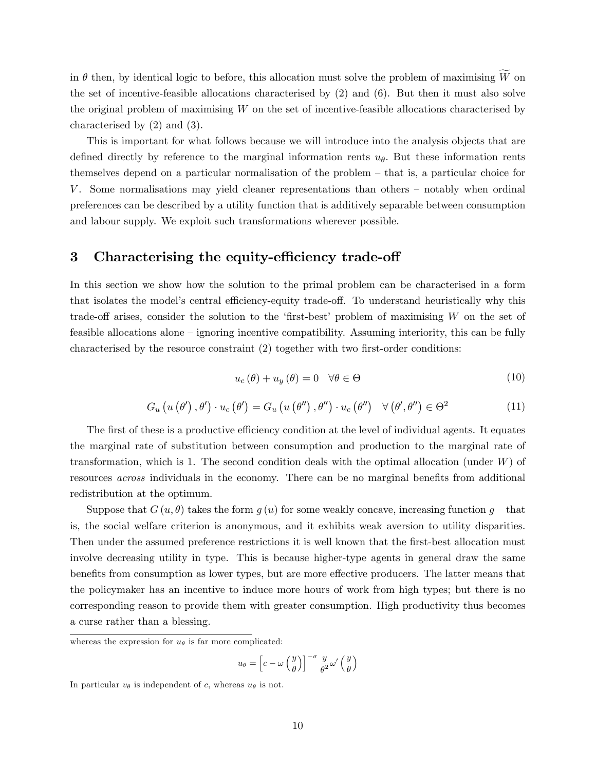in $\theta$ then, by identical logic to before, this allocation must solve the problem of maximising $\widetilde{W}$ on the set of incentive-feasible allocations characterised by (2) and (6). But then it must also solve the original problem of maximising $W$ on the set of incentive-feasible allocations characterised by characterised by (2) and (3).

This is important for what follows because we will introduce into the analysis objects that are defined directly by reference to the marginal information rents $u_\theta$. But these information rents themselves depend on a particular normalisation of the problem – that is, a particular choice for $V$. Some normalisations may yield cleaner representations than others – notably when ordinal preferences can be described by a utility function that is additively separable between consumption and labour supply. We exploit such transformations wherever possible.

## 3 Characterising the equity-efficiency trade-off

In this section we show how the solution to the primal problem can be characterised in a form that isolates the model's central efficiency-equity trade-off. To understand heuristically why this trade-off arises, consider the solution to the 'first-best' problem of maximising $W$ on the set of feasible allocations alone – ignoring incentive compatibility. Assuming interiority, this can be fully characterised by the resource constraint (2) together with two first-order conditions:

$$u_c(\theta) + u_y(\theta) = 0 \quad \forall \theta \in \Theta \tag{10}$$

$$G_u\left(u\left(\theta'\right), \theta'\right) \cdot u_c\left(\theta'\right) = G_u\left(u\left(\theta''\right), \theta''\right) \cdot u_c\left(\theta''\right) \quad \forall \left(\theta', \theta''\right) \in \Theta^2 \tag{11}$$

The first of these is a productive efficiency condition at the level of individual agents. It equates the marginal rate of substitution between consumption and production to the marginal rate of transformation, which is 1. The second condition deals with the optimal allocation (under $W$) of resources *across* individuals in the economy. There can be no marginal benefits from additional redistribution at the optimum.

Suppose that $G(u, \theta)$ takes the form $g(u)$ for some weakly concave, increasing function $g$ – that is, the social welfare criterion is anonymous, and it exhibits weak aversion to utility disparities. Then under the assumed preference restrictions it is well known that the first-best allocation must involve decreasing utility in type. This is because higher-type agents in general draw the same benefits from consumption as lower types, but are more effective producers. The latter means that the policymaker has an incentive to induce more hours of work from high types; but there is no corresponding reason to provide them with greater consumption. High productivity thus becomes a curse rather than a blessing.

---

whereas the expression for $u_\theta$ is far more complicated:

$$u_\theta = \left[c - \omega\left(\frac{y}{\theta}\right)\right]^{-\sigma} \frac{y}{\theta^2} \omega'\left(\frac{y}{\theta}\right)$$

In particular $v_\theta$ is independent of $c$, whereas $u_\theta$ is not.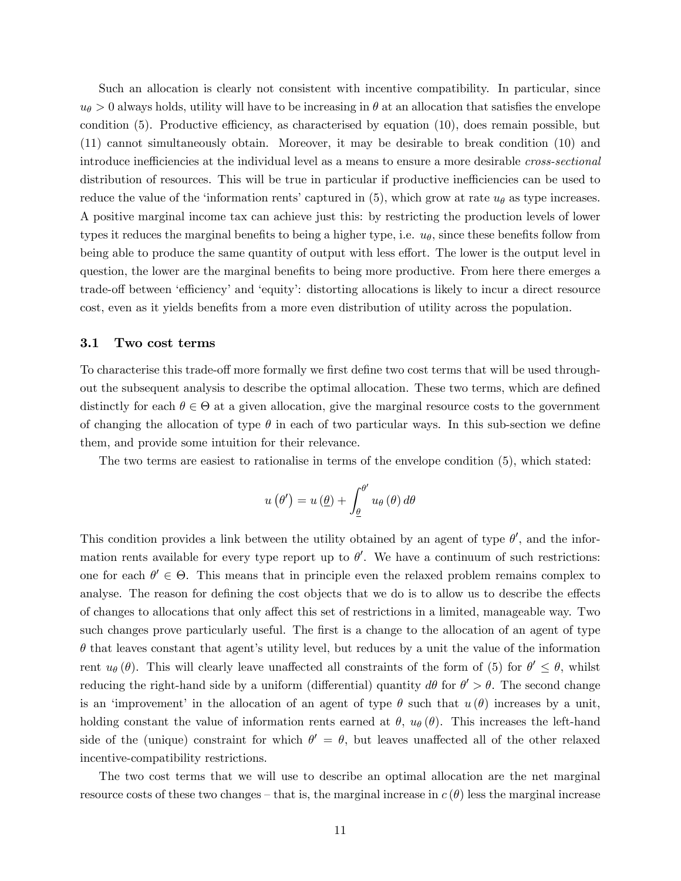Such an allocation is clearly not consistent with incentive compatibility. In particular, since $u_\theta > 0$ always holds, utility will have to be increasing in $\theta$ at an allocation that satisfies the envelope condition (5). Productive efficiency, as characterised by equation (10), does remain possible, but (11) cannot simultaneously obtain. Moreover, it may be desirable to break condition (10) and introduce inefficiencies at the individual level as a means to ensure a more desirable *cross-sectional* distribution of resources. This will be true in particular if productive inefficiencies can be used to reduce the value of the 'information rents' captured in (5), which grow at rate $u_\theta$ as type increases. A positive marginal income tax can achieve just this: by restricting the production levels of lower types it reduces the marginal benefits to being a higher type, i.e. $u_\theta$, since these benefits follow from being able to produce the same quantity of output with less effort. The lower is the output level in question, the lower are the marginal benefits to being more productive. From here there emerges a trade-off between 'efficiency' and 'equity': distorting allocations is likely to incur a direct resource cost, even as it yields benefits from a more even distribution of utility across the population.

### 3.1 Two cost terms

To characterise this trade-off more formally we first define two cost terms that will be used throughout the subsequent analysis to describe the optimal allocation. These two terms, which are defined distinctly for each $\theta \in \Theta$ at a given allocation, give the marginal resource costs to the government of changing the allocation of type $\theta$ in each of two particular ways. In this sub-section we define them, and provide some intuition for their relevance.

The two terms are easiest to rationalise in terms of the envelope condition (5), which stated:

$$u\left(\theta'\right) = u\left(\underline{\theta}\right) + \int_{\underline{\theta}}^{\theta'} u_\theta\left(\theta\right) d\theta$$

This condition provides a link between the utility obtained by an agent of type $\theta'$, and the information rents available for every type report up to $\theta'$. We have a continuum of such restrictions: one for each $\theta' \in \Theta$. This means that in principle even the relaxed problem remains complex to analyse. The reason for defining the cost objects that we do is to allow us to describe the effects of changes to allocations that only affect this set of restrictions in a limited, manageable way. Two such changes prove particularly useful. The first is a change to the allocation of an agent of type $\theta$ that leaves constant that agent's utility level, but reduces by a unit the value of the information rent $u_\theta\left(\theta\right)$. This will clearly leave unaffected all constraints of the form of (5) for $\theta' \leq \theta$, whilst reducing the right-hand side by a uniform (differential) quantity $d\theta$ for $\theta' > \theta$. The second change is an 'improvement' in the allocation of an agent of type $\theta$ such that $u\left(\theta\right)$ increases by a unit, holding constant the value of information rents earned at $\theta$, $u_\theta\left(\theta\right)$. This increases the left-hand side of the (unique) constraint for which $\theta' = \theta$, but leaves unaffected all of the other relaxed incentive-compatibility restrictions.

The two cost terms that we will use to describe an optimal allocation are the net marginal resource costs of these two changes – that is, the marginal increase in $c\left(\theta\right)$ less the marginal increase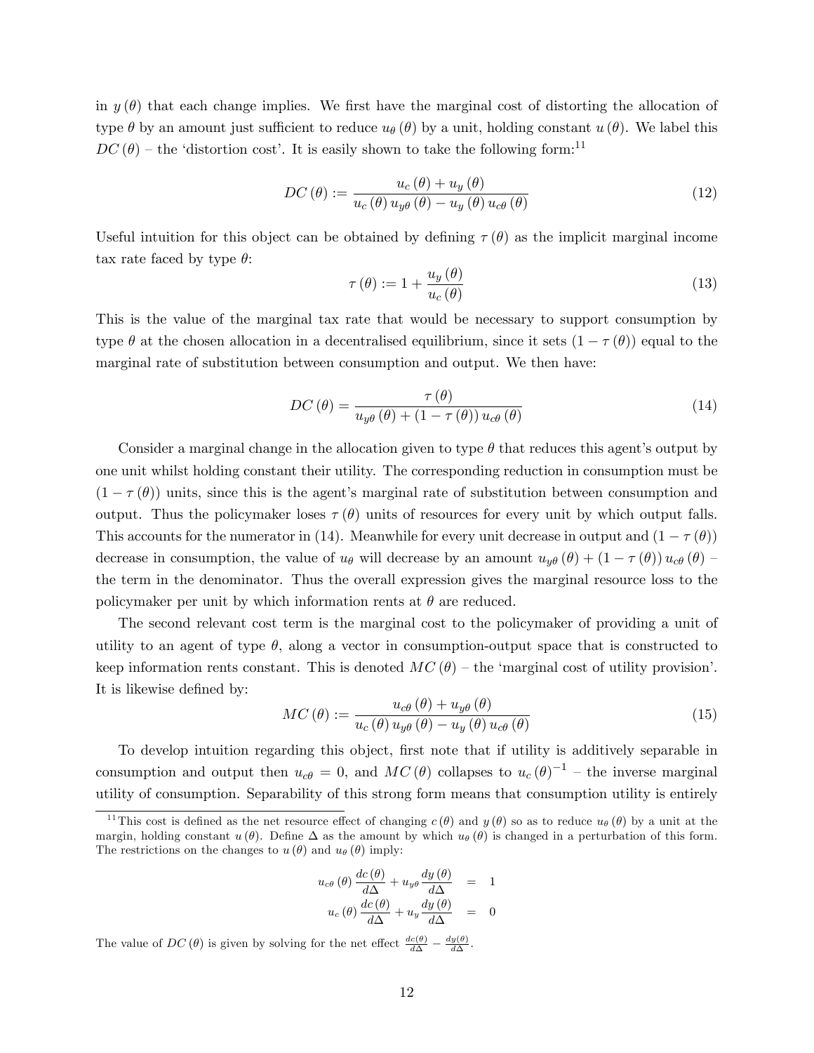in $y(\theta)$ that each change implies. We first have the marginal cost of distorting the allocation of type $\theta$ by an amount just sufficient to reduce $u_\theta(\theta)$ by a unit, holding constant $u(\theta)$. We label this $DC(\theta)$ – the 'distortion cost'. It is easily shown to take the following form:[11]

$$DC(\theta) := \frac{u_c(\theta) + u_y(\theta)}{u_c(\theta) u_{y\theta}(\theta) - u_y(\theta) u_{c\theta}(\theta)} \tag{12}$$

Useful intuition for this object can be obtained by defining $\tau(\theta)$ as the implicit marginal income tax rate faced by type $\theta$:

$$\tau(\theta) := 1 + \frac{u_y(\theta)}{u_c(\theta)} \tag{13}$$

This is the value of the marginal tax rate that would be necessary to support consumption by type $\theta$ at the chosen allocation in a decentralised equilibrium, since it sets $(1 - \tau(\theta))$ equal to the marginal rate of substitution between consumption and output. We then have:

$$DC(\theta) = \frac{\tau(\theta)}{u_{y\theta}(\theta) + (1 - \tau(\theta)) u_{c\theta}(\theta)} \tag{14}$$

Consider a marginal change in the allocation given to type $\theta$ that reduces this agent's output by one unit whilst holding constant their utility. The corresponding reduction in consumption must be $(1 - \tau(\theta))$ units, since this is the agent's marginal rate of substitution between consumption and output. Thus the policymaker loses $\tau(\theta)$ units of resources for every unit by which output falls. This accounts for the numerator in (14). Meanwhile for every unit decrease in output and $(1 - \tau(\theta))$ decrease in consumption, the value of $u_\theta$ will decrease by an amount $u_{y\theta}(\theta) + (1 - \tau(\theta)) u_{c\theta}(\theta)$ – the term in the denominator. Thus the overall expression gives the marginal resource loss to the policymaker per unit by which information rents at $\theta$ are reduced.

The second relevant cost term is the marginal cost to the policymaker of providing a unit of utility to an agent of type $\theta$, along a vector in consumption-output space that is constructed to keep information rents constant. This is denoted $MC(\theta)$ – the 'marginal cost of utility provision'. It is likewise defined by:

$$MC(\theta) := \frac{u_{c\theta}(\theta) + u_{y\theta}(\theta)}{u_c(\theta) u_{y\theta}(\theta) - u_y(\theta) u_{c\theta}(\theta)} \tag{15}$$

To develop intuition regarding this object, first note that if utility is additively separable in consumption and output then $u_{c\theta} = 0$, and $MC(\theta)$ collapses to $u_c(\theta)^{-1}$ – the inverse marginal utility of consumption. Separability of this strong form means that consumption utility is entirely

---

[11] This cost is defined as the net resource effect of changing $c(\theta)$ and $y(\theta)$ so as to reduce $u_\theta(\theta)$ by a unit at the margin, holding constant $u(\theta)$. Define $\Delta$ as the amount by which $u_\theta(\theta)$ is changed in a perturbation of this form. The restrictions on the changes to $u(\theta)$ and $u_\theta(\theta)$ imply:

$$\begin{aligned} u_{c\theta}(\theta) \frac{dc(\theta)}{d\Delta} + u_{y\theta} \frac{dy(\theta)}{d\Delta} &= 1 \\ u_c(\theta) \frac{dc(\theta)}{d\Delta} + u_y \frac{dy(\theta)}{d\Delta} &= 0 \end{aligned}$$

The value of $DC(\theta)$ is given by solving for the net effect $\frac{dc(\theta)}{d\Delta} - \frac{dy(\theta)}{d\Delta}$.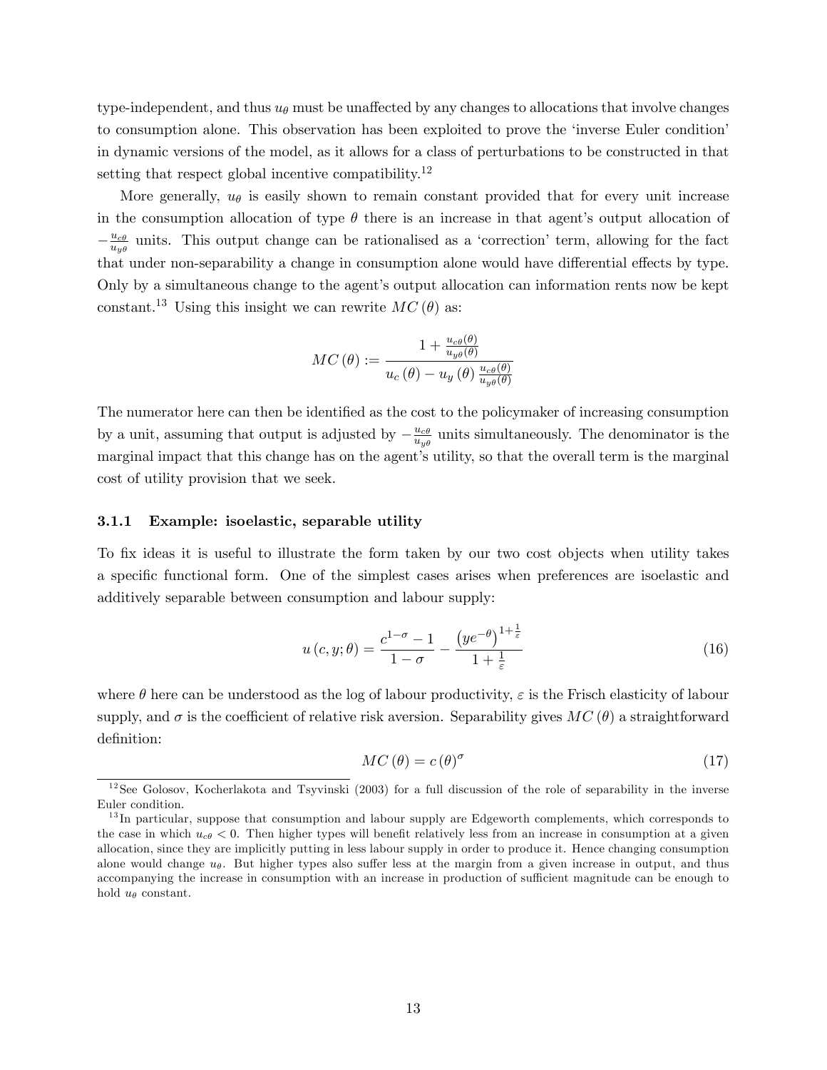type-independent, and thus $u_\theta$ must be unaffected by any changes to allocations that involve changes to consumption alone. This observation has been exploited to prove the 'inverse Euler condition' in dynamic versions of the model, as it allows for a class of perturbations to be constructed in that setting that respect global incentive compatibility.[12]

More generally, $u_\theta$ is easily shown to remain constant provided that for every unit increase in the consumption allocation of type $\theta$ there is an increase in that agent's output allocation of $-\frac{u_{c\theta}}{u_{y\theta}}$ units. This output change can be rationalised as a 'correction' term, allowing for the fact that under non-separability a change in consumption alone would have differential effects by type. Only by a simultaneous change to the agent's output allocation can information rents now be kept constant.[13] Using this insight we can rewrite $MC(\theta)$ as:

$$MC(\theta) := \frac{1 + \frac{u_{c\theta}(\theta)}{u_{y\theta}(\theta)}}{u_c(\theta) - u_y(\theta)\frac{u_{c\theta}(\theta)}{u_{y\theta}(\theta)}}$$

The numerator here can then be identified as the cost to the policymaker of increasing consumption by a unit, assuming that output is adjusted by $-\frac{u_{c\theta}}{u_{y\theta}}$ units simultaneously. The denominator is the marginal impact that this change has on the agent's utility, so that the overall term is the marginal cost of utility provision that we seek.

### 3.1.1 Example: isoelastic, separable utility

To fix ideas it is useful to illustrate the form taken by our two cost objects when utility takes a specific functional form. One of the simplest cases arises when preferences are isoelastic and additively separable between consumption and labour supply:

$$u(c, y; \theta) = \frac{c^{1-\sigma} - 1}{1-\sigma} - \frac{\left(ye^{-\theta}\right)^{1+\frac{1}{\varepsilon}}}{1+\frac{1}{\varepsilon}} \tag{16}$$

where $\theta$ here can be understood as the log of labour productivity, $\varepsilon$ is the Frisch elasticity of labour supply, and $\sigma$ is the coefficient of relative risk aversion. Separability gives $MC(\theta)$ a straightforward definition:

$$MC(\theta) = c(\theta)^{\sigma} \tag{17}$$

[12] See Golosov, Kocherlakota and Tsyvinski (2003) for a full discussion of the role of separability in the inverse Euler condition.

[13] In particular, suppose that consumption and labour supply are Edgeworth complements, which corresponds to the case in which $u_{c\theta} < 0$. Then higher types will benefit relatively less from an increase in consumption at a given allocation, since they are implicitly putting in less labour supply in order to produce it. Hence changing consumption alone would change $u_\theta$. But higher types also suffer less at the margin from a given increase in output, and thus accompanying the increase in consumption with an increase in production of sufficient magnitude can be enough to hold $u_\theta$ constant.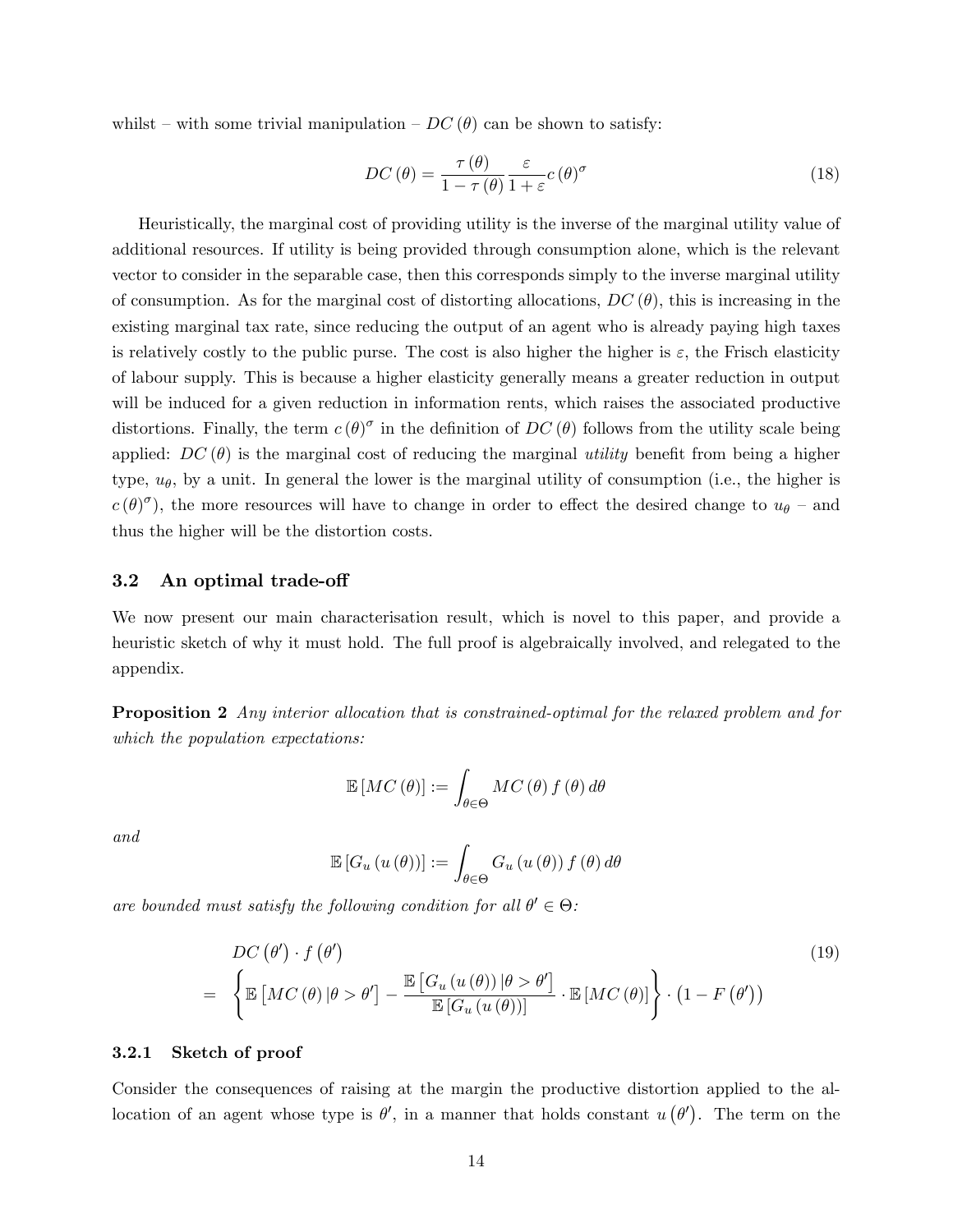whilst – with some trivial manipulation – $DC(\theta)$ can be shown to satisfy:

$$DC(\theta) = \frac{\tau(\theta)}{1-\tau(\theta)} \frac{\varepsilon}{1+\varepsilon} c(\theta)^{\sigma} \tag{18}$$

Heuristically, the marginal cost of providing utility is the inverse of the marginal utility value of additional resources. If utility is being provided through consumption alone, which is the relevant vector to consider in the separable case, then this corresponds simply to the inverse marginal utility of consumption. As for the marginal cost of distorting allocations, $DC(\theta)$, this is increasing in the existing marginal tax rate, since reducing the output of an agent who is already paying high taxes is relatively costly to the public purse. The cost is also higher the higher is $\varepsilon$, the Frisch elasticity of labour supply. This is because a higher elasticity generally means a greater reduction in output will be induced for a given reduction in information rents, which raises the associated productive distortions. Finally, the term $c(\theta)^{\sigma}$ in the definition of $DC(\theta)$ follows from the utility scale being applied: $DC(\theta)$ is the marginal cost of reducing the marginal *utility* benefit from being a higher type, $u_{\theta}$, by a unit. In general the lower is the marginal utility of consumption (i.e., the higher is $c(\theta)^{\sigma}$), the more resources will have to change in order to effect the desired change to $u_{\theta}$ – and thus the higher will be the distortion costs.

### 3.2 An optimal trade-off

We now present our main characterisation result, which is novel to this paper, and provide a heuristic sketch of why it must hold. The full proof is algebraically involved, and relegated to the appendix.

**Proposition 2** *Any interior allocation that is constrained-optimal for the relaxed problem and for which the population expectations:*

$$\mathbb{E}[MC(\theta)] := \int_{\theta \in \Theta} MC(\theta) f(\theta) d\theta$$

*and*

$$\mathbb{E}[G_u(u(\theta))] := \int_{\theta \in \Theta} G_u(u(\theta)) f(\theta) d\theta$$

*are bounded must satisfy the following condition for all $\theta' \in \Theta$:*

$$\begin{aligned} & DC(\theta') \cdot f(\theta') \\ = \; & \left\{ \mathbb{E}[MC(\theta) | \theta > \theta'] - \frac{\mathbb{E}[G_u(u(\theta)) | \theta > \theta']}{\mathbb{E}[G_u(u(\theta))]} \cdot \mathbb{E}[MC(\theta)] \right\} \cdot (1 - F(\theta')) \end{aligned} \tag{19}$$

#### 3.2.1 Sketch of proof

Consider the consequences of raising at the margin the productive distortion applied to the allocation of an agent whose type is $\theta'$, in a manner that holds constant $u(\theta')$. The term on the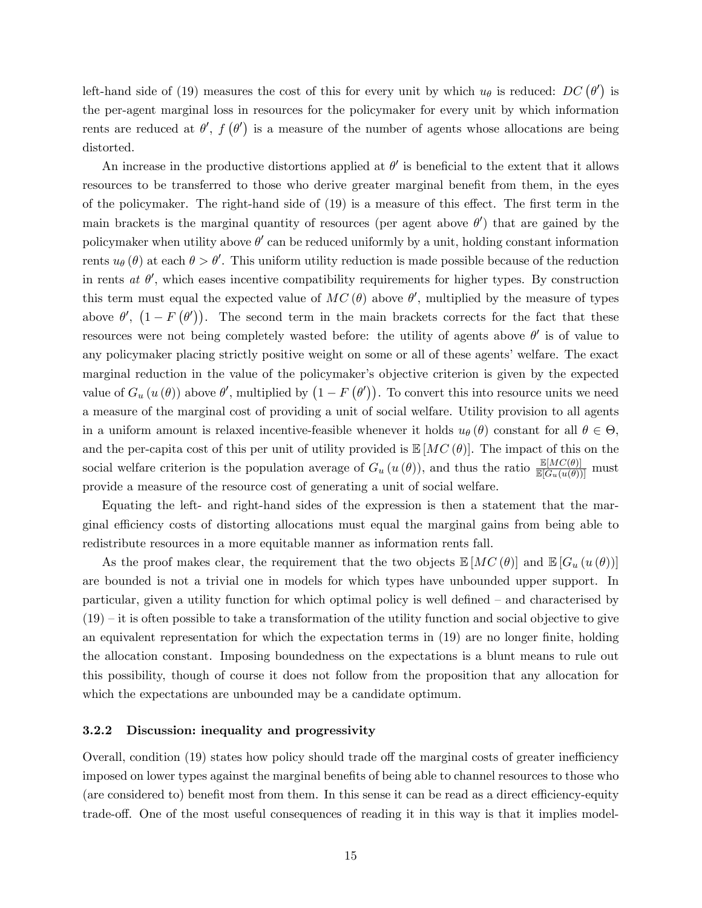left-hand side of (19) measures the cost of this for every unit by which $u_\theta$ is reduced: $DC(\theta')$ is the per-agent marginal loss in resources for the policymaker for every unit by which information rents are reduced at $\theta'$, $f(\theta')$ is a measure of the number of agents whose allocations are being distorted.

An increase in the productive distortions applied at $\theta'$ is beneficial to the extent that it allows resources to be transferred to those who derive greater marginal benefit from them, in the eyes of the policymaker. The right-hand side of (19) is a measure of this effect. The first term in the main brackets is the marginal quantity of resources (per agent above $\theta'$) that are gained by the policymaker when utility above $\theta'$ can be reduced uniformly by a unit, holding constant information rents $u_\theta(\theta)$ at each $\theta > \theta'$. This uniform utility reduction is made possible because of the reduction in rents *at* $\theta'$, which eases incentive compatibility requirements for higher types. By construction this term must equal the expected value of $MC(\theta)$ above $\theta'$, multiplied by the measure of types above $\theta'$, $(1 - F(\theta'))$. The second term in the main brackets corrects for the fact that these resources were not being completely wasted before: the utility of agents above $\theta'$ is of value to any policymaker placing strictly positive weight on some or all of these agents' welfare. The exact marginal reduction in the value of the policymaker's objective criterion is given by the expected value of $G_u(u(\theta))$ above $\theta'$, multiplied by $(1 - F(\theta'))$. To convert this into resource units we need a measure of the marginal cost of providing a unit of social welfare. Utility provision to all agents in a uniform amount is relaxed incentive-feasible whenever it holds $u_\theta(\theta)$ constant for all $\theta \in \Theta$, and the per-capita cost of this per unit of utility provided is $\mathbb{E}[MC(\theta)]$. The impact of this on the social welfare criterion is the population average of $G_u(u(\theta))$, and thus the ratio $\frac{\mathbb{E}[MC(\theta)]}{\mathbb{E}[G_u(u(\theta))]}$ must provide a measure of the resource cost of generating a unit of social welfare.

Equating the left- and right-hand sides of the expression is then a statement that the marginal efficiency costs of distorting allocations must equal the marginal gains from being able to redistribute resources in a more equitable manner as information rents fall.

As the proof makes clear, the requirement that the two objects $\mathbb{E}[MC(\theta)]$ and $\mathbb{E}[G_u(u(\theta))]$ are bounded is not a trivial one in models for which types have unbounded upper support. In particular, given a utility function for which optimal policy is well defined – and characterised by (19) – it is often possible to take a transformation of the utility function and social objective to give an equivalent representation for which the expectation terms in (19) are no longer finite, holding the allocation constant. Imposing boundedness on the expectations is a blunt means to rule out this possibility, though of course it does not follow from the proposition that any allocation for which the expectations are unbounded may be a candidate optimum.

### 3.2.2 Discussion: inequality and progressivity

Overall, condition (19) states how policy should trade off the marginal costs of greater inefficiency imposed on lower types against the marginal benefits of being able to channel resources to those who (are considered to) benefit most from them. In this sense it can be read as a direct efficiency-equity trade-off. One of the most useful consequences of reading it in this way is that it implies model-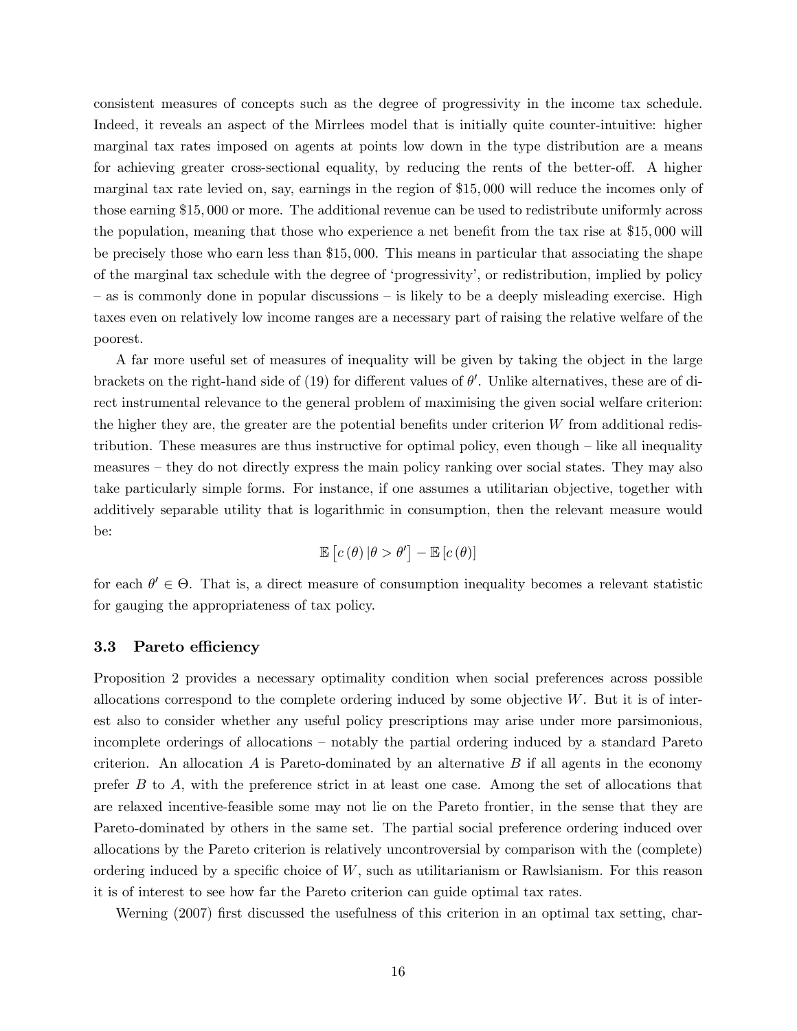consistent measures of concepts such as the degree of progressivity in the income tax schedule. Indeed, it reveals an aspect of the Mirrlees model that is initially quite counter-intuitive: higher marginal tax rates imposed on agents at points low down in the type distribution are a means for achieving greater cross-sectional equality, by reducing the rents of the better-off. A higher marginal tax rate levied on, say, earnings in the region of \$15,000 will reduce the incomes only of those earning \$15,000 or more. The additional revenue can be used to redistribute uniformly across the population, meaning that those who experience a net benefit from the tax rise at \$15,000 will be precisely those who earn less than \$15,000. This means in particular that associating the shape of the marginal tax schedule with the degree of 'progressivity', or redistribution, implied by policy – as is commonly done in popular discussions – is likely to be a deeply misleading exercise. High taxes even on relatively low income ranges are a necessary part of raising the relative welfare of the poorest.

A far more useful set of measures of inequality will be given by taking the object in the large brackets on the right-hand side of (19) for different values of $\theta'$. Unlike alternatives, these are of direct instrumental relevance to the general problem of maximising the given social welfare criterion: the higher they are, the greater are the potential benefits under criterion $W$ from additional redistribution. These measures are thus instructive for optimal policy, even though – like all inequality measures – they do not directly express the main policy ranking over social states. They may also take particularly simple forms. For instance, if one assumes a utilitarian objective, together with additively separable utility that is logarithmic in consumption, then the relevant measure would be:

$$\mathbb{E}\left[c\left(\theta\right)|\theta > \theta'\right] - \mathbb{E}\left[c\left(\theta\right)\right]$$

for each $\theta' \in \Theta$. That is, a direct measure of consumption inequality becomes a relevant statistic for gauging the appropriateness of tax policy.

### 3.3 Pareto efficiency

Proposition 2 provides a necessary optimality condition when social preferences across possible allocations correspond to the complete ordering induced by some objective $W$. But it is of interest also to consider whether any useful policy prescriptions may arise under more parsimonious, incomplete orderings of allocations – notably the partial ordering induced by a standard Pareto criterion. An allocation $A$ is Pareto-dominated by an alternative $B$ if all agents in the economy prefer $B$ to $A$, with the preference strict in at least one case. Among the set of allocations that are relaxed incentive-feasible some may not lie on the Pareto frontier, in the sense that they are Pareto-dominated by others in the same set. The partial social preference ordering induced over allocations by the Pareto criterion is relatively uncontroversial by comparison with the (complete) ordering induced by a specific choice of $W$, such as utilitarianism or Rawlsianism. For this reason it is of interest to see how far the Pareto criterion can guide optimal tax rates.

Werning (2007) first discussed the usefulness of this criterion in an optimal tax setting, char-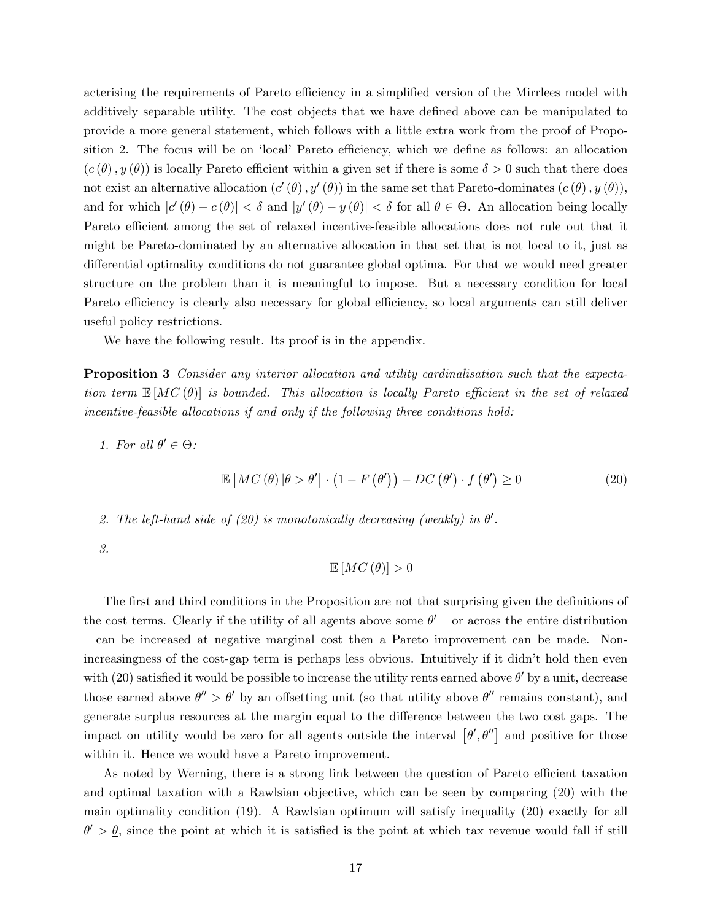acterising the requirements of Pareto efficiency in a simplified version of the Mirrlees model with additively separable utility. The cost objects that we have defined above can be manipulated to provide a more general statement, which follows with a little extra work from the proof of Proposition 2. The focus will be on 'local' Pareto efficiency, which we define as follows: an allocation $(c(\theta), y(\theta))$ is locally Pareto efficient within a given set if there is some $\delta > 0$ such that there does not exist an alternative allocation $(c'(\theta), y'(\theta))$ in the same set that Pareto-dominates $(c(\theta), y(\theta))$, and for which $|c'(\theta) - c(\theta)| < \delta$ and $|y'(\theta) - y(\theta)| < \delta$ for all $\theta \in \Theta$. An allocation being locally Pareto efficient among the set of relaxed incentive-feasible allocations does not rule out that it might be Pareto-dominated by an alternative allocation in that set that is not local to it, just as differential optimality conditions do not guarantee global optima. For that we would need greater structure on the problem than it is meaningful to impose. But a necessary condition for local Pareto efficiency is clearly also necessary for global efficiency, so local arguments can still deliver useful policy restrictions.

We have the following result. Its proof is in the appendix.

**Proposition 3** *Consider any interior allocation and utility cardinalisation such that the expectation term $\mathbb{E}[MC(\theta)]$ is bounded. This allocation is locally Pareto efficient in the set of relaxed incentive-feasible allocations if and only if the following three conditions hold:*

1. *For all $\theta' \in \Theta$:*

$$\mathbb{E}\left[MC(\theta)\,|\theta > \theta'\right] \cdot \left(1 - F\left(\theta'\right)\right) - DC\left(\theta'\right) \cdot f\left(\theta'\right) \geq 0 \tag{20}$$

2. *The left-hand side of (20) is monotonically decreasing (weakly) in $\theta'$.*

3. $$\mathbb{E}\left[MC(\theta)\right] > 0$$

The first and third conditions in the Proposition are not that surprising given the definitions of the cost terms. Clearly if the utility of all agents above some $\theta'$ – or across the entire distribution – can be increased at negative marginal cost then a Pareto improvement can be made. Non-increasingness of the cost-gap term is perhaps less obvious. Intuitively if it didn't hold then even with (20) satisfied it would be possible to increase the utility rents earned above $\theta'$ by a unit, decrease those earned above $\theta'' > \theta'$ by an offsetting unit (so that utility above $\theta''$ remains constant), and generate surplus resources at the margin equal to the difference between the two cost gaps. The impact on utility would be zero for all agents outside the interval $[\theta', \theta'']$ and positive for those within it. Hence we would have a Pareto improvement.

As noted by Werning, there is a strong link between the question of Pareto efficient taxation and optimal taxation with a Rawlsian objective, which can be seen by comparing (20) with the main optimality condition (19). A Rawlsian optimum will satisfy inequality (20) exactly for all $\theta' > \underline{\theta}$, since the point at which it is satisfied is the point at which tax revenue would fall if still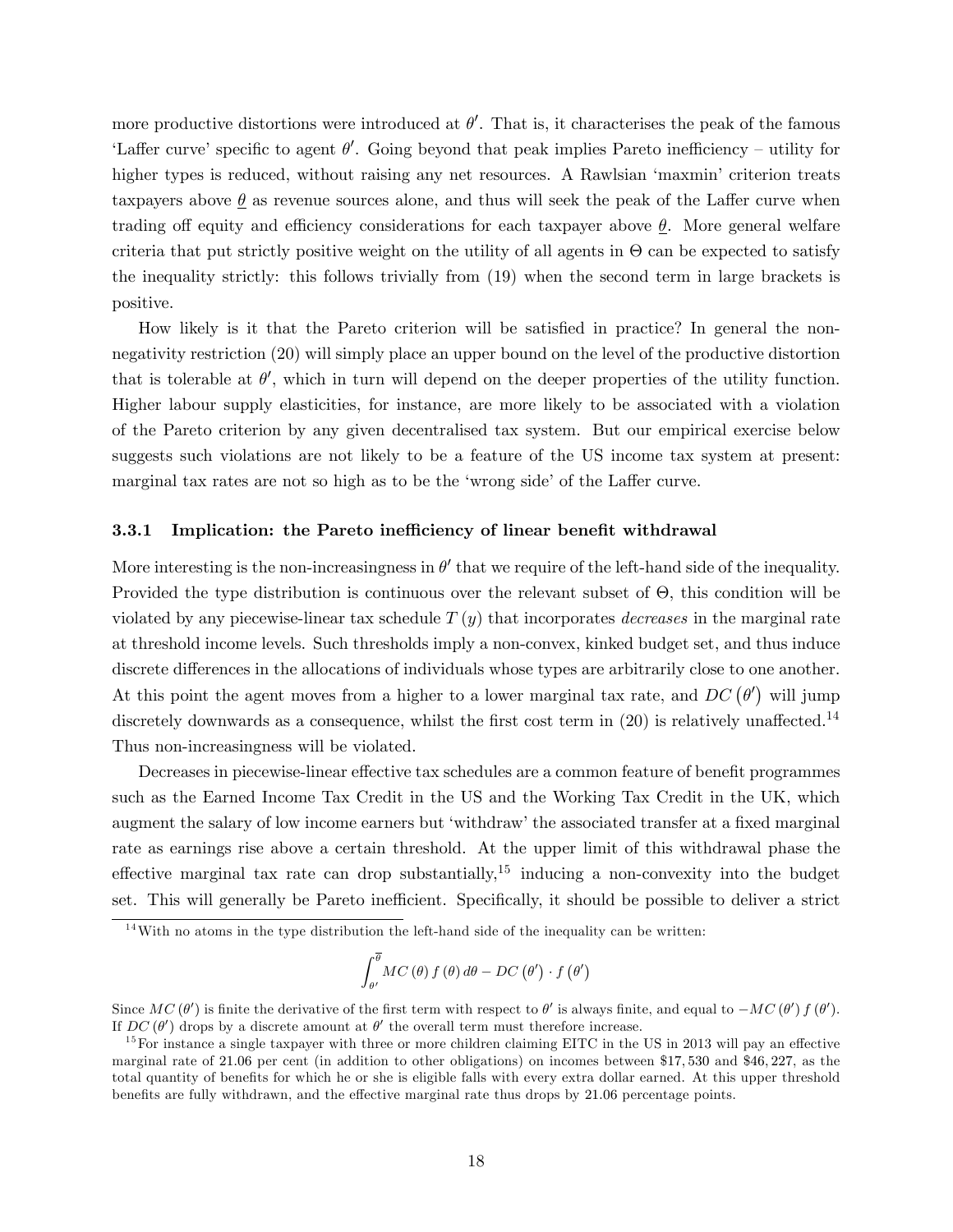more productive distortions were introduced at $\theta'$. That is, it characterises the peak of the famous 'Laffer curve' specific to agent $\theta'$. Going beyond that peak implies Pareto inefficiency – utility for higher types is reduced, without raising any net resources. A Rawlsian 'maxmin' criterion treats taxpayers above $\underline{\theta}$ as revenue sources alone, and thus will seek the peak of the Laffer curve when trading off equity and efficiency considerations for each taxpayer above $\underline{\theta}$. More general welfare criteria that put strictly positive weight on the utility of all agents in $\Theta$ can be expected to satisfy the inequality strictly: this follows trivially from (19) when the second term in large brackets is positive.

How likely is it that the Pareto criterion will be satisfied in practice? In general the non-negativity restriction (20) will simply place an upper bound on the level of the productive distortion that is tolerable at $\theta'$, which in turn will depend on the deeper properties of the utility function. Higher labour supply elasticities, for instance, are more likely to be associated with a violation of the Pareto criterion by any given decentralised tax system. But our empirical exercise below suggests such violations are not likely to be a feature of the US income tax system at present: marginal tax rates are not so high as to be the 'wrong side' of the Laffer curve.

### 3.3.1 Implication: the Pareto inefficiency of linear benefit withdrawal

More interesting is the non-increasingness in $\theta'$ that we require of the left-hand side of the inequality. Provided the type distribution is continuous over the relevant subset of $\Theta$, this condition will be violated by any piecewise-linear tax schedule $T(y)$ that incorporates *decreases* in the marginal rate at threshold income levels. Such thresholds imply a non-convex, kinked budget set, and thus induce discrete differences in the allocations of individuals whose types are arbitrarily close to one another. At this point the agent moves from a higher to a lower marginal tax rate, and $DC(\theta')$ will jump discretely downwards as a consequence, whilst the first cost term in (20) is relatively unaffected.[14] Thus non-increasingness will be violated.

Decreases in piecewise-linear effective tax schedules are a common feature of benefit programmes such as the Earned Income Tax Credit in the US and the Working Tax Credit in the UK, which augment the salary of low income earners but 'withdraw' the associated transfer at a fixed marginal rate as earnings rise above a certain threshold. At the upper limit of this withdrawal phase the effective marginal tax rate can drop substantially,[15] inducing a non-convexity into the budget set. This will generally be Pareto inefficient. Specifically, it should be possible to deliver a strict

[14] With no atoms in the type distribution the left-hand side of the inequality can be written:

$$\int_{\theta'}^{\overline{\theta}} MC(\theta) f(\theta) d\theta - DC(\theta') \cdot f(\theta')$$

Since $MC(\theta')$ is finite the derivative of the first term with respect to $\theta'$ is always finite, and equal to $-MC(\theta') f(\theta')$. If $DC(\theta')$ drops by a discrete amount at $\theta'$ the overall term must therefore increase.

[15] For instance a single taxpayer with three or more children claiming EITC in the US in 2013 will pay an effective marginal rate of 21.06 per cent (in addition to other obligations) on incomes between \$17,530 and \$46,227, as the total quantity of benefits for which he or she is eligible falls with every extra dollar earned. At this upper threshold benefits are fully withdrawn, and the effective marginal rate thus drops by 21.06 percentage points.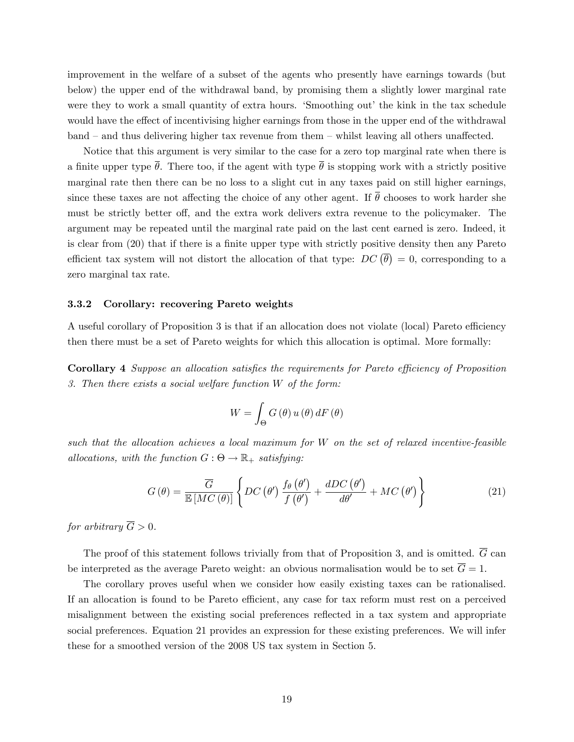improvement in the welfare of a subset of the agents who presently have earnings towards (but below) the upper end of the withdrawal band, by promising them a slightly lower marginal rate were they to work a small quantity of extra hours. 'Smoothing out' the kink in the tax schedule would have the effect of incentivising higher earnings from those in the upper end of the withdrawal band – and thus delivering higher tax revenue from them – whilst leaving all others unaffected.

Notice that this argument is very similar to the case for a zero top marginal rate when there is a finite upper type $\overline{\theta}$. There too, if the agent with type $\overline{\theta}$ is stopping work with a strictly positive marginal rate then there can be no loss to a slight cut in any taxes paid on still higher earnings, since these taxes are not affecting the choice of any other agent. If $\overline{\theta}$ chooses to work harder she must be strictly better off, and the extra work delivers extra revenue to the policymaker. The argument may be repeated until the marginal rate paid on the last cent earned is zero. Indeed, it is clear from (20) that if there is a finite upper type with strictly positive density then any Pareto efficient tax system will not distort the allocation of that type: $DC\left(\overline{\theta}\right) = 0$, corresponding to a zero marginal tax rate.

### 3.3.2 Corollary: recovering Pareto weights

A useful corollary of Proposition 3 is that if an allocation does not violate (local) Pareto efficiency then there must be a set of Pareto weights for which this allocation is optimal. More formally:

**Corollary 4** *Suppose an allocation satisfies the requirements for Pareto efficiency of Proposition 3. Then there exists a social welfare function $W$ of the form:*

$$W = \int_{\Theta} G(\theta) u(\theta) dF(\theta)$$

*such that the allocation achieves a local maximum for $W$ on the set of relaxed incentive-feasible allocations, with the function $G : \Theta \to \mathbb{R}_+$ satisfying:*

$$G(\theta) = \frac{\overline{G}}{\mathbb{E}\left[MC(\theta)\right]} \left\{ DC\left(\theta'\right) \frac{f_\theta\left(\theta'\right)}{f\left(\theta'\right)} + \frac{dDC\left(\theta'\right)}{d\theta'} + MC\left(\theta'\right) \right\} \tag{21}$$

*for arbitrary $\overline{G} > 0$.*

The proof of this statement follows trivially from that of Proposition 3, and is omitted. $\overline{G}$ can be interpreted as the average Pareto weight: an obvious normalisation would be to set $\overline{G} = 1$.

The corollary proves useful when we consider how easily existing taxes can be rationalised. If an allocation is found to be Pareto efficient, any case for tax reform must rest on a perceived misalignment between the existing social preferences reflected in a tax system and appropriate social preferences. Equation 21 provides an expression for these existing preferences. We will infer these for a smoothed version of the 2008 US tax system in Section 5.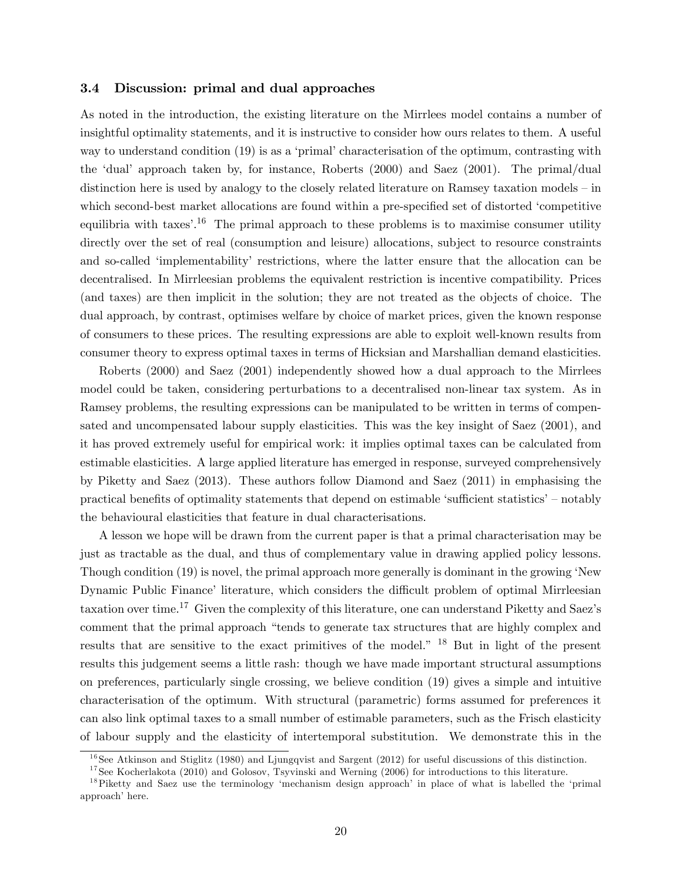### 3.4 Discussion: primal and dual approaches

As noted in the introduction, the existing literature on the Mirrlees model contains a number of insightful optimality statements, and it is instructive to consider how ours relates to them. A useful way to understand condition (19) is as a 'primal' characterisation of the optimum, contrasting with the 'dual' approach taken by, for instance, Roberts (2000) and Saez (2001). The primal/dual distinction here is used by analogy to the closely related literature on Ramsey taxation models – in which second-best market allocations are found within a pre-specified set of distorted 'competitive equilibria with taxes'.[16] The primal approach to these problems is to maximise consumer utility directly over the set of real (consumption and leisure) allocations, subject to resource constraints and so-called 'implementability' restrictions, where the latter ensure that the allocation can be decentralised. In Mirrleesian problems the equivalent restriction is incentive compatibility. Prices (and taxes) are then implicit in the solution; they are not treated as the objects of choice. The dual approach, by contrast, optimises welfare by choice of market prices, given the known response of consumers to these prices. The resulting expressions are able to exploit well-known results from consumer theory to express optimal taxes in terms of Hicksian and Marshallian demand elasticities.

Roberts (2000) and Saez (2001) independently showed how a dual approach to the Mirrlees model could be taken, considering perturbations to a decentralised non-linear tax system. As in Ramsey problems, the resulting expressions can be manipulated to be written in terms of compensated and uncompensated labour supply elasticities. This was the key insight of Saez (2001), and it has proved extremely useful for empirical work: it implies optimal taxes can be calculated from estimable elasticities. A large applied literature has emerged in response, surveyed comprehensively by Piketty and Saez (2013). These authors follow Diamond and Saez (2011) in emphasising the practical benefits of optimality statements that depend on estimable 'sufficient statistics' – notably the behavioural elasticities that feature in dual characterisations.

A lesson we hope will be drawn from the current paper is that a primal characterisation may be just as tractable as the dual, and thus of complementary value in drawing applied policy lessons. Though condition (19) is novel, the primal approach more generally is dominant in the growing 'New Dynamic Public Finance' literature, which considers the difficult problem of optimal Mirrleesian taxation over time.[17] Given the complexity of this literature, one can understand Piketty and Saez's comment that the primal approach "tends to generate tax structures that are highly complex and results that are sensitive to the exact primitives of the model." [18] But in light of the present results this judgement seems a little rash: though we have made important structural assumptions on preferences, particularly single crossing, we believe condition (19) gives a simple and intuitive characterisation of the optimum. With structural (parametric) forms assumed for preferences it can also link optimal taxes to a small number of estimable parameters, such as the Frisch elasticity of labour supply and the elasticity of intertemporal substitution. We demonstrate this in the

[16] See Atkinson and Stiglitz (1980) and Ljungqvist and Sargent (2012) for useful discussions of this distinction.

[17] See Kocherlakota (2010) and Golosov, Tsyvinski and Werning (2006) for introductions to this literature.

[18] Piketty and Saez use the terminology 'mechanism design approach' in place of what is labelled the 'primal approach' here.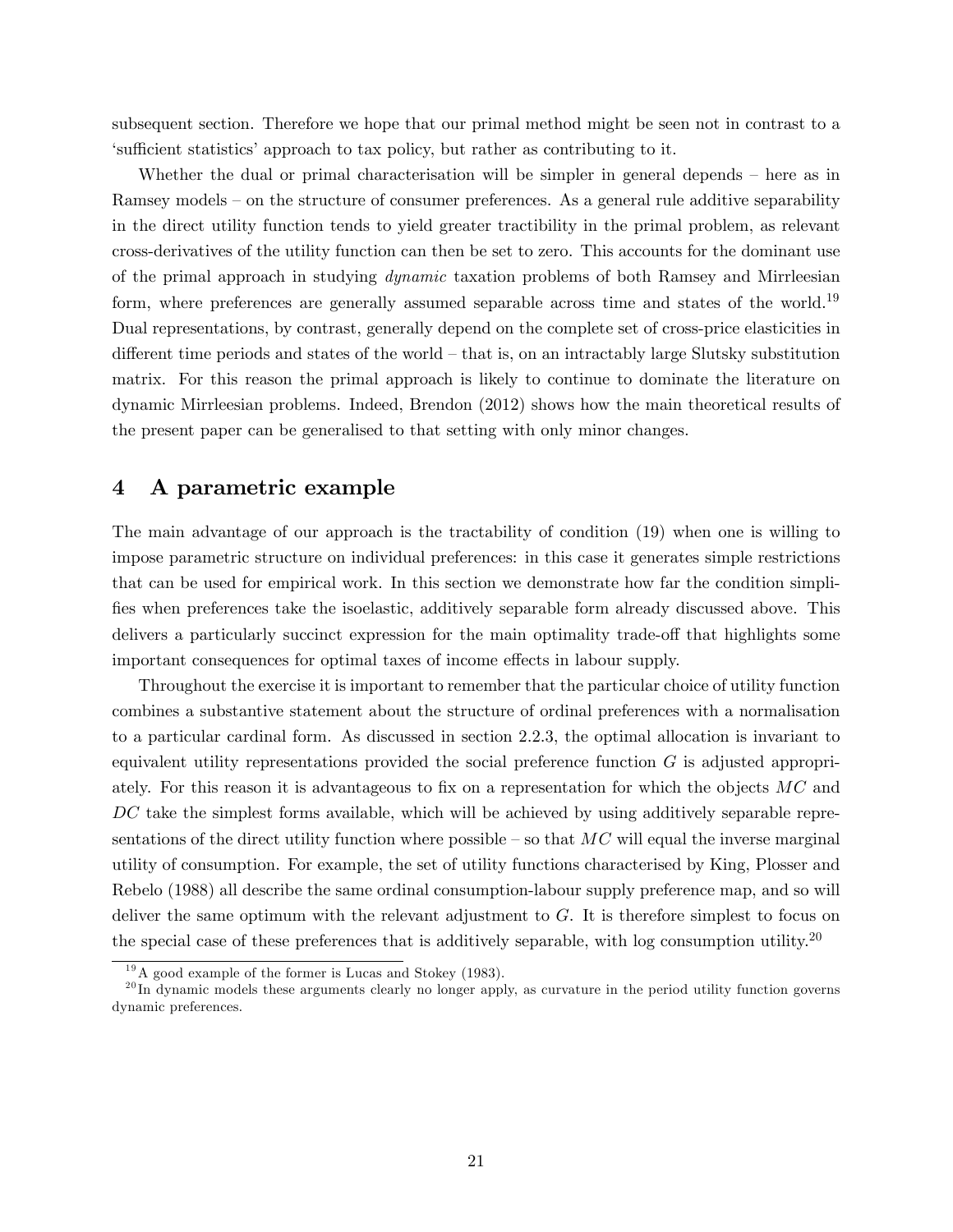subsequent section. Therefore we hope that our primal method might be seen not in contrast to a 'sufficient statistics' approach to tax policy, but rather as contributing to it.

Whether the dual or primal characterisation will be simpler in general depends – here as in Ramsey models – on the structure of consumer preferences. As a general rule additive separability in the direct utility function tends to yield greater tractibility in the primal problem, as relevant cross-derivatives of the utility function can then be set to zero. This accounts for the dominant use of the primal approach in studying *dynamic* taxation problems of both Ramsey and Mirrleesian form, where preferences are generally assumed separable across time and states of the world.[19] Dual representations, by contrast, generally depend on the complete set of cross-price elasticities in different time periods and states of the world – that is, on an intractably large Slutsky substitution matrix. For this reason the primal approach is likely to continue to dominate the literature on dynamic Mirrleesian problems. Indeed, Brendon (2012) shows how the main theoretical results of the present paper can be generalised to that setting with only minor changes.

## 4 A parametric example

The main advantage of our approach is the tractability of condition (19) when one is willing to impose parametric structure on individual preferences: in this case it generates simple restrictions that can be used for empirical work. In this section we demonstrate how far the condition simplifies when preferences take the isoelastic, additively separable form already discussed above. This delivers a particularly succinct expression for the main optimality trade-off that highlights some important consequences for optimal taxes of income effects in labour supply.

Throughout the exercise it is important to remember that the particular choice of utility function combines a substantive statement about the structure of ordinal preferences with a normalisation to a particular cardinal form. As discussed in section 2.2.3, the optimal allocation is invariant to equivalent utility representations provided the social preference function $G$ is adjusted appropriately. For this reason it is advantageous to fix on a representation for which the objects $MC$ and $DC$ take the simplest forms available, which will be achieved by using additively separable representations of the direct utility function where possible – so that $MC$ will equal the inverse marginal utility of consumption. For example, the set of utility functions characterised by King, Plosser and Rebelo (1988) all describe the same ordinal consumption-labour supply preference map, and so will deliver the same optimum with the relevant adjustment to $G$. It is therefore simplest to focus on the special case of these preferences that is additively separable, with log consumption utility.[20]

[19] A good example of the former is Lucas and Stokey (1983).

[20] In dynamic models these arguments clearly no longer apply, as curvature in the period utility function governs dynamic preferences.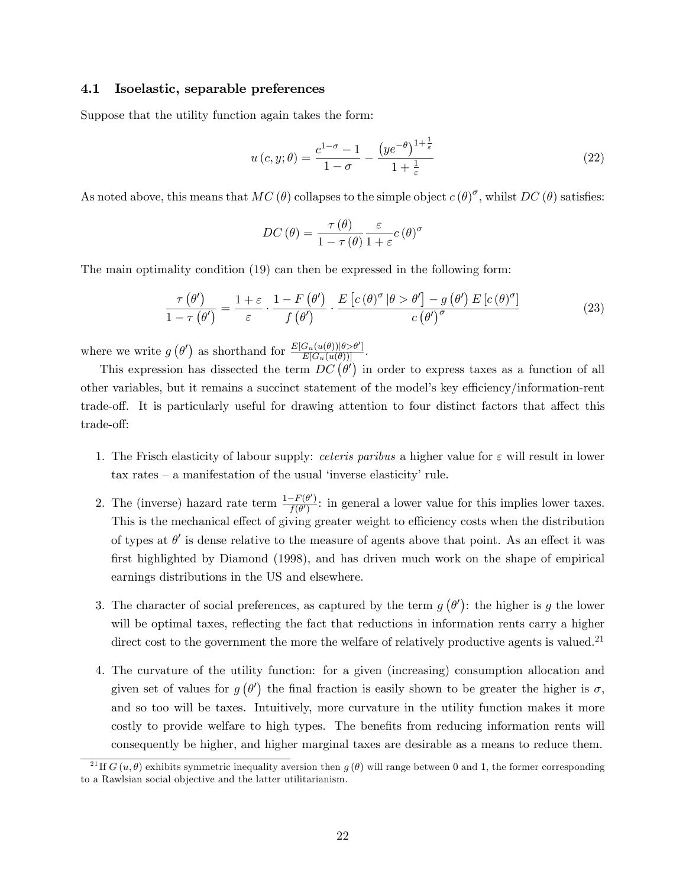### 4.1 Isoelastic, separable preferences

Suppose that the utility function again takes the form:

$$u(c, y; \theta) = \frac{c^{1-\sigma} - 1}{1-\sigma} - \frac{\left(ye^{-\theta}\right)^{1+\frac{1}{\varepsilon}}}{1+\frac{1}{\varepsilon}} \tag{22}$$

As noted above, this means that $MC(\theta)$ collapses to the simple object $c(\theta)^{\sigma}$, whilst $DC(\theta)$ satisfies:

$$DC(\theta) = \frac{\tau(\theta)}{1-\tau(\theta)} \frac{\varepsilon}{1+\varepsilon} c(\theta)^{\sigma}$$

The main optimality condition (19) can then be expressed in the following form:

$$\frac{\tau(\theta')}{1-\tau(\theta')} = \frac{1+\varepsilon}{\varepsilon} \cdot \frac{1-F(\theta')}{f(\theta')} \cdot \frac{E\left[c(\theta)^{\sigma} \mid \theta > \theta'\right] - g(\theta') E\left[c(\theta)^{\sigma}\right]}{c(\theta')^{\sigma}} \tag{23}$$

where we write $g(\theta')$ as shorthand for $\frac{E[G_u(u(\theta))|\theta > \theta']}{E[G_u(u(\theta))]}$.

This expression has dissected the term $DC(\theta')$ in order to express taxes as a function of all other variables, but it remains a succinct statement of the model's key efficiency/information-rent trade-off. It is particularly useful for drawing attention to four distinct factors that affect this trade-off:

1. The Frisch elasticity of labour supply: *ceteris paribus* a higher value for $\varepsilon$ will result in lower tax rates – a manifestation of the usual 'inverse elasticity' rule.

2. The (inverse) hazard rate term $\frac{1-F(\theta')}{f(\theta')}$: in general a lower value for this implies lower taxes. This is the mechanical effect of giving greater weight to efficiency costs when the distribution of types at $\theta'$ is dense relative to the measure of agents above that point. As an effect it was first highlighted by Diamond (1998), and has driven much work on the shape of empirical earnings distributions in the US and elsewhere.

3. The character of social preferences, as captured by the term $g(\theta')$: the higher is $g$ the lower will be optimal taxes, reflecting the fact that reductions in information rents carry a higher direct cost to the government the more the welfare of relatively productive agents is valued.[21]

4. The curvature of the utility function: for a given (increasing) consumption allocation and given set of values for $g(\theta')$ the final fraction is easily shown to be greater the higher is $\sigma$, and so too will be taxes. Intuitively, more curvature in the utility function makes it more costly to provide welfare to high types. The benefits from reducing information rents will consequently be higher, and higher marginal taxes are desirable as a means to reduce them.

[21] If $G(u, \theta)$ exhibits symmetric inequality aversion then $g(\theta)$ will range between 0 and 1, the former corresponding to a Rawlsian social objective and the latter utilitarianism.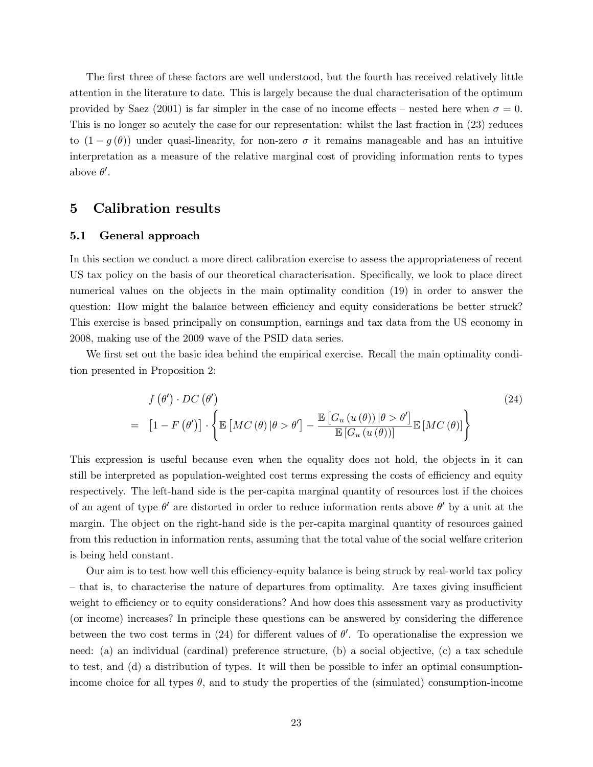The first three of these factors are well understood, but the fourth has received relatively little attention in the literature to date. This is largely because the dual characterisation of the optimum provided by Saez (2001) is far simpler in the case of no income effects – nested here when $\sigma = 0$. This is no longer so acutely the case for our representation: whilst the last fraction in (23) reduces to $(1 - g(\theta))$ under quasi-linearity, for non-zero $\sigma$ it remains manageable and has an intuitive interpretation as a measure of the relative marginal cost of providing information rents to types above $\theta'$.

## 5 Calibration results

### 5.1 General approach

In this section we conduct a more direct calibration exercise to assess the appropriateness of recent US tax policy on the basis of our theoretical characterisation. Specifically, we look to place direct numerical values on the objects in the main optimality condition (19) in order to answer the question: How might the balance between efficiency and equity considerations be better struck? This exercise is based principally on consumption, earnings and tax data from the US economy in 2008, making use of the 2009 wave of the PSID data series.

We first set out the basic idea behind the empirical exercise. Recall the main optimality condition presented in Proposition 2:

$$
\begin{aligned}
& f\left(\theta'\right) \cdot DC\left(\theta'\right) \\
= \; & \left[1 - F\left(\theta'\right)\right] \cdot \left\{ \mathbb{E}\left[MC\left(\theta\right) | \theta > \theta'\right] - \frac{\mathbb{E}\left[G_u\left(u\left(\theta\right)\right) | \theta > \theta'\right]}{\mathbb{E}\left[G_u\left(u\left(\theta\right)\right)\right]} \mathbb{E}\left[MC\left(\theta\right)\right] \right\}
\end{aligned}
\tag{24}
$$

This expression is useful because even when the equality does not hold, the objects in it can still be interpreted as population-weighted cost terms expressing the costs of efficiency and equity respectively. The left-hand side is the per-capita marginal quantity of resources lost if the choices of an agent of type $\theta'$ are distorted in order to reduce information rents above $\theta'$ by a unit at the margin. The object on the right-hand side is the per-capita marginal quantity of resources gained from this reduction in information rents, assuming that the total value of the social welfare criterion is being held constant.

Our aim is to test how well this efficiency-equity balance is being struck by real-world tax policy – that is, to characterise the nature of departures from optimality. Are taxes giving insufficient weight to efficiency or to equity considerations? And how does this assessment vary as productivity (or income) increases? In principle these questions can be answered by considering the difference between the two cost terms in (24) for different values of $\theta'$. To operationalise the expression we need: (a) an individual (cardinal) preference structure, (b) a social objective, (c) a tax schedule to test, and (d) a distribution of types. It will then be possible to infer an optimal consumption-income choice for all types $\theta$, and to study the properties of the (simulated) consumption-income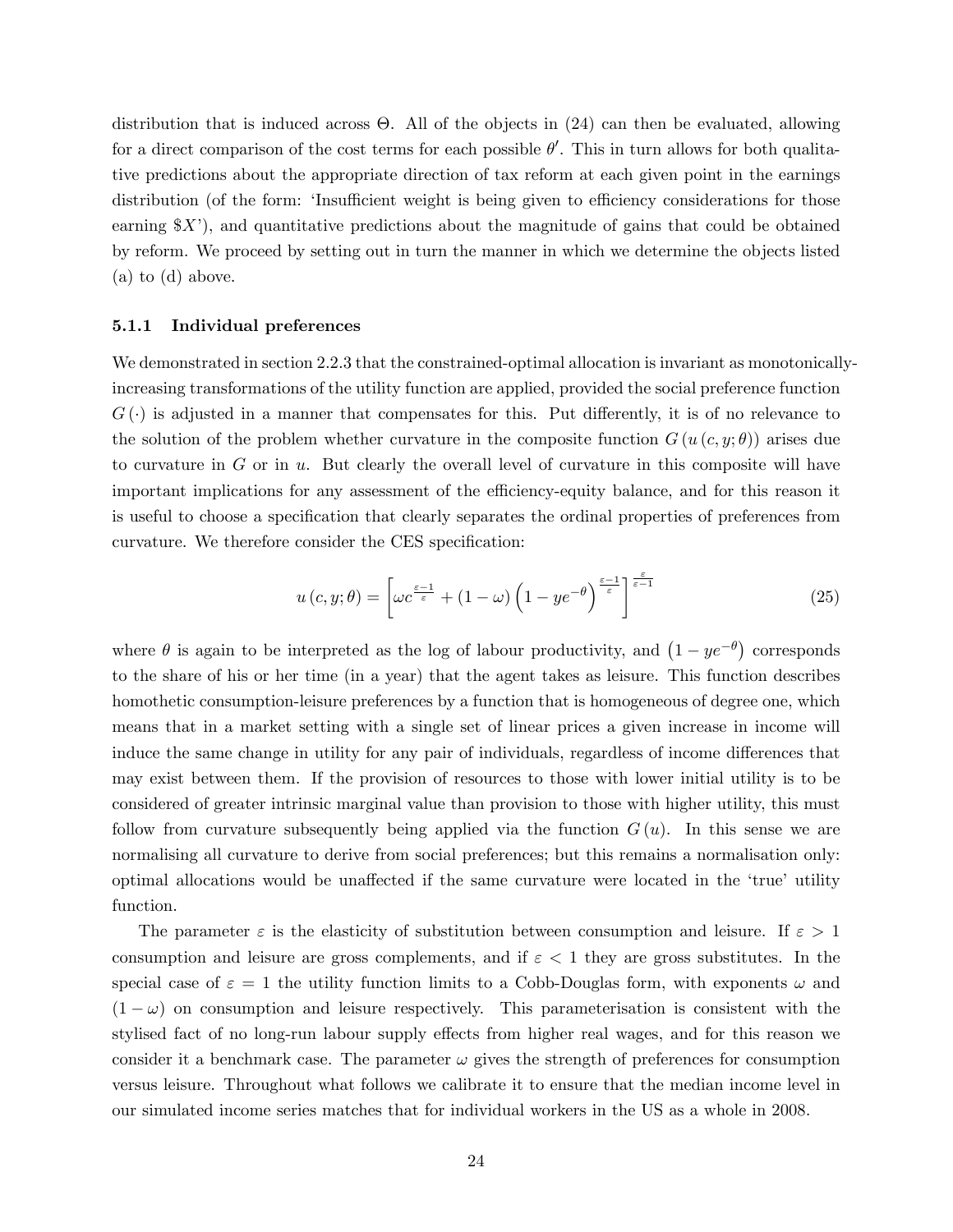distribution that is induced across $\Theta$. All of the objects in (24) can then be evaluated, allowing for a direct comparison of the cost terms for each possible $\theta'$. This in turn allows for both qualitative predictions about the appropriate direction of tax reform at each given point in the earnings distribution (of the form: 'Insufficient weight is being given to efficiency considerations for those earning \$X'), and quantitative predictions about the magnitude of gains that could be obtained by reform. We proceed by setting out in turn the manner in which we determine the objects listed (a) to (d) above.

### 5.1.1 Individual preferences

We demonstrated in section 2.2.3 that the constrained-optimal allocation is invariant as monotonically-increasing transformations of the utility function are applied, provided the social preference function $G(\cdot)$ is adjusted in a manner that compensates for this. Put differently, it is of no relevance to the solution of the problem whether curvature in the composite function $G(u(c, y; \theta))$ arises due to curvature in $G$ or in $u$. But clearly the overall level of curvature in this composite will have important implications for any assessment of the efficiency-equity balance, and for this reason it is useful to choose a specification that clearly separates the ordinal properties of preferences from curvature. We therefore consider the CES specification:

$$u(c, y; \theta) = \left[\omega c^{\frac{\varepsilon-1}{\varepsilon}} + (1-\omega)\left(1 - ye^{-\theta}\right)^{\frac{\varepsilon-1}{\varepsilon}}\right]^{\frac{\varepsilon}{\varepsilon-1}} \tag{25}$$

where $\theta$ is again to be interpreted as the log of labour productivity, and $\left(1 - ye^{-\theta}\right)$ corresponds to the share of his or her time (in a year) that the agent takes as leisure. This function describes homothetic consumption-leisure preferences by a function that is homogeneous of degree one, which means that in a market setting with a single set of linear prices a given increase in income will induce the same change in utility for any pair of individuals, regardless of income differences that may exist between them. If the provision of resources to those with lower initial utility is to be considered of greater intrinsic marginal value than provision to those with higher utility, this must follow from curvature subsequently being applied via the function $G(u)$. In this sense we are normalising all curvature to derive from social preferences; but this remains a normalisation only: optimal allocations would be unaffected if the same curvature were located in the 'true' utility function.

The parameter $\varepsilon$ is the elasticity of substitution between consumption and leisure. If $\varepsilon > 1$ consumption and leisure are gross complements, and if $\varepsilon < 1$ they are gross substitutes. In the special case of $\varepsilon = 1$ the utility function limits to a Cobb-Douglas form, with exponents $\omega$ and $(1-\omega)$ on consumption and leisure respectively. This parameterisation is consistent with the stylised fact of no long-run labour supply effects from higher real wages, and for this reason we consider it a benchmark case. The parameter $\omega$ gives the strength of preferences for consumption versus leisure. Throughout what follows we calibrate it to ensure that the median income level in our simulated income series matches that for individual workers in the US as a whole in 2008.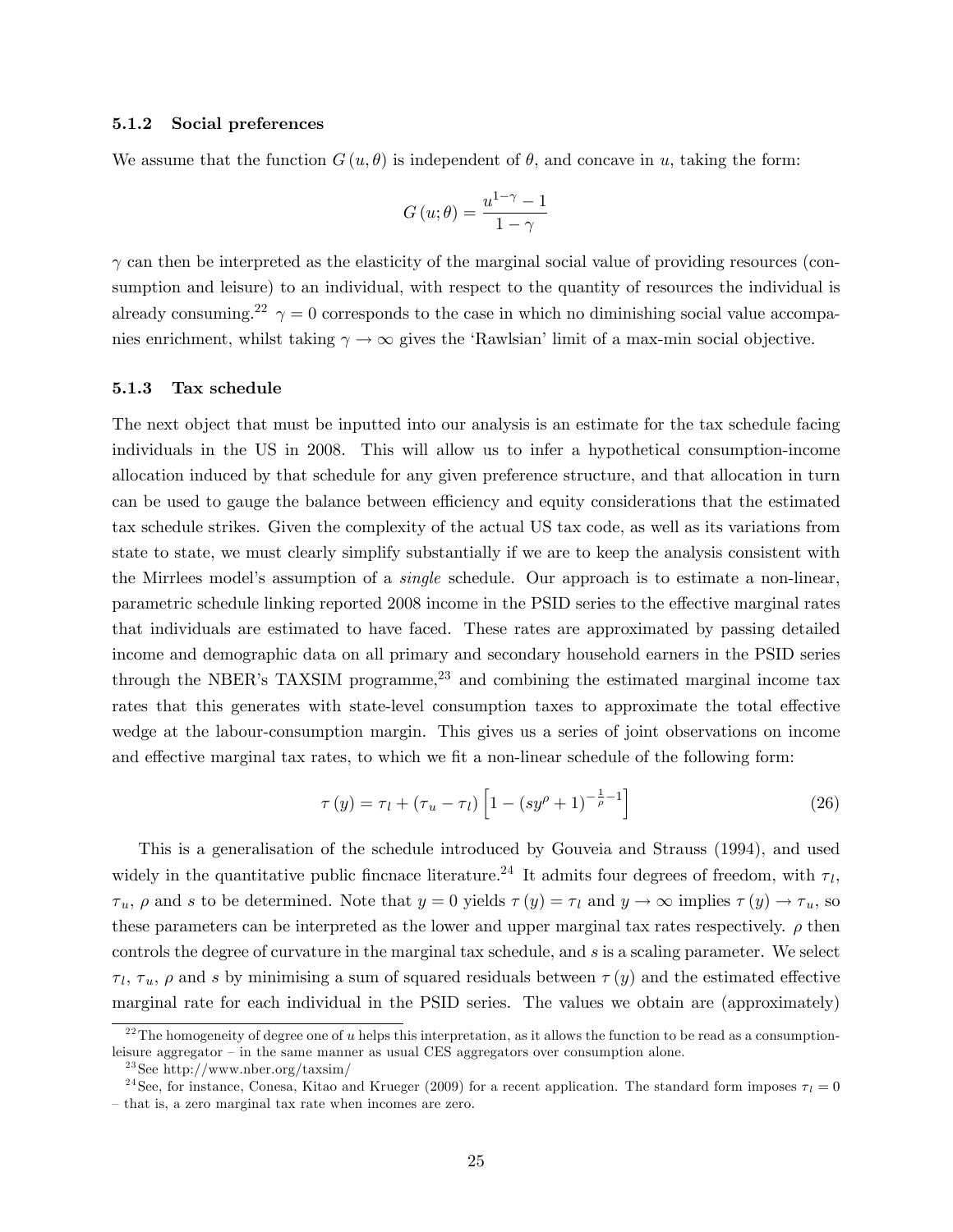#### 5.1.2 Social preferences

We assume that the function $G(u, \theta)$ is independent of $\theta$, and concave in $u$, taking the form:

$$G(u; \theta) = \frac{u^{1-\gamma} - 1}{1 - \gamma}$$

$\gamma$ can then be interpreted as the elasticity of the marginal social value of providing resources (consumption and leisure) to an individual, with respect to the quantity of resources the individual is already consuming.[22] $\gamma = 0$ corresponds to the case in which no diminishing social value accompanies enrichment, whilst taking $\gamma \to \infty$ gives the 'Rawlsian' limit of a max-min social objective.

#### 5.1.3 Tax schedule

The next object that must be inputted into our analysis is an estimate for the tax schedule facing individuals in the US in 2008. This will allow us to infer a hypothetical consumption-income allocation induced by that schedule for any given preference structure, and that allocation in turn can be used to gauge the balance between efficiency and equity considerations that the estimated tax schedule strikes. Given the complexity of the actual US tax code, as well as its variations from state to state, we must clearly simplify substantially if we are to keep the analysis consistent with the Mirrlees model's assumption of a *single* schedule. Our approach is to estimate a non-linear, parametric schedule linking reported 2008 income in the PSID series to the effective marginal rates that individuals are estimated to have faced. These rates are approximated by passing detailed income and demographic data on all primary and secondary household earners in the PSID series through the NBER's TAXSIM programme,[23] and combining the estimated marginal income tax rates that this generates with state-level consumption taxes to approximate the total effective wedge at the labour-consumption margin. This gives us a series of joint observations on income and effective marginal tax rates, to which we fit a non-linear schedule of the following form:

$$\tau(y) = \tau_l + (\tau_u - \tau_l)\left[1 - (sy^{\rho} + 1)^{-\frac{1}{\rho} - 1}\right] \tag{26}$$

This is a generalisation of the schedule introduced by Gouveia and Strauss (1994), and used widely in the quantitative public fincnace literature.[24] It admits four degrees of freedom, with $\tau_l$, $\tau_u$, $\rho$ and $s$ to be determined. Note that $y = 0$ yields $\tau(y) = \tau_l$ and $y \to \infty$ implies $\tau(y) \to \tau_u$, so these parameters can be interpreted as the lower and upper marginal tax rates respectively. $\rho$ then controls the degree of curvature in the marginal tax schedule, and $s$ is a scaling parameter. We select $\tau_l$, $\tau_u$, $\rho$ and $s$ by minimising a sum of squared residuals between $\tau(y)$ and the estimated effective marginal rate for each individual in the PSID series. The values we obtain are (approximately)

---

[22] The homogeneity of degree one of $u$ helps this interpretation, as it allows the function to be read as a consumption-leisure aggregator – in the same manner as usual CES aggregators over consumption alone.

[23] See http://www.nber.org/taxsim/

[24] See, for instance, Conesa, Kitao and Krueger (2009) for a recent application. The standard form imposes $\tau_l = 0$ – that is, a zero marginal tax rate when incomes are zero.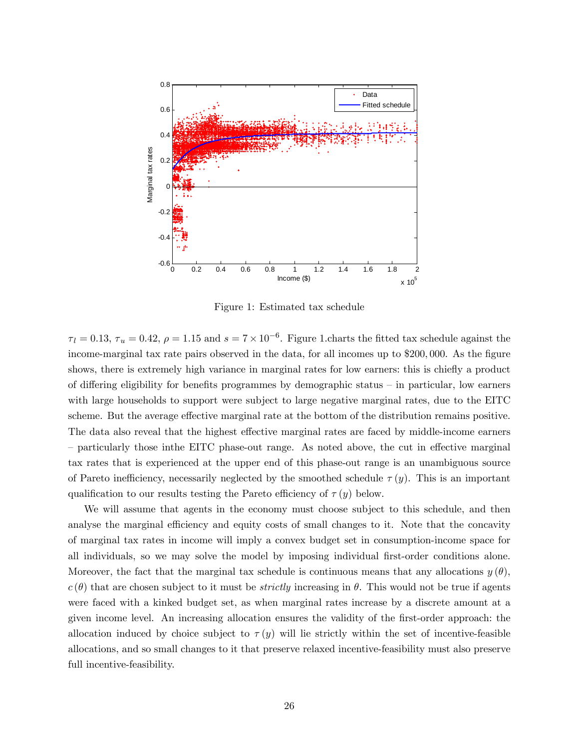Figure 1: Estimated tax schedule

$\tau_l = 0.13$, $\tau_u = 0.42$, $\rho = 1.15$ and $s = 7 \times 10^{-6}$. Figure 1.charts the fitted tax schedule against the income-marginal tax rate pairs observed in the data, for all incomes up to \$200,000. As the figure shows, there is extremely high variance in marginal rates for low earners: this is chiefly a product of differing eligibility for benefits programmes by demographic status – in particular, low earners with large households to support were subject to large negative marginal rates, due to the EITC scheme. But the average effective marginal rate at the bottom of the distribution remains positive. The data also reveal that the highest effective marginal rates are faced by middle-income earners – particularly those inthe EITC phase-out range. As noted above, the cut in effective marginal tax rates that is experienced at the upper end of this phase-out range is an unambiguous source of Pareto inefficiency, necessarily neglected by the smoothed schedule $\tau(y)$. This is an important qualification to our results testing the Pareto efficiency of $\tau(y)$ below.

We will assume that agents in the economy must choose subject to this schedule, and then analyse the marginal efficiency and equity costs of small changes to it. Note that the concavity of marginal tax rates in income will imply a convex budget set in consumption-income space for all individuals, so we may solve the model by imposing individual first-order conditions alone. Moreover, the fact that the marginal tax schedule is continuous means that any allocations $y(\theta)$, $c(\theta)$ that are chosen subject to it must be *strictly* increasing in $\theta$. This would not be true if agents were faced with a kinked budget set, as when marginal rates increase by a discrete amount at a given income level. An increasing allocation ensures the validity of the first-order approach: the allocation induced by choice subject to $\tau(y)$ will lie strictly within the set of incentive-feasible allocations, and so small changes to it that preserve relaxed incentive-feasibility must also preserve full incentive-feasibility.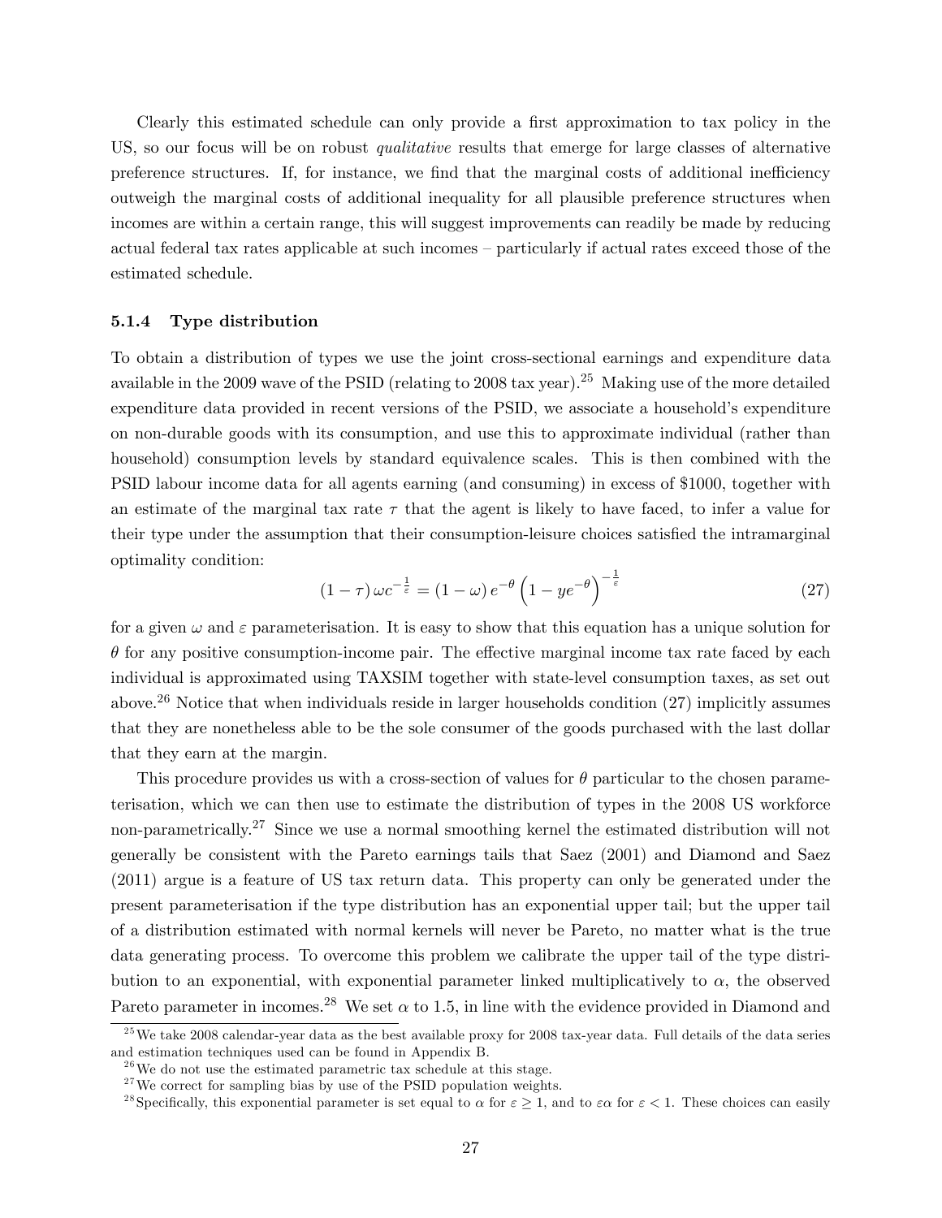Clearly this estimated schedule can only provide a first approximation to tax policy in the US, so our focus will be on robust *qualitative* results that emerge for large classes of alternative preference structures. If, for instance, we find that the marginal costs of additional inefficiency outweigh the marginal costs of additional inequality for all plausible preference structures when incomes are within a certain range, this will suggest improvements can readily be made by reducing actual federal tax rates applicable at such incomes – particularly if actual rates exceed those of the estimated schedule.

#### 5.1.4 Type distribution

To obtain a distribution of types we use the joint cross-sectional earnings and expenditure data available in the 2009 wave of the PSID (relating to 2008 tax year).[25] Making use of the more detailed expenditure data provided in recent versions of the PSID, we associate a household's expenditure on non-durable goods with its consumption, and use this to approximate individual (rather than household) consumption levels by standard equivalence scales. This is then combined with the PSID labour income data for all agents earning (and consuming) in excess of \$1000, together with an estimate of the marginal tax rate $\tau$ that the agent is likely to have faced, to infer a value for their type under the assumption that their consumption-leisure choices satisfied the intramarginal optimality condition:

$$(1-\tau)\,\omega c^{-\frac{1}{\varepsilon}} = (1-\omega)\,e^{-\theta}\left(1-ye^{-\theta}\right)^{-\frac{1}{\varepsilon}} \tag{27}$$

for a given $\omega$ and $\varepsilon$ parameterisation. It is easy to show that this equation has a unique solution for $\theta$ for any positive consumption-income pair. The effective marginal income tax rate faced by each individual is approximated using TAXSIM together with state-level consumption taxes, as set out above.[26] Notice that when individuals reside in larger households condition (27) implicitly assumes that they are nonetheless able to be the sole consumer of the goods purchased with the last dollar that they earn at the margin.

This procedure provides us with a cross-section of values for $\theta$ particular to the chosen parameterisation, which we can then use to estimate the distribution of types in the 2008 US workforce non-parametrically.[27] Since we use a normal smoothing kernel the estimated distribution will not generally be consistent with the Pareto earnings tails that Saez (2001) and Diamond and Saez (2011) argue is a feature of US tax return data. This property can only be generated under the present parameterisation if the type distribution has an exponential upper tail; but the upper tail of a distribution estimated with normal kernels will never be Pareto, no matter what is the true data generating process. To overcome this problem we calibrate the upper tail of the type distribution to an exponential, with exponential parameter linked multiplicatively to $\alpha$, the observed Pareto parameter in incomes.[28] We set $\alpha$ to 1.5, in line with the evidence provided in Diamond and

[25] We take 2008 calendar-year data as the best available proxy for 2008 tax-year data. Full details of the data series and estimation techniques used can be found in Appendix B.

[26] We do not use the estimated parametric tax schedule at this stage.

[27] We correct for sampling bias by use of the PSID population weights.

[28] Specifically, this exponential parameter is set equal to $\alpha$ for $\varepsilon \geq 1$, and to $\varepsilon\alpha$ for $\varepsilon < 1$. These choices can easily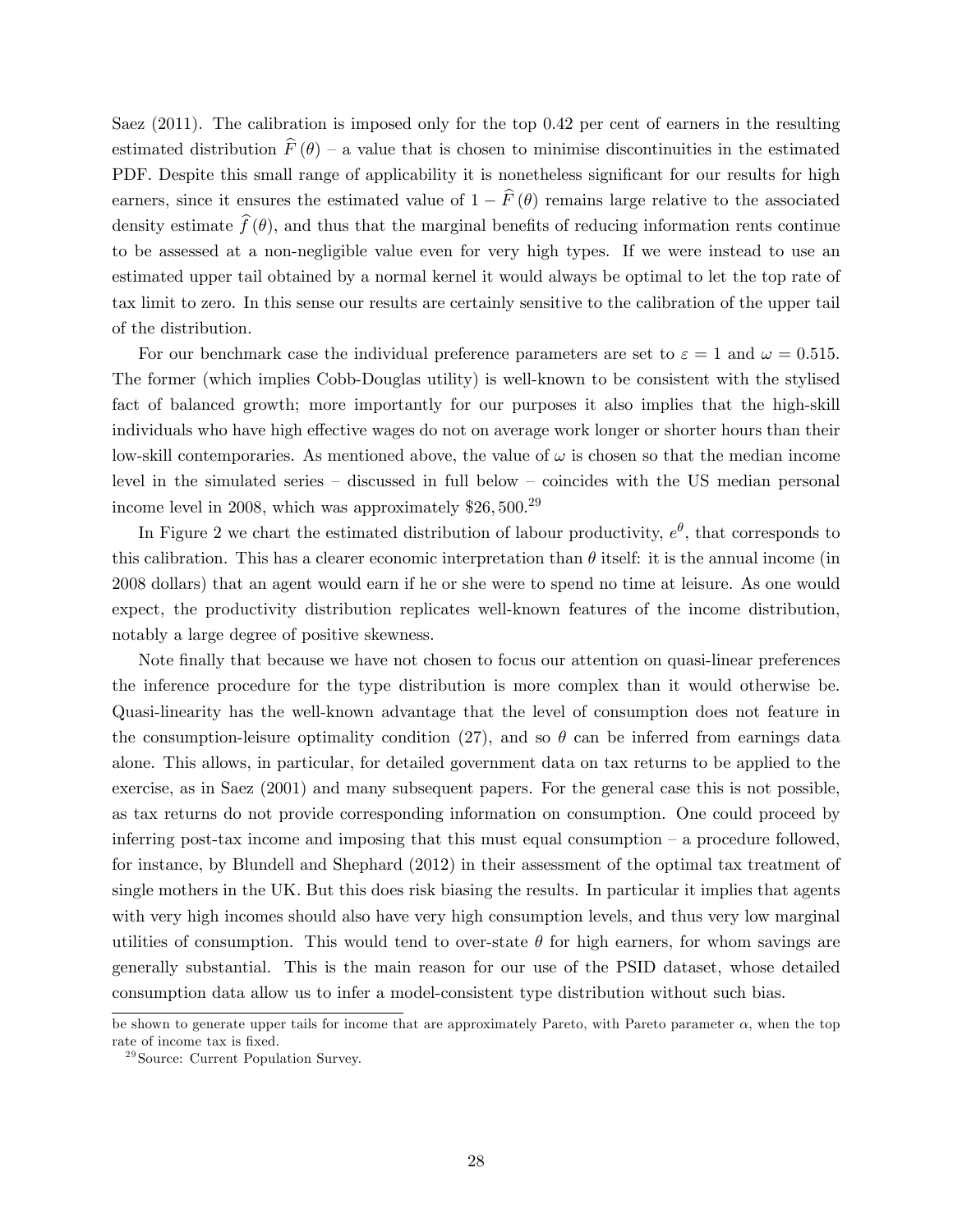Saez (2011). The calibration is imposed only for the top 0.42 per cent of earners in the resulting estimated distribution $\widehat{F}(\theta)$ – a value that is chosen to minimise discontinuities in the estimated PDF. Despite this small range of applicability it is nonetheless significant for our results for high earners, since it ensures the estimated value of $1 - \widehat{F}(\theta)$ remains large relative to the associated density estimate $\widehat{f}(\theta)$, and thus that the marginal benefits of reducing information rents continue to be assessed at a non-negligible value even for very high types. If we were instead to use an estimated upper tail obtained by a normal kernel it would always be optimal to let the top rate of tax limit to zero. In this sense our results are certainly sensitive to the calibration of the upper tail of the distribution.

For our benchmark case the individual preference parameters are set to $\varepsilon = 1$ and $\omega = 0.515$. The former (which implies Cobb-Douglas utility) is well-known to be consistent with the stylised fact of balanced growth; more importantly for our purposes it also implies that the high-skill individuals who have high effective wages do not on average work longer or shorter hours than their low-skill contemporaries. As mentioned above, the value of $\omega$ is chosen so that the median income level in the simulated series – discussed in full below – coincides with the US median personal income level in 2008, which was approximately \$26,500.[29]

In Figure 2 we chart the estimated distribution of labour productivity, $e^{\theta}$, that corresponds to this calibration. This has a clearer economic interpretation than $\theta$ itself: it is the annual income (in 2008 dollars) that an agent would earn if he or she were to spend no time at leisure. As one would expect, the productivity distribution replicates well-known features of the income distribution, notably a large degree of positive skewness.

Note finally that because we have not chosen to focus our attention on quasi-linear preferences the inference procedure for the type distribution is more complex than it would otherwise be. Quasi-linearity has the well-known advantage that the level of consumption does not feature in the consumption-leisure optimality condition (27), and so $\theta$ can be inferred from earnings data alone. This allows, in particular, for detailed government data on tax returns to be applied to the exercise, as in Saez (2001) and many subsequent papers. For the general case this is not possible, as tax returns do not provide corresponding information on consumption. One could proceed by inferring post-tax income and imposing that this must equal consumption – a procedure followed, for instance, by Blundell and Shephard (2012) in their assessment of the optimal tax treatment of single mothers in the UK. But this does risk biasing the results. In particular it implies that agents with very high incomes should also have very high consumption levels, and thus very low marginal utilities of consumption. This would tend to over-state $\theta$ for high earners, for whom savings are generally substantial. This is the main reason for our use of the PSID dataset, whose detailed consumption data allow us to infer a model-consistent type distribution without such bias.

---

be shown to generate upper tails for income that are approximately Pareto, with Pareto parameter $\alpha$, when the top rate of income tax is fixed.

[29] Source: Current Population Survey.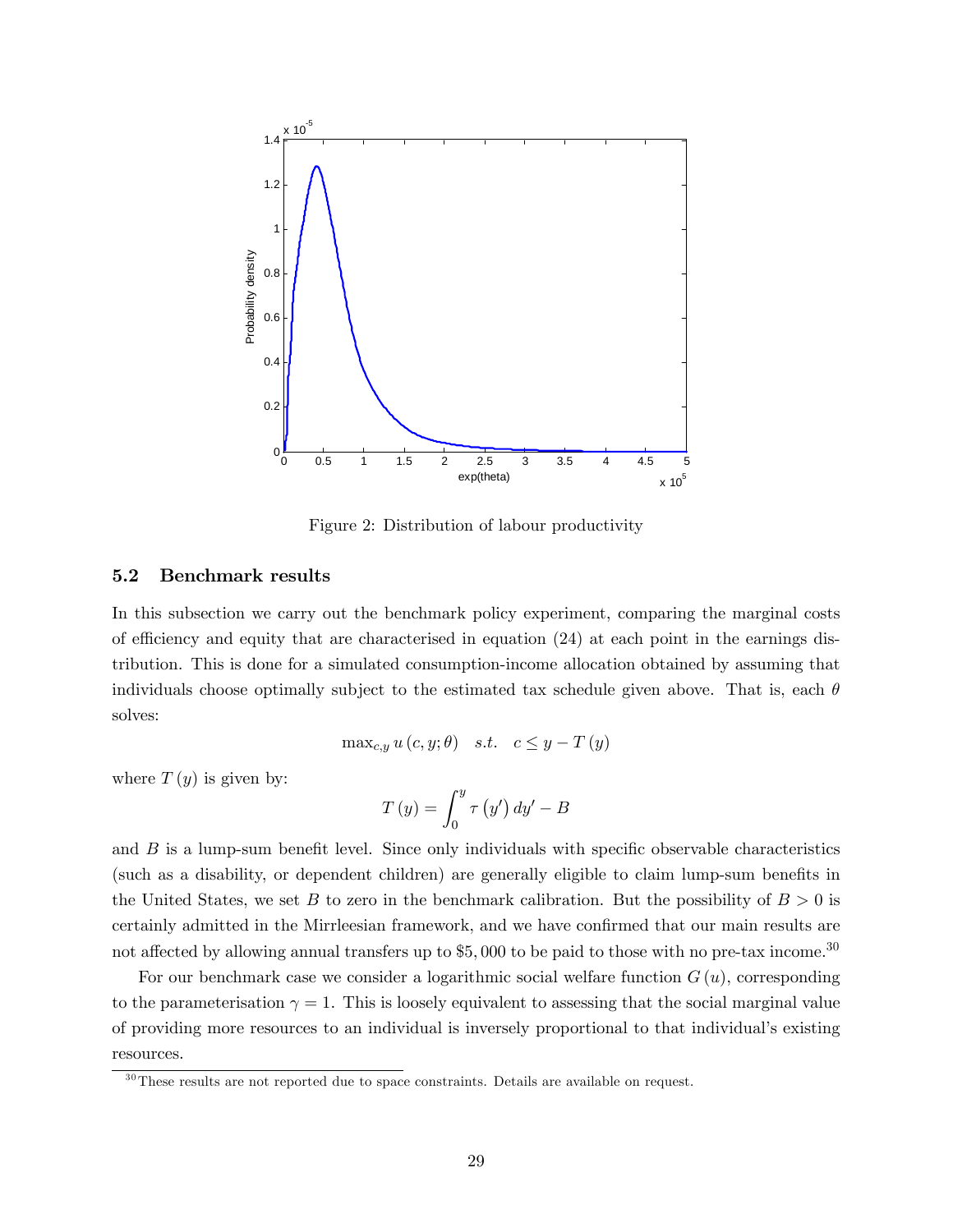Figure 2: Distribution of labour productivity

### 5.2 Benchmark results

In this subsection we carry out the benchmark policy experiment, comparing the marginal costs of efficiency and equity that are characterised in equation (24) at each point in the earnings distribution. This is done for a simulated consumption-income allocation obtained by assuming that individuals choose optimally subject to the estimated tax schedule given above. That is, each $\theta$ solves:

$$\max_{c,y} u(c, y; \theta) \quad s.t. \quad c \leq y - T(y)$$

where $T(y)$ is given by:

$$T(y) = \int_0^y \tau(y')\, dy' - B$$

and $B$ is a lump-sum benefit level. Since only individuals with specific observable characteristics (such as a disability, or dependent children) are generally eligible to claim lump-sum benefits in the United States, we set $B$ to zero in the benchmark calibration. But the possibility of $B > 0$ is certainly admitted in the Mirrleesian framework, and we have confirmed that our main results are not affected by allowing annual transfers up to \$5,000 to be paid to those with no pre-tax income.[30]

For our benchmark case we consider a logarithmic social welfare function $G(u)$, corresponding to the parameterisation $\gamma = 1$. This is loosely equivalent to assessing that the social marginal value of providing more resources to an individual is inversely proportional to that individual's existing resources.

[30] These results are not reported due to space constraints. Details are available on request.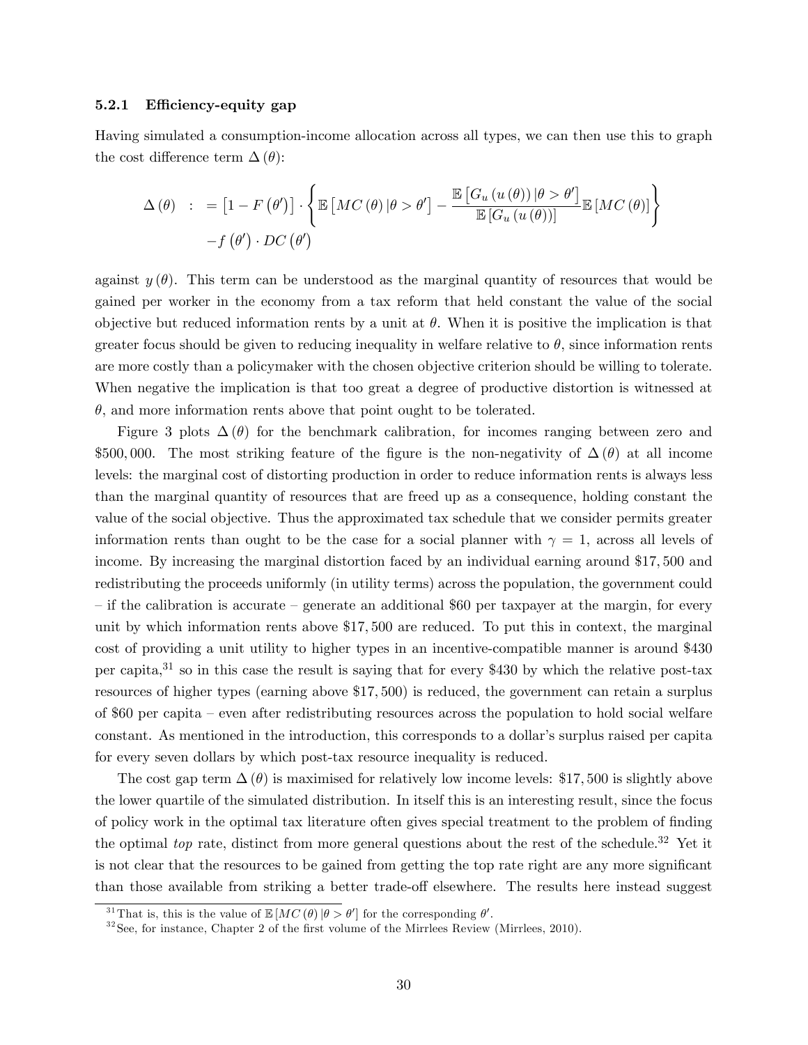### 5.2.1 Efficiency-equity gap

Having simulated a consumption-income allocation across all types, we can then use this to graph the cost difference term $\Delta(\theta)$:

$$
\begin{aligned}
\Delta(\theta) \quad : \quad &= \left[1 - F\left(\theta'\right)\right] \cdot \left\{ \mathbb{E}\left[MC(\theta) \mid \theta > \theta'\right] - \frac{\mathbb{E}\left[G_u\left(u(\theta)\right) \mid \theta > \theta'\right]}{\mathbb{E}\left[G_u\left(u(\theta)\right)\right]} \mathbb{E}\left[MC(\theta)\right] \right\} \\
&\quad - f\left(\theta'\right) \cdot DC\left(\theta'\right)
\end{aligned}
$$

against $y(\theta)$. This term can be understood as the marginal quantity of resources that would be gained per worker in the economy from a tax reform that held constant the value of the social objective but reduced information rents by a unit at $\theta$. When it is positive the implication is that greater focus should be given to reducing inequality in welfare relative to $\theta$, since information rents are more costly than a policymaker with the chosen objective criterion should be willing to tolerate. When negative the implication is that too great a degree of productive distortion is witnessed at $\theta$, and more information rents above that point ought to be tolerated.

Figure 3 plots $\Delta(\theta)$ for the benchmark calibration, for incomes ranging between zero and \$500,000. The most striking feature of the figure is the non-negativity of $\Delta(\theta)$ at all income levels: the marginal cost of distorting production in order to reduce information rents is always less than the marginal quantity of resources that are freed up as a consequence, holding constant the value of the social objective. Thus the approximated tax schedule that we consider permits greater information rents than ought to be the case for a social planner with $\gamma = 1$, across all levels of income. By increasing the marginal distortion faced by an individual earning around \$17,500 and redistributing the proceeds uniformly (in utility terms) across the population, the government could – if the calibration is accurate – generate an additional \$60 per taxpayer at the margin, for every unit by which information rents above \$17,500 are reduced. To put this in context, the marginal cost of providing a unit utility to higher types in an incentive-compatible manner is around \$430 per capita,[31] so in this case the result is saying that for every \$430 by which the relative post-tax resources of higher types (earning above \$17,500) is reduced, the government can retain a surplus of \$60 per capita – even after redistributing resources across the population to hold social welfare constant. As mentioned in the introduction, this corresponds to a dollar's surplus raised per capita for every seven dollars by which post-tax resource inequality is reduced.

The cost gap term $\Delta(\theta)$ is maximised for relatively low income levels: \$17,500 is slightly above the lower quartile of the simulated distribution. In itself this is an interesting result, since the focus of policy work in the optimal tax literature often gives special treatment to the problem of finding the optimal *top* rate, distinct from more general questions about the rest of the schedule.[32] Yet it is not clear that the resources to be gained from getting the top rate right are any more significant than those available from striking a better trade-off elsewhere. The results here instead suggest

[31] That is, this is the value of $\mathbb{E}\left[MC(\theta) \mid \theta > \theta'\right]$ for the corresponding $\theta'$.

[32] See, for instance, Chapter 2 of the first volume of the Mirrlees Review (Mirrlees, 2010).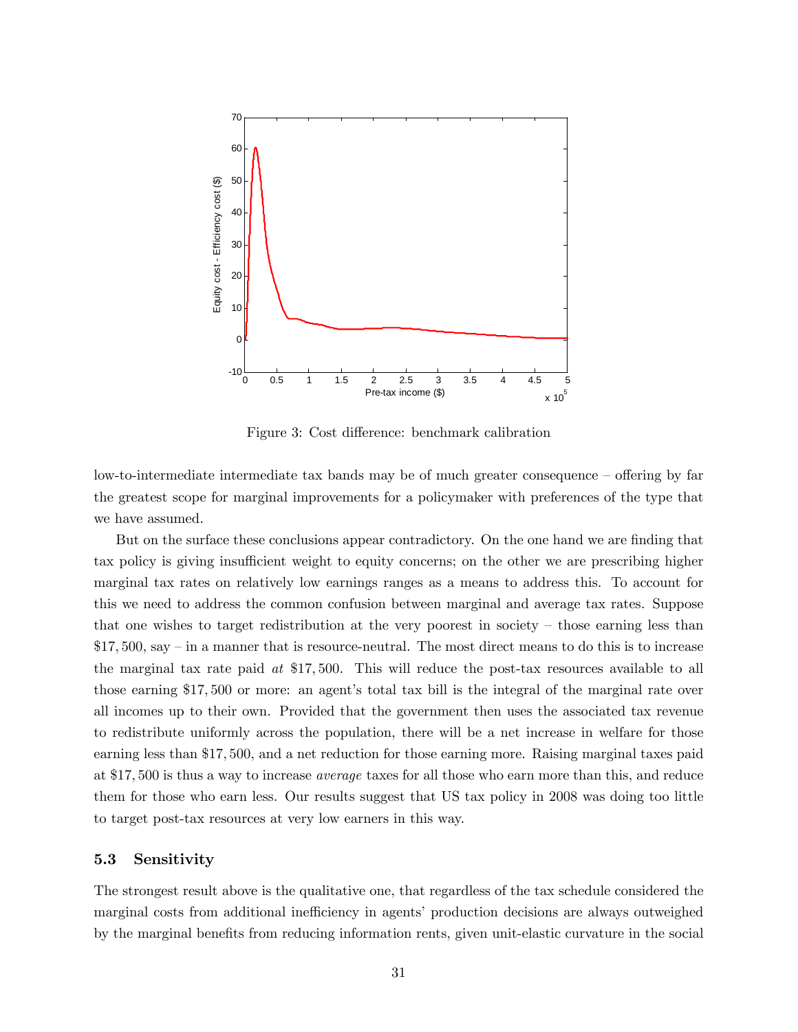Figure 3: Cost difference: benchmark calibration

low-to-intermediate intermediate tax bands may be of much greater consequence – offering by far the greatest scope for marginal improvements for a policymaker with preferences of the type that we have assumed.

But on the surface these conclusions appear contradictory. On the one hand we are finding that tax policy is giving insufficient weight to equity concerns; on the other we are prescribing higher marginal tax rates on relatively low earnings ranges as a means to address this. To account for this we need to address the common confusion between marginal and average tax rates. Suppose that one wishes to target redistribution at the very poorest in society – those earning less than $17,500, say – in a manner that is resource-neutral. The most direct means to do this is to increase the marginal tax rate paid *at* $17,500. This will reduce the post-tax resources available to all those earning $17,500 or more: an agent's total tax bill is the integral of the marginal rate over all incomes up to their own. Provided that the government then uses the associated tax revenue to redistribute uniformly across the population, there will be a net increase in welfare for those earning less than $17,500, and a net reduction for those earning more. Raising marginal taxes paid at $17,500 is thus a way to increase *average* taxes for all those who earn more than this, and reduce them for those who earn less. Our results suggest that US tax policy in 2008 was doing too little to target post-tax resources at very low earners in this way.

### 5.3 Sensitivity

The strongest result above is the qualitative one, that regardless of the tax schedule considered the marginal costs from additional inefficiency in agents' production decisions are always outweighed by the marginal benefits from reducing information rents, given unit-elastic curvature in the social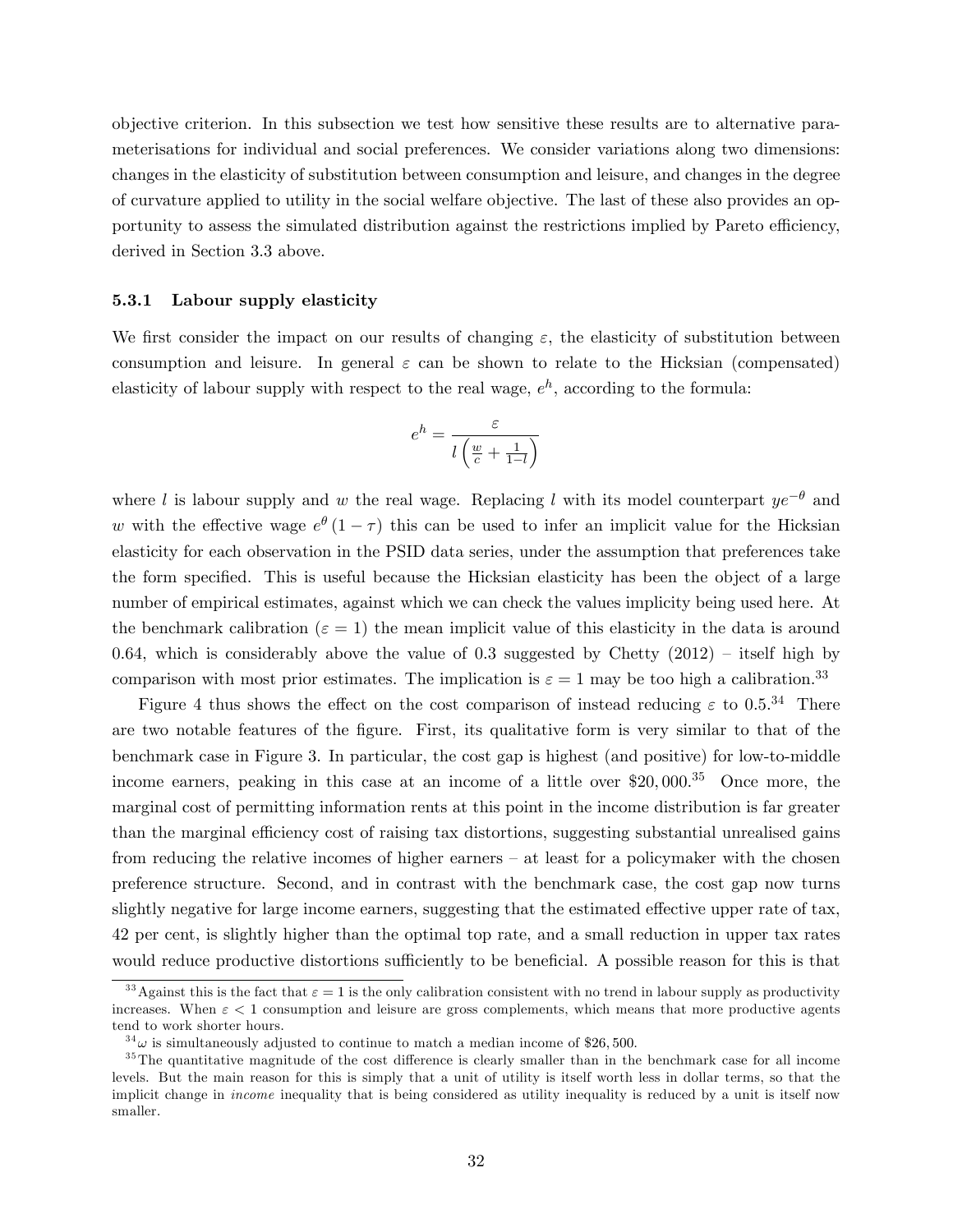objective criterion. In this subsection we test how sensitive these results are to alternative parameterisations for individual and social preferences. We consider variations along two dimensions: changes in the elasticity of substitution between consumption and leisure, and changes in the degree of curvature applied to utility in the social welfare objective. The last of these also provides an opportunity to assess the simulated distribution against the restrictions implied by Pareto efficiency, derived in Section 3.3 above.

### 5.3.1 Labour supply elasticity

We first consider the impact on our results of changing $\varepsilon$, the elasticity of substitution between consumption and leisure. In general $\varepsilon$ can be shown to relate to the Hicksian (compensated) elasticity of labour supply with respect to the real wage, $e^h$, according to the formula:

$$e^h = \frac{\varepsilon}{l\left(\frac{w}{c} + \frac{1}{1-l}\right)}$$

where $l$ is labour supply and $w$ the real wage. Replacing $l$ with its model counterpart $ye^{-\theta}$ and $w$ with the effective wage $e^{\theta}(1-\tau)$ this can be used to infer an implicit value for the Hicksian elasticity for each observation in the PSID data series, under the assumption that preferences take the form specified. This is useful because the Hicksian elasticity has been the object of a large number of empirical estimates, against which we can check the values implicity being used here. At the benchmark calibration ($\varepsilon = 1$) the mean implicit value of this elasticity in the data is around 0.64, which is considerably above the value of 0.3 suggested by Chetty (2012) – itself high by comparison with most prior estimates. The implication is $\varepsilon = 1$ may be too high a calibration.[33]

Figure 4 thus shows the effect on the cost comparison of instead reducing $\varepsilon$ to 0.5.[34] There are two notable features of the figure. First, its qualitative form is very similar to that of the benchmark case in Figure 3. In particular, the cost gap is highest (and positive) for low-to-middle income earners, peaking in this case at an income of a little over \$20,000.[35] Once more, the marginal cost of permitting information rents at this point in the income distribution is far greater than the marginal efficiency cost of raising tax distortions, suggesting substantial unrealised gains from reducing the relative incomes of higher earners – at least for a policymaker with the chosen preference structure. Second, and in contrast with the benchmark case, the cost gap now turns slightly negative for large income earners, suggesting that the estimated effective upper rate of tax, 42 per cent, is slightly higher than the optimal top rate, and a small reduction in upper tax rates would reduce productive distortions sufficiently to be beneficial. A possible reason for this is that

[33] Against this is the fact that $\varepsilon = 1$ is the only calibration consistent with no trend in labour supply as productivity increases. When $\varepsilon < 1$ consumption and leisure are gross complements, which means that more productive agents tend to work shorter hours.

[34] $\omega$ is simultaneously adjusted to continue to match a median income of \$26,500.

[35] The quantitative magnitude of the cost difference is clearly smaller than in the benchmark case for all income levels. But the main reason for this is simply that a unit of utility is itself worth less in dollar terms, so that the implicit change in *income* inequality that is being considered as utility inequality is reduced by a unit is itself now smaller.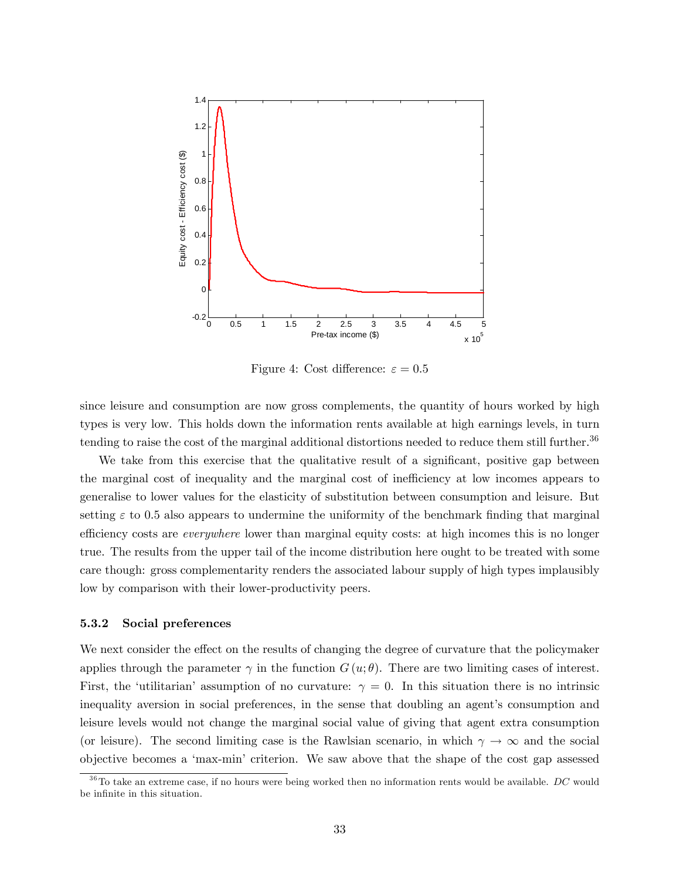Figure 4: Cost difference: $\varepsilon = 0.5$

since leisure and consumption are now gross complements, the quantity of hours worked by high types is very low. This holds down the information rents available at high earnings levels, in turn tending to raise the cost of the marginal additional distortions needed to reduce them still further.[36]

We take from this exercise that the qualitative result of a significant, positive gap between the marginal cost of inequality and the marginal cost of inefficiency at low incomes appears to generalise to lower values for the elasticity of substitution between consumption and leisure. But setting $\varepsilon$ to 0.5 also appears to undermine the uniformity of the benchmark finding that marginal efficiency costs are *everywhere* lower than marginal equity costs: at high incomes this is no longer true. The results from the upper tail of the income distribution here ought to be treated with some care though: gross complementarity renders the associated labour supply of high types implausibly low by comparison with their lower-productivity peers.

#### 5.3.2 Social preferences

We next consider the effect on the results of changing the degree of curvature that the policymaker applies through the parameter $\gamma$ in the function $G(u; \theta)$. There are two limiting cases of interest. First, the 'utilitarian' assumption of no curvature: $\gamma = 0$. In this situation there is no intrinsic inequality aversion in social preferences, in the sense that doubling an agent's consumption and leisure levels would not change the marginal social value of giving that agent extra consumption (or leisure). The second limiting case is the Rawlsian scenario, in which $\gamma \to \infty$ and the social objective becomes a 'max-min' criterion. We saw above that the shape of the cost gap assessed

[36] To take an extreme case, if no hours were being worked then no information rents would be available. *DC* would be infinite in this situation.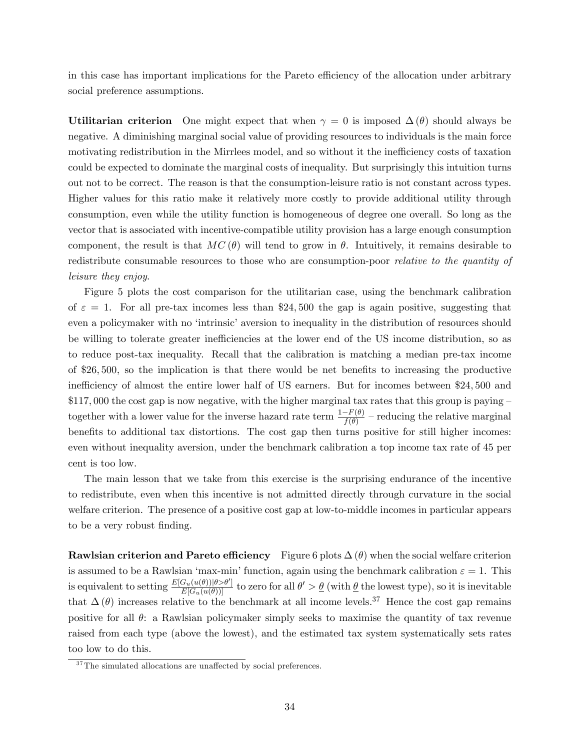in this case has important implications for the Pareto efficiency of the allocation under arbitrary social preference assumptions.

**Utilitarian criterion** One might expect that when $\gamma = 0$ is imposed $\Delta(\theta)$ should always be negative. A diminishing marginal social value of providing resources to individuals is the main force motivating redistribution in the Mirrlees model, and so without it the inefficiency costs of taxation could be expected to dominate the marginal costs of inequality. But surprisingly this intuition turns out not to be correct. The reason is that the consumption-leisure ratio is not constant across types. Higher values for this ratio make it relatively more costly to provide additional utility through consumption, even while the utility function is homogeneous of degree one overall. So long as the vector that is associated with incentive-compatible utility provision has a large enough consumption component, the result is that $MC(\theta)$ will tend to grow in $\theta$. Intuitively, it remains desirable to redistribute consumable resources to those who are consumption-poor *relative to the quantity of leisure they enjoy*.

Figure 5 plots the cost comparison for the utilitarian case, using the benchmark calibration of $\varepsilon = 1$. For all pre-tax incomes less than \$24,500 the gap is again positive, suggesting that even a policymaker with no 'intrinsic' aversion to inequality in the distribution of resources should be willing to tolerate greater inefficiencies at the lower end of the US income distribution, so as to reduce post-tax inequality. Recall that the calibration is matching a median pre-tax income of \$26,500, so the implication is that there would be net benefits to increasing the productive inefficiency of almost the entire lower half of US earners. But for incomes between \$24,500 and \$117,000 the cost gap is now negative, with the higher marginal tax rates that this group is paying – together with a lower value for the inverse hazard rate term $\frac{1-F(\theta)}{f(\theta)}$ – reducing the relative marginal benefits to additional tax distortions. The cost gap then turns positive for still higher incomes: even without inequality aversion, under the benchmark calibration a top income tax rate of 45 per cent is too low.

The main lesson that we take from this exercise is the surprising endurance of the incentive to redistribute, even when this incentive is not admitted directly through curvature in the social welfare criterion. The presence of a positive cost gap at low-to-middle incomes in particular appears to be a very robust finding.

**Rawlsian criterion and Pareto efficiency** Figure 6 plots $\Delta(\theta)$ when the social welfare criterion is assumed to be a Rawlsian 'max-min' function, again using the benchmark calibration $\varepsilon = 1$. This is equivalent to setting $\frac{E[G_u(u(\theta))|\theta > \theta']}{E[G_u(u(\theta))]}$ to zero for all $\theta' > \underline{\theta}$ (with $\underline{\theta}$ the lowest type), so it is inevitable that $\Delta(\theta)$ increases relative to the benchmark at all income levels.[37] Hence the cost gap remains positive for all $\theta$: a Rawlsian policymaker simply seeks to maximise the quantity of tax revenue raised from each type (above the lowest), and the estimated tax system systematically sets rates too low to do this.

[37] The simulated allocations are unaffected by social preferences.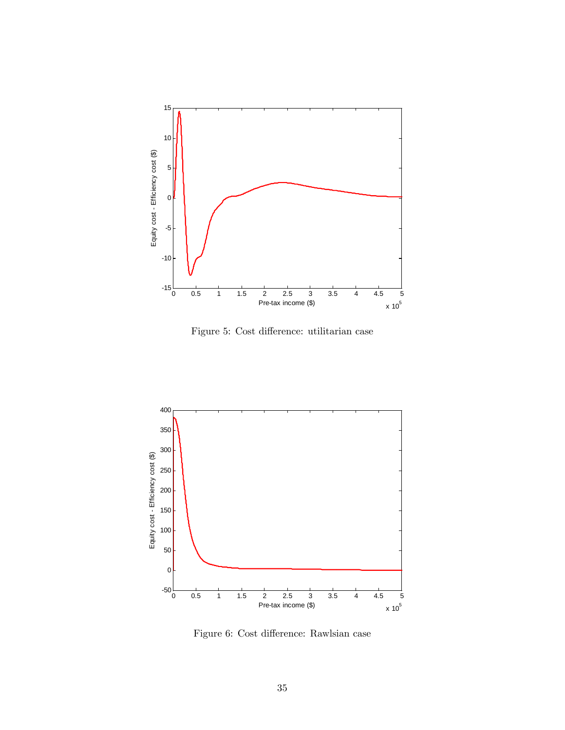Figure 5: Cost difference: utilitarian case

Figure 6: Cost difference: Rawlsian case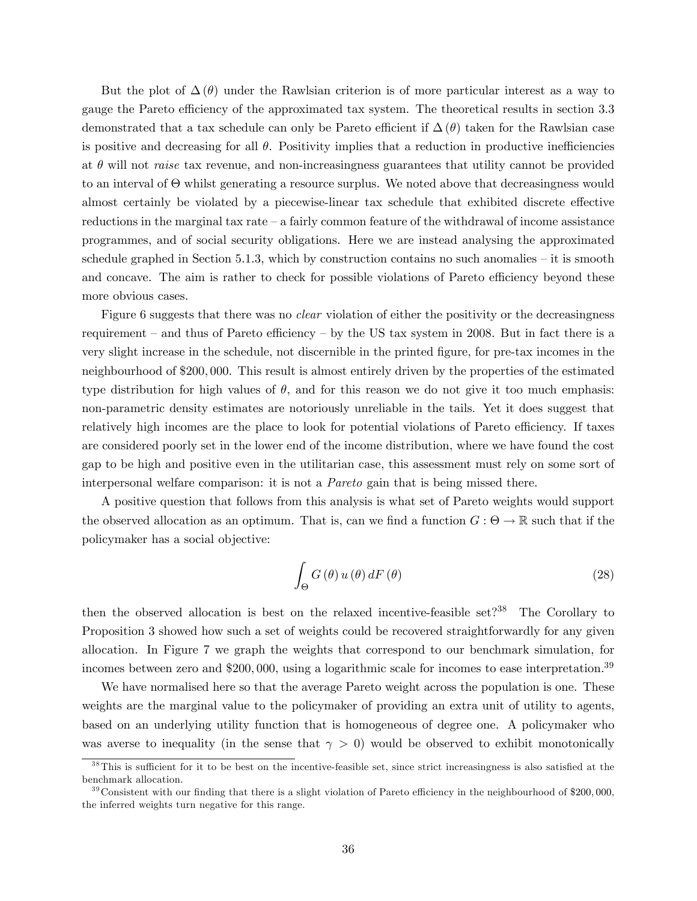But the plot of $\Delta(\theta)$ under the Rawlsian criterion is of more particular interest as a way to gauge the Pareto efficiency of the approximated tax system. The theoretical results in section 3.3 demonstrated that a tax schedule can only be Pareto efficient if $\Delta(\theta)$ taken for the Rawlsian case is positive and decreasing for all $\theta$. Positivity implies that a reduction in productive inefficiencies at $\theta$ will not *raise* tax revenue, and non-increasingness guarantees that utility cannot be provided to an interval of $\Theta$ whilst generating a resource surplus. We noted above that decreasingness would almost certainly be violated by a piecewise-linear tax schedule that exhibited discrete effective reductions in the marginal tax rate – a fairly common feature of the withdrawal of income assistance programmes, and of social security obligations. Here we are instead analysing the approximated schedule graphed in Section 5.1.3, which by construction contains no such anomalies – it is smooth and concave. The aim is rather to check for possible violations of Pareto efficiency beyond these more obvious cases.

Figure 6 suggests that there was no *clear* violation of either the positivity or the decreasingness requirement – and thus of Pareto efficiency – by the US tax system in 2008. But in fact there is a very slight increase in the schedule, not discernible in the printed figure, for pre-tax incomes in the neighbourhood of \$200,000. This result is almost entirely driven by the properties of the estimated type distribution for high values of $\theta$, and for this reason we do not give it too much emphasis: non-parametric density estimates are notoriously unreliable in the tails. Yet it does suggest that relatively high incomes are the place to look for potential violations of Pareto efficiency. If taxes are considered poorly set in the lower end of the income distribution, where we have found the cost gap to be high and positive even in the utilitarian case, this assessment must rely on some sort of interpersonal welfare comparison: it is not a *Pareto* gain that is being missed there.

A positive question that follows from this analysis is what set of Pareto weights would support the observed allocation as an optimum. That is, can we find a function $G : \Theta \to \mathbb{R}$ such that if the policymaker has a social objective:

$$\int_{\Theta} G(\theta)\, u(\theta)\, dF(\theta) \tag{28}$$

then the observed allocation is best on the relaxed incentive-feasible set?[38] The Corollary to Proposition 3 showed how such a set of weights could be recovered straightforwardly for any given allocation. In Figure 7 we graph the weights that correspond to our benchmark simulation, for incomes between zero and \$200,000, using a logarithmic scale for incomes to ease interpretation.[39]

We have normalised here so that the average Pareto weight across the population is one. These weights are the marginal value to the policymaker of providing an extra unit of utility to agents, based on an underlying utility function that is homogeneous of degree one. A policymaker who was averse to inequality (in the sense that $\gamma > 0$) would be observed to exhibit monotonically

[38] This is sufficient for it to be best on the incentive-feasible set, since strict increasingness is also satisfied at the benchmark allocation.

[39] Consistent with our finding that there is a slight violation of Pareto efficiency in the neighbourhood of \$200,000, the inferred weights turn negative for this range.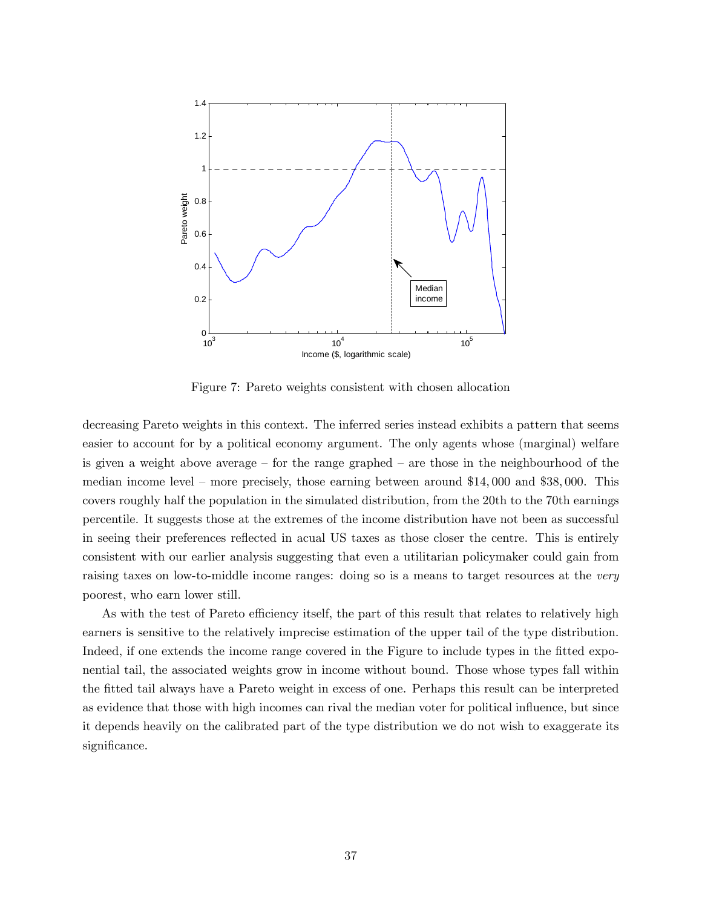Figure 7: Pareto weights consistent with chosen allocation

decreasing Pareto weights in this context. The inferred series instead exhibits a pattern that seems easier to account for by a political economy argument. The only agents whose (marginal) welfare is given a weight above average – for the range graphed – are those in the neighbourhood of the median income level – more precisely, those earning between around \$14,000 and \$38,000. This covers roughly half the population in the simulated distribution, from the 20th to the 70th earnings percentile. It suggests those at the extremes of the income distribution have not been as successful in seeing their preferences reflected in acual US taxes as those closer the centre. This is entirely consistent with our earlier analysis suggesting that even a utilitarian policymaker could gain from raising taxes on low-to-middle income ranges: doing so is a means to target resources at the *very* poorest, who earn lower still.

As with the test of Pareto efficiency itself, the part of this result that relates to relatively high earners is sensitive to the relatively imprecise estimation of the upper tail of the type distribution. Indeed, if one extends the income range covered in the Figure to include types in the fitted exponential tail, the associated weights grow in income without bound. Those whose types fall within the fitted tail always have a Pareto weight in excess of one. Perhaps this result can be interpreted as evidence that those with high incomes can rival the median voter for political influence, but since it depends heavily on the calibrated part of the type distribution we do not wish to exaggerate its significance.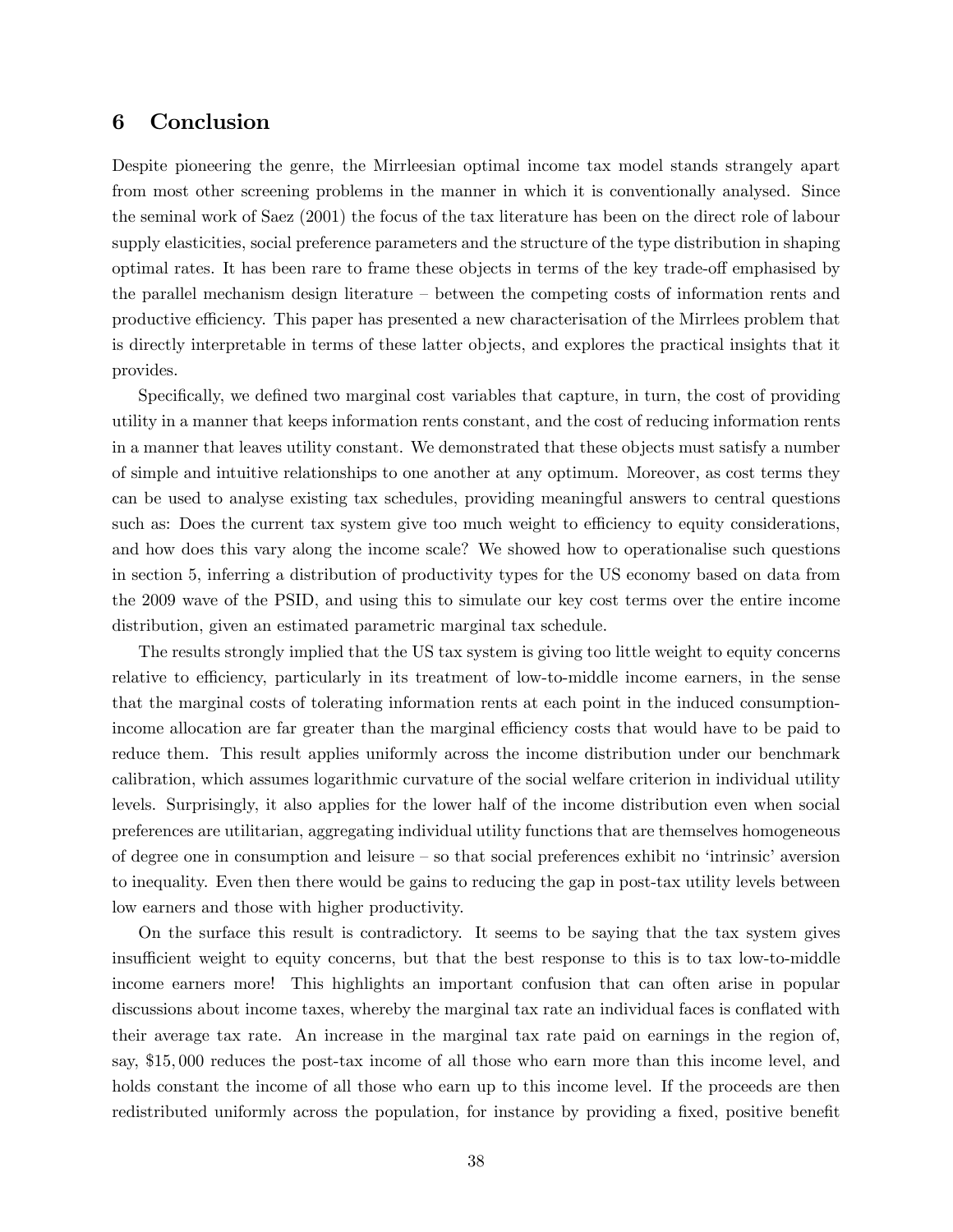## 6 Conclusion

Despite pioneering the genre, the Mirrleesian optimal income tax model stands strangely apart from most other screening problems in the manner in which it is conventionally analysed. Since the seminal work of Saez (2001) the focus of the tax literature has been on the direct role of labour supply elasticities, social preference parameters and the structure of the type distribution in shaping optimal rates. It has been rare to frame these objects in terms of the key trade-off emphasised by the parallel mechanism design literature – between the competing costs of information rents and productive efficiency. This paper has presented a new characterisation of the Mirrlees problem that is directly interpretable in terms of these latter objects, and explores the practical insights that it provides.

Specifically, we defined two marginal cost variables that capture, in turn, the cost of providing utility in a manner that keeps information rents constant, and the cost of reducing information rents in a manner that leaves utility constant. We demonstrated that these objects must satisfy a number of simple and intuitive relationships to one another at any optimum. Moreover, as cost terms they can be used to analyse existing tax schedules, providing meaningful answers to central questions such as: Does the current tax system give too much weight to efficiency to equity considerations, and how does this vary along the income scale? We showed how to operationalise such questions in section 5, inferring a distribution of productivity types for the US economy based on data from the 2009 wave of the PSID, and using this to simulate our key cost terms over the entire income distribution, given an estimated parametric marginal tax schedule.

The results strongly implied that the US tax system is giving too little weight to equity concerns relative to efficiency, particularly in its treatment of low-to-middle income earners, in the sense that the marginal costs of tolerating information rents at each point in the induced consumption-income allocation are far greater than the marginal efficiency costs that would have to be paid to reduce them. This result applies uniformly across the income distribution under our benchmark calibration, which assumes logarithmic curvature of the social welfare criterion in individual utility levels. Surprisingly, it also applies for the lower half of the income distribution even when social preferences are utilitarian, aggregating individual utility functions that are themselves homogeneous of degree one in consumption and leisure – so that social preferences exhibit no 'intrinsic' aversion to inequality. Even then there would be gains to reducing the gap in post-tax utility levels between low earners and those with higher productivity.

On the surface this result is contradictory. It seems to be saying that the tax system gives insufficient weight to equity concerns, but that the best response to this is to tax low-to-middle income earners more! This highlights an important confusion that can often arise in popular discussions about income taxes, whereby the marginal tax rate an individual faces is conflated with their average tax rate. An increase in the marginal tax rate paid on earnings in the region of, say, \$15,000 reduces the post-tax income of all those who earn more than this income level, and holds constant the income of all those who earn up to this income level. If the proceeds are then redistributed uniformly across the population, for instance by providing a fixed, positive benefit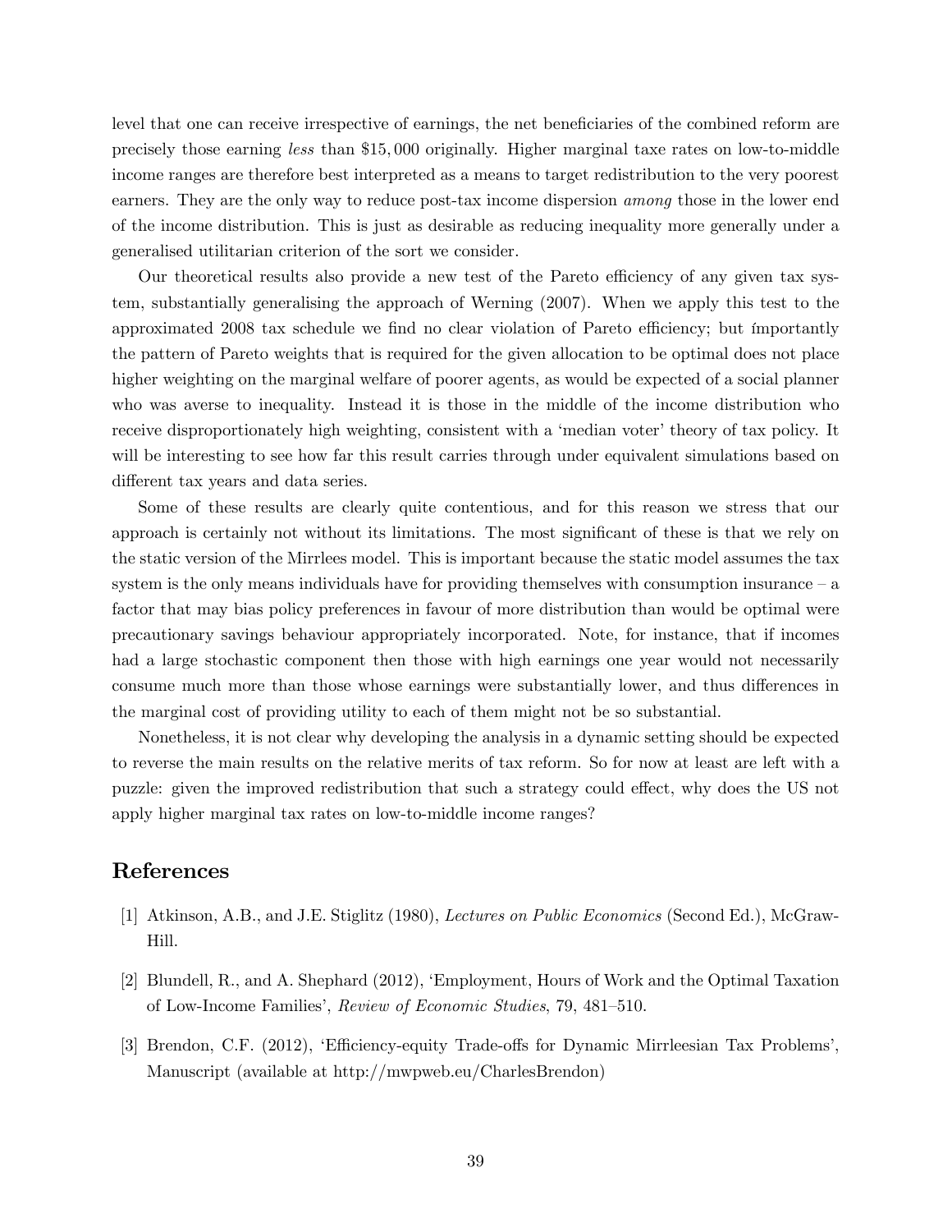level that one can receive irrespective of earnings, the net beneficiaries of the combined reform are precisely those earning *less* than \$15,000 originally. Higher marginal taxe rates on low-to-middle income ranges are therefore best interpreted as a means to target redistribution to the very poorest earners. They are the only way to reduce post-tax income dispersion *among* those in the lower end of the income distribution. This is just as desirable as reducing inequality more generally under a generalised utilitarian criterion of the sort we consider.

Our theoretical results also provide a new test of the Pareto efficiency of any given tax system, substantially generalising the approach of Werning (2007). When we apply this test to the approximated 2008 tax schedule we find no clear violation of Pareto efficiency; but ímportantly the pattern of Pareto weights that is required for the given allocation to be optimal does not place higher weighting on the marginal welfare of poorer agents, as would be expected of a social planner who was averse to inequality. Instead it is those in the middle of the income distribution who receive disproportionately high weighting, consistent with a 'median voter' theory of tax policy. It will be interesting to see how far this result carries through under equivalent simulations based on different tax years and data series.

Some of these results are clearly quite contentious, and for this reason we stress that our approach is certainly not without its limitations. The most significant of these is that we rely on the static version of the Mirrlees model. This is important because the static model assumes the tax system is the only means individuals have for providing themselves with consumption insurance – a factor that may bias policy preferences in favour of more distribution than would be optimal were precautionary savings behaviour appropriately incorporated. Note, for instance, that if incomes had a large stochastic component then those with high earnings one year would not necessarily consume much more than those whose earnings were substantially lower, and thus differences in the marginal cost of providing utility to each of them might not be so substantial.

Nonetheless, it is not clear why developing the analysis in a dynamic setting should be expected to reverse the main results on the relative merits of tax reform. So for now at least are left with a puzzle: given the improved redistribution that such a strategy could effect, why does the US not apply higher marginal tax rates on low-to-middle income ranges?

# References

[1] Atkinson, A.B., and J.E. Stiglitz (1980), *Lectures on Public Economics* (Second Ed.), McGraw-Hill.

[2] Blundell, R., and A. Shephard (2012), 'Employment, Hours of Work and the Optimal Taxation of Low-Income Families', *Review of Economic Studies*, 79, 481–510.

[3] Brendon, C.F. (2012), 'Efficiency-equity Trade-offs for Dynamic Mirrleesian Tax Problems', Manuscript (available at http://mwpweb.eu/CharlesBrendon)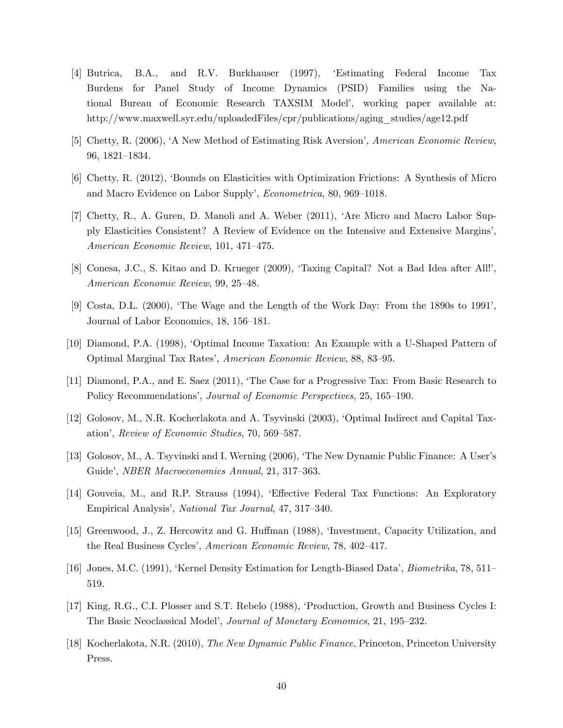[4] Butrica, B.A., and R.V. Burkhauser (1997), 'Estimating Federal Income Tax Burdens for Panel Study of Income Dynamics (PSID) Families using the National Bureau of Economic Research TAXSIM Model', working paper available at: http://www.maxwell.syr.edu/uploadedFiles/cpr/publications/aging_studies/age12.pdf

[5] Chetty, R. (2006), 'A New Method of Estimating Risk Aversion', *American Economic Review*, 96, 1821–1834.

[6] Chetty, R. (2012), 'Bounds on Elasticities with Optimization Frictions: A Synthesis of Micro and Macro Evidence on Labor Supply', *Econometrica*, 80, 969–1018.

[7] Chetty, R., A. Guren, D. Manoli and A. Weber (2011), 'Are Micro and Macro Labor Supply Elasticities Consistent? A Review of Evidence on the Intensive and Extensive Margins', *American Economic Review*, 101, 471–475.

[8] Conesa, J.C., S. Kitao and D. Krueger (2009), 'Taxing Capital? Not a Bad Idea after All!', *American Economic Review*, 99, 25–48.

[9] Costa, D.L. (2000), 'The Wage and the Length of the Work Day: From the 1890s to 1991', Journal of Labor Economics, 18, 156–181.

[10] Diamond, P.A. (1998), 'Optimal Income Taxation: An Example with a U-Shaped Pattern of Optimal Marginal Tax Rates', *American Economic Review*, 88, 83–95.

[11] Diamond, P.A., and E. Saez (2011), 'The Case for a Progressive Tax: From Basic Research to Policy Recommendations', *Journal of Economic Perspectives*, 25, 165–190.

[12] Golosov, M., N.R. Kocherlakota and A. Tsyvinski (2003), 'Optimal Indirect and Capital Taxation', *Review of Economic Studies*, 70, 569–587.

[13] Golosov, M., A. Tsyvinski and I. Werning (2006), 'The New Dynamic Public Finance: A User's Guide', *NBER Macroeconomics Annual*, 21, 317–363.

[14] Gouveia, M., and R.P. Strauss (1994), 'Effective Federal Tax Functions: An Exploratory Empirical Analysis', *National Tax Journal*, 47, 317–340.

[15] Greenwood, J., Z. Hercowitz and G. Huffman (1988), 'Investment, Capacity Utilization, and the Real Business Cycles', *American Economic Review*, 78, 402–417.

[16] Jones, M.C. (1991), 'Kernel Density Estimation for Length-Biased Data', *Biometrika*, 78, 511–519.

[17] King, R.G., C.I. Plosser and S.T. Rebelo (1988), 'Production, Growth and Business Cycles I: The Basic Neoclassical Model', *Journal of Monetary Economics*, 21, 195–232.

[18] Kocherlakota, N.R. (2010), *The New Dynamic Public Finance*, Princeton, Princeton University Press.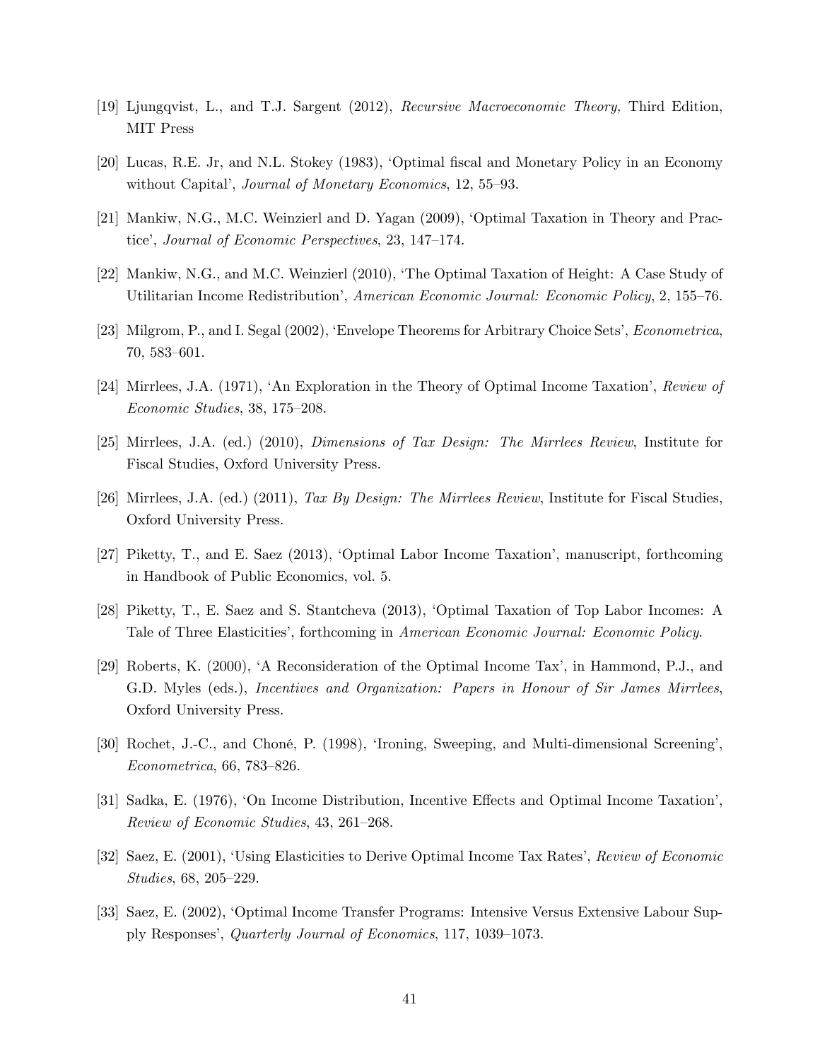[19] Ljungqvist, L., and T.J. Sargent (2012), *Recursive Macroeconomic Theory,* Third Edition, MIT Press

[20] Lucas, R.E. Jr, and N.L. Stokey (1983), 'Optimal fiscal and Monetary Policy in an Economy without Capital', *Journal of Monetary Economics*, 12, 55–93.

[21] Mankiw, N.G., M.C. Weinzierl and D. Yagan (2009), 'Optimal Taxation in Theory and Practice', *Journal of Economic Perspectives*, 23, 147–174.

[22] Mankiw, N.G., and M.C. Weinzierl (2010), 'The Optimal Taxation of Height: A Case Study of Utilitarian Income Redistribution', *American Economic Journal: Economic Policy*, 2, 155–76.

[23] Milgrom, P., and I. Segal (2002), 'Envelope Theorems for Arbitrary Choice Sets', *Econometrica*, 70, 583–601.

[24] Mirrlees, J.A. (1971), 'An Exploration in the Theory of Optimal Income Taxation', *Review of Economic Studies*, 38, 175–208.

[25] Mirrlees, J.A. (ed.) (2010), *Dimensions of Tax Design: The Mirrlees Review*, Institute for Fiscal Studies, Oxford University Press.

[26] Mirrlees, J.A. (ed.) (2011), *Tax By Design: The Mirrlees Review*, Institute for Fiscal Studies, Oxford University Press.

[27] Piketty, T., and E. Saez (2013), 'Optimal Labor Income Taxation', manuscript, forthcoming in Handbook of Public Economics, vol. 5.

[28] Piketty, T., E. Saez and S. Stantcheva (2013), 'Optimal Taxation of Top Labor Incomes: A Tale of Three Elasticities', forthcoming in *American Economic Journal: Economic Policy*.

[29] Roberts, K. (2000), 'A Reconsideration of the Optimal Income Tax', in Hammond, P.J., and G.D. Myles (eds.), *Incentives and Organization: Papers in Honour of Sir James Mirrlees*, Oxford University Press.

[30] Rochet, J.-C., and Choné, P. (1998), 'Ironing, Sweeping, and Multi-dimensional Screening', *Econometrica*, 66, 783–826.

[31] Sadka, E. (1976), 'On Income Distribution, Incentive Effects and Optimal Income Taxation', *Review of Economic Studies*, 43, 261–268.

[32] Saez, E. (2001), 'Using Elasticities to Derive Optimal Income Tax Rates', *Review of Economic Studies*, 68, 205–229.

[33] Saez, E. (2002), 'Optimal Income Transfer Programs: Intensive Versus Extensive Labour Supply Responses', *Quarterly Journal of Economics*, 117, 1039–1073.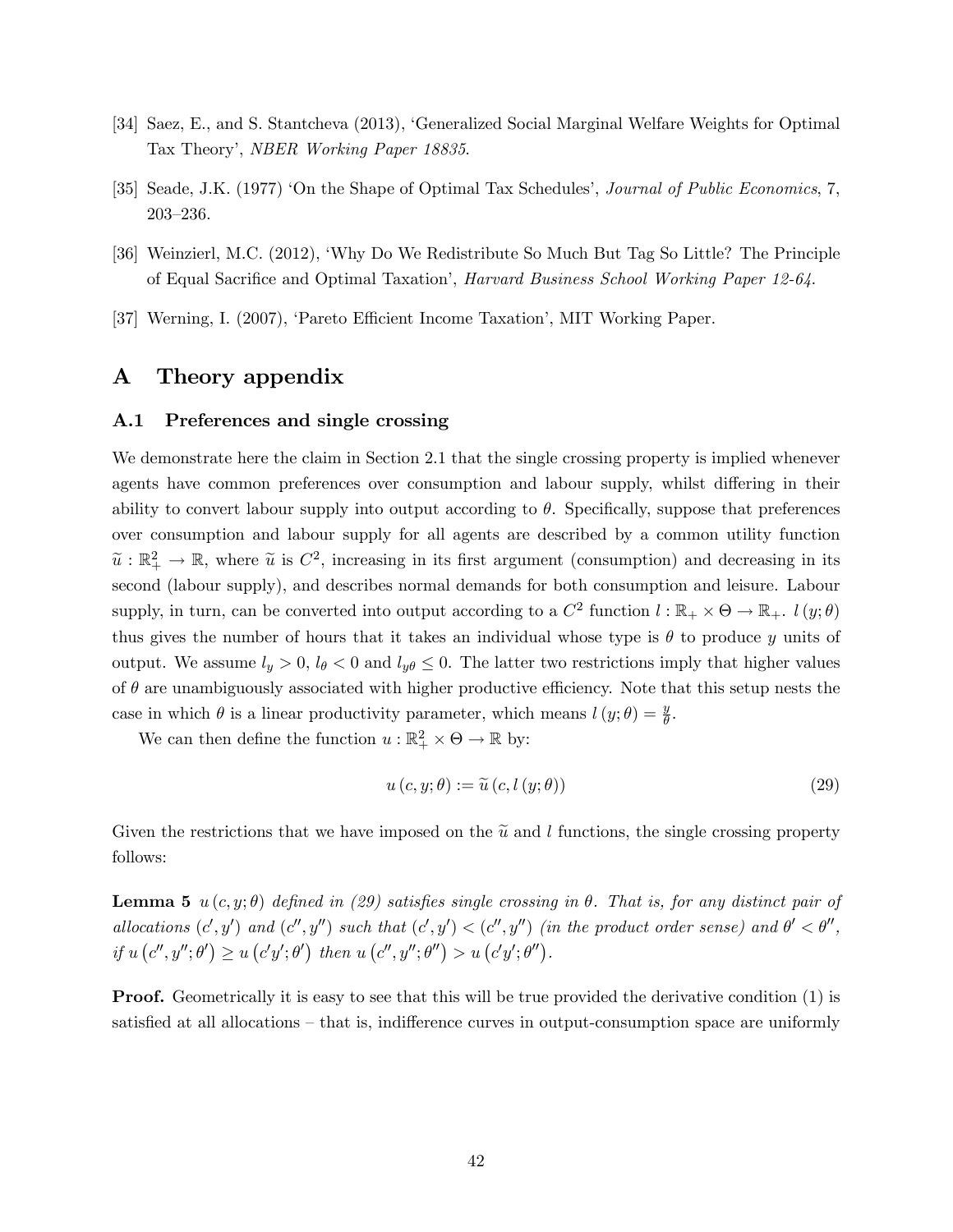[34] Saez, E., and S. Stantcheva (2013), 'Generalized Social Marginal Welfare Weights for Optimal Tax Theory', *NBER Working Paper 18835*.

[35] Seade, J.K. (1977) 'On the Shape of Optimal Tax Schedules', *Journal of Public Economics*, 7, 203–236.

[36] Weinzierl, M.C. (2012), 'Why Do We Redistribute So Much But Tag So Little? The Principle of Equal Sacrifice and Optimal Taxation', *Harvard Business School Working Paper 12-64*.

[37] Werning, I. (2007), 'Pareto Efficient Income Taxation', MIT Working Paper.

# A Theory appendix

## A.1 Preferences and single crossing

We demonstrate here the claim in Section 2.1 that the single crossing property is implied whenever agents have common preferences over consumption and labour supply, whilst differing in their ability to convert labour supply into output according to $\theta$. Specifically, suppose that preferences over consumption and labour supply for all agents are described by a common utility function $\widetilde{u} : \mathbb{R}_+^2 \to \mathbb{R}$, where $\widetilde{u}$ is $C^2$, increasing in its first argument (consumption) and decreasing in its second (labour supply), and describes normal demands for both consumption and leisure. Labour supply, in turn, can be converted into output according to a $C^2$ function $l : \mathbb{R}_+ \times \Theta \to \mathbb{R}_+$. $l(y;\theta)$ thus gives the number of hours that it takes an individual whose type is $\theta$ to produce $y$ units of output. We assume $l_y > 0$, $l_\theta < 0$ and $l_{y\theta} \leq 0$. The latter two restrictions imply that higher values of $\theta$ are unambiguously associated with higher productive efficiency. Note that this setup nests the case in which $\theta$ is a linear productivity parameter, which means $l(y;\theta) = \frac{y}{\theta}$.

We can then define the function $u : \mathbb{R}_+^2 \times \Theta \to \mathbb{R}$ by:

$$u(c, y; \theta) := \widetilde{u}(c, l(y;\theta)) \tag{29}$$

Given the restrictions that we have imposed on the $\widetilde{u}$ and $l$ functions, the single crossing property follows:

**Lemma 5** *$u(c, y; \theta)$ defined in (29) satisfies single crossing in $\theta$. That is, for any distinct pair of allocations $(c', y')$ and $(c'', y'')$ such that $(c', y') < (c'', y'')$ (in the product order sense) and $\theta' < \theta''$, if $u(c'', y''; \theta') \geq u(c'y'; \theta')$ then $u(c'', y''; \theta'') > u(c'y'; \theta'')$.*

**Proof.** Geometrically it is easy to see that this will be true provided the derivative condition (1) is satisfied at all allocations – that is, indifference curves in output-consumption space are uniformly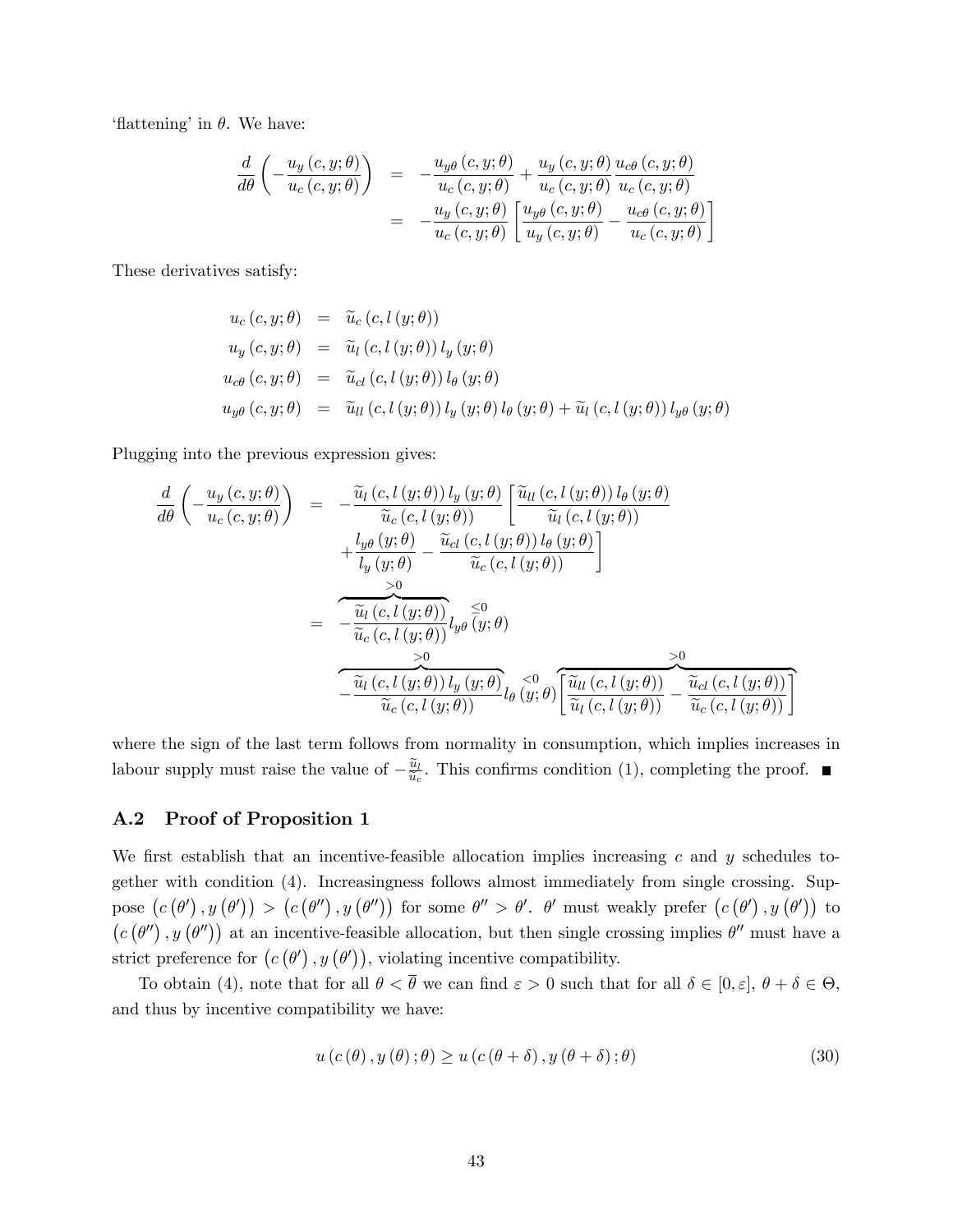'flattening' in $\theta$. We have:

$$
\begin{aligned}
\frac{d}{d\theta}\left(-\frac{u_y(c,y;\theta)}{u_c(c,y;\theta)}\right) &= -\frac{u_{y\theta}(c,y;\theta)}{u_c(c,y;\theta)} + \frac{u_y(c,y;\theta)}{u_c(c,y;\theta)}\frac{u_{c\theta}(c,y;\theta)}{u_c(c,y;\theta)} \\
&= -\frac{u_y(c,y;\theta)}{u_c(c,y;\theta)}\left[\frac{u_{y\theta}(c,y;\theta)}{u_y(c,y;\theta)} - \frac{u_{c\theta}(c,y;\theta)}{u_c(c,y;\theta)}\right]
\end{aligned}
$$

These derivatives satisfy:

$$
\begin{aligned}
u_c(c,y;\theta) &= \widetilde{u}_c(c,l(y;\theta)) \\
u_y(c,y;\theta) &= \widetilde{u}_l(c,l(y;\theta))\, l_y(y;\theta) \\
u_{c\theta}(c,y;\theta) &= \widetilde{u}_{cl}(c,l(y;\theta))\, l_\theta(y;\theta) \\
u_{y\theta}(c,y;\theta) &= \widetilde{u}_{ll}(c,l(y;\theta))\, l_y(y;\theta)\, l_\theta(y;\theta) + \widetilde{u}_l(c,l(y;\theta))\, l_{y\theta}(y;\theta)
\end{aligned}
$$

Plugging into the previous expression gives:

$$
\begin{aligned}
\frac{d}{d\theta}\left(-\frac{u_y(c,y;\theta)}{u_c(c,y;\theta)}\right) &= -\frac{\widetilde{u}_l(c,l(y;\theta))\, l_y(y;\theta)}{\widetilde{u}_c(c,l(y;\theta))}\left[\frac{\widetilde{u}_{ll}(c,l(y;\theta))\, l_\theta(y;\theta)}{\widetilde{u}_l(c,l(y;\theta))}\right. \\
&\quad \left. + \frac{l_{y\theta}(y;\theta)}{l_y(y;\theta)} - \frac{\widetilde{u}_{cl}(c,l(y;\theta))\, l_\theta(y;\theta)}{\widetilde{u}_c(c,l(y;\theta))}\right] \\
&= \overbrace{-\frac{\widetilde{u}_l(c,l(y;\theta))}{\widetilde{u}_c(c,l(y;\theta))}}^{>0} \overset{\leq 0}{l_{y\theta}(y;\theta)} \\
&\quad \overbrace{-\frac{\widetilde{u}_l(c,l(y;\theta))\, l_y(y;\theta)}{\widetilde{u}_c(c,l(y;\theta))}}^{>0} \overset{<0}{l_\theta(y;\theta)} \overbrace{\left[\frac{\widetilde{u}_{ll}(c,l(y;\theta))}{\widetilde{u}_l(c,l(y;\theta))} - \frac{\widetilde{u}_{cl}(c,l(y;\theta))}{\widetilde{u}_c(c,l(y;\theta))}\right]}^{>0}
\end{aligned}
$$

where the sign of the last term follows from normality in consumption, which implies increases in labour supply must raise the value of $-\frac{\widetilde{u}_l}{\widetilde{u}_c}$. This confirms condition (1), completing the proof. ∎

## A.2 Proof of Proposition 1

We first establish that an incentive-feasible allocation implies increasing $c$ and $y$ schedules together with condition (4). Increasingness follows almost immediately from single crossing. Suppose $(c(\theta'), y(\theta')) > (c(\theta''), y(\theta''))$ for some $\theta'' > \theta'$. $\theta'$ must weakly prefer $(c(\theta'), y(\theta'))$ to $(c(\theta''), y(\theta''))$ at an incentive-feasible allocation, but then single crossing implies $\theta''$ must have a strict preference for $(c(\theta'), y(\theta'))$, violating incentive compatibility.

To obtain (4), note that for all $\theta < \overline{\theta}$ we can find $\varepsilon > 0$ such that for all $\delta \in [0,\varepsilon]$, $\theta + \delta \in \Theta$, and thus by incentive compatibility we have:

$$
u(c(\theta), y(\theta); \theta) \geq u(c(\theta+\delta), y(\theta+\delta); \theta) \tag{30}
$$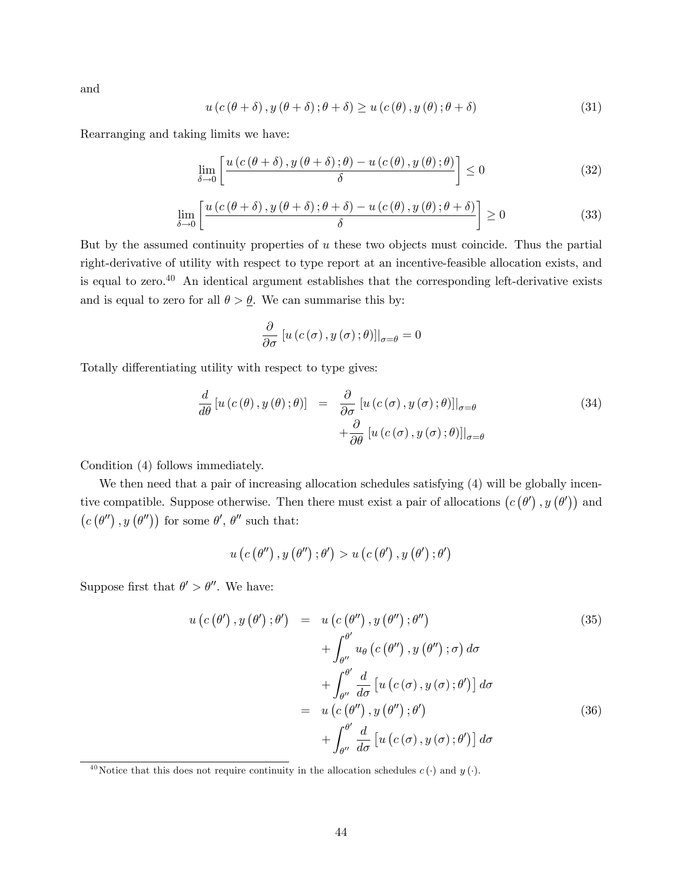and

$$u\left(c\left(\theta+\delta\right),y\left(\theta+\delta\right);\theta+\delta\right)\geq u\left(c\left(\theta\right),y\left(\theta\right);\theta+\delta\right) \tag{31}$$

Rearranging and taking limits we have:

$$\lim_{\delta\to 0}\left[\frac{u\left(c\left(\theta+\delta\right),y\left(\theta+\delta\right);\theta\right)-u\left(c\left(\theta\right),y\left(\theta\right);\theta\right)}{\delta}\right]\leq 0 \tag{32}$$

$$\lim_{\delta\to 0}\left[\frac{u\left(c\left(\theta+\delta\right),y\left(\theta+\delta\right);\theta+\delta\right)-u\left(c\left(\theta\right),y\left(\theta\right);\theta+\delta\right)}{\delta}\right]\geq 0 \tag{33}$$

But by the assumed continuity properties of $u$ these two objects must coincide. Thus the partial right-derivative of utility with respect to type report at an incentive-feasible allocation exists, and is equal to zero.[40] An identical argument establishes that the corresponding left-derivative exists and is equal to zero for all $\theta>\underline{\theta}$. We can summarise this by:

$$\frac{\partial}{\partial\sigma}\left[u\left(c\left(\sigma\right),y\left(\sigma\right);\theta\right)\right]\big|_{\sigma=\theta}=0$$

Totally differentiating utility with respect to type gives:

$$\begin{aligned}\frac{d}{d\theta}\left[u\left(c\left(\theta\right),y\left(\theta\right);\theta\right)\right] &= \frac{\partial}{\partial\sigma}\left[u\left(c\left(\sigma\right),y\left(\sigma\right);\theta\right)\right]\big|_{\sigma=\theta} \\ &\quad +\frac{\partial}{\partial\theta}\left[u\left(c\left(\sigma\right),y\left(\sigma\right);\theta\right)\right]\big|_{\sigma=\theta}\end{aligned} \tag{34}$$

Condition (4) follows immediately.

We then need that a pair of increasing allocation schedules satisfying (4) will be globally incentive compatible. Suppose otherwise. Then there must exist a pair of allocations $\left(c\left(\theta'\right),y\left(\theta'\right)\right)$ and $\left(c\left(\theta''\right),y\left(\theta''\right)\right)$ for some $\theta'$, $\theta''$ such that:

$$u\left(c\left(\theta''\right),y\left(\theta''\right);\theta'\right)>u\left(c\left(\theta'\right),y\left(\theta'\right);\theta'\right)$$

Suppose first that $\theta'>\theta''$. We have:

$$\begin{aligned}u\left(c\left(\theta'\right),y\left(\theta'\right);\theta'\right) &= u\left(c\left(\theta''\right),y\left(\theta''\right);\theta''\right) \\ &\quad +\int_{\theta''}^{\theta'}u_{\theta}\left(c\left(\theta''\right),y\left(\theta''\right);\sigma\right)d\sigma \\ &\quad +\int_{\theta''}^{\theta'}\frac{d}{d\sigma}\left[u\left(c\left(\sigma\right),y\left(\sigma\right);\theta'\right)\right]d\sigma \qquad (35)\\ &= u\left(c\left(\theta''\right),y\left(\theta''\right);\theta'\right) \\ &\quad +\int_{\theta''}^{\theta'}\frac{d}{d\sigma}\left[u\left(c\left(\sigma\right),y\left(\sigma\right);\theta'\right)\right]d\sigma \qquad (36)\end{aligned}$$

---

[40] Notice that this does not require continuity in the allocation schedules $c\left(\cdot\right)$ and $y\left(\cdot\right)$.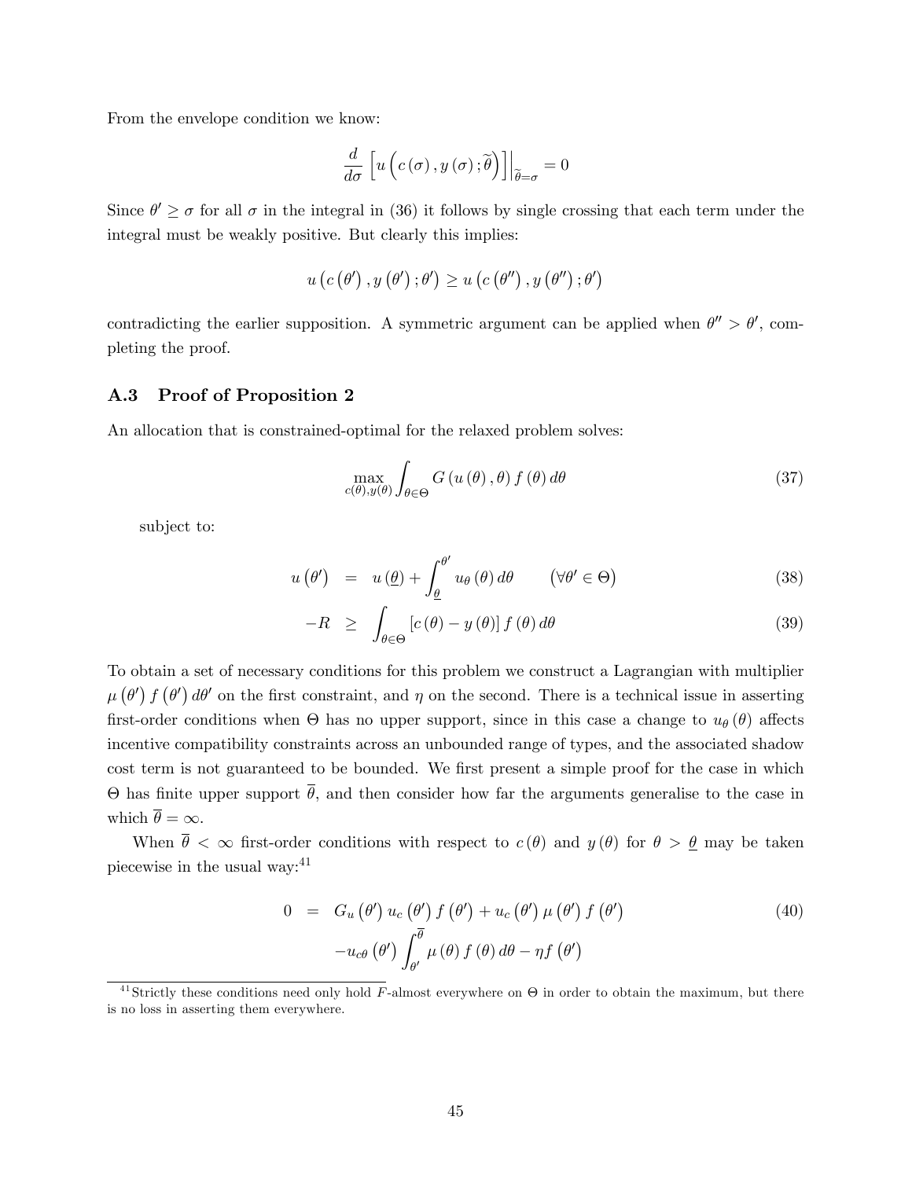From the envelope condition we know:

$$\frac{d}{d\sigma}\left[u\left(c\left(\sigma\right),y\left(\sigma\right);\widetilde{\theta}\right)\right]\Big|_{\widetilde{\theta}=\sigma}=0$$

Since $\theta' \geq \sigma$ for all $\sigma$ in the integral in (36) it follows by single crossing that each term under the integral must be weakly positive. But clearly this implies:

$$u\left(c\left(\theta'\right),y\left(\theta'\right);\theta'\right)\geq u\left(c\left(\theta''\right),y\left(\theta''\right);\theta'\right)$$

contradicting the earlier supposition. A symmetric argument can be applied when $\theta'' > \theta'$, completing the proof.

### A.3 Proof of Proposition 2

An allocation that is constrained-optimal for the relaxed problem solves:

$$\max_{c(\theta),y(\theta)}\int_{\theta\in\Theta}G\left(u\left(\theta\right),\theta\right)f\left(\theta\right)d\theta \tag{37}$$

subject to:

$$u\left(\theta'\right) = u\left(\underline{\theta}\right)+\int_{\underline{\theta}}^{\theta'}u_{\theta}\left(\theta\right)d\theta \qquad \left(\forall\theta'\in\Theta\right) \tag{38}$$

$$-R \geq \int_{\theta\in\Theta}\left[c\left(\theta\right)-y\left(\theta\right)\right]f\left(\theta\right)d\theta \tag{39}$$

To obtain a set of necessary conditions for this problem we construct a Lagrangian with multiplier $\mu\left(\theta'\right)f\left(\theta'\right)d\theta'$ on the first constraint, and $\eta$ on the second. There is a technical issue in asserting first-order conditions when $\Theta$ has no upper support, since in this case a change to $u_{\theta}\left(\theta\right)$ affects incentive compatibility constraints across an unbounded range of types, and the associated shadow cost term is not guaranteed to be bounded. We first present a simple proof for the case in which $\Theta$ has finite upper support $\overline{\theta}$, and then consider how far the arguments generalise to the case in which $\overline{\theta}=\infty$.

When $\overline{\theta}<\infty$ first-order conditions with respect to $c\left(\theta\right)$ and $y\left(\theta\right)$ for $\theta>\underline{\theta}$ may be taken piecewise in the usual way:[41]

$$\begin{aligned}0 \;=\;& G_{u}\left(\theta'\right)u_{c}\left(\theta'\right)f\left(\theta'\right)+u_{c}\left(\theta'\right)\mu\left(\theta'\right)f\left(\theta'\right)\\&-u_{c\theta}\left(\theta'\right)\int_{\theta'}^{\overline{\theta}}\mu\left(\theta\right)f\left(\theta\right)d\theta-\eta f\left(\theta'\right)\end{aligned} \tag{40}$$

[41] Strictly these conditions need only hold $F$-almost everywhere on $\Theta$ in order to obtain the maximum, but there is no loss in asserting them everywhere.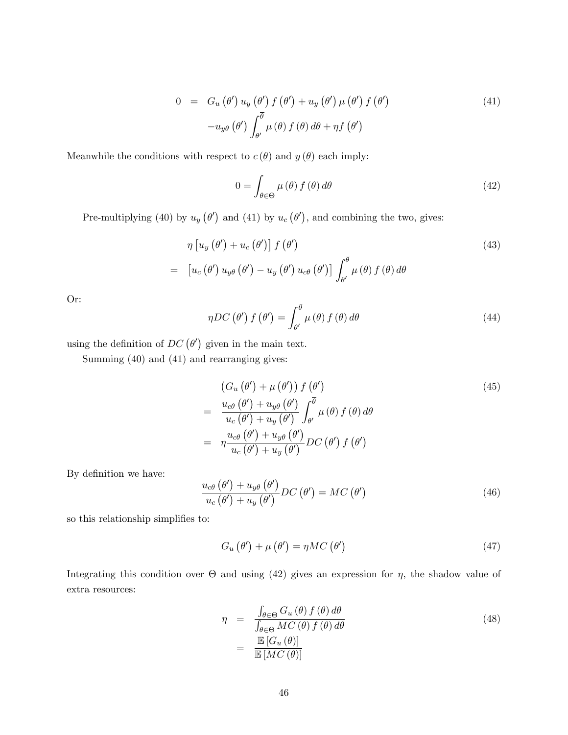$$
\begin{aligned}
0 &= G_u(\theta') u_y(\theta') f(\theta') + u_y(\theta') \mu(\theta') f(\theta') \\
&\quad - u_{y\theta}(\theta') \int_{\theta'}^{\overline{\theta}} \mu(\theta) f(\theta) d\theta + \eta f(\theta')
\end{aligned} \tag{41}
$$

Meanwhile the conditions with respect to $c(\underline{\theta})$ and $y(\underline{\theta})$ each imply:

$$
0 = \int_{\theta \in \Theta} \mu(\theta) f(\theta) d\theta \tag{42}
$$

Pre-multiplying (40) by $u_y(\theta')$ and (41) by $u_c(\theta')$, and combining the two, gives:

$$
\begin{aligned}
&\eta \left[ u_y(\theta') + u_c(\theta') \right] f(\theta') \\
= \; &\left[ u_c(\theta') u_{y\theta}(\theta') - u_y(\theta') u_{c\theta}(\theta') \right] \int_{\theta'}^{\overline{\theta}} \mu(\theta) f(\theta) d\theta
\end{aligned} \tag{43}
$$

Or:

$$
\eta DC(\theta') f(\theta') = \int_{\theta'}^{\overline{\theta}} \mu(\theta) f(\theta) d\theta \tag{44}
$$

using the definition of $DC(\theta')$ given in the main text.

Summing (40) and (41) and rearranging gives:

$$
\begin{aligned}
&\left( G_u(\theta') + \mu(\theta') \right) f(\theta') \\
= \; &\frac{u_{c\theta}(\theta') + u_{y\theta}(\theta')}{u_c(\theta') + u_y(\theta')} \int_{\theta'}^{\overline{\theta}} \mu(\theta) f(\theta) d\theta \\
= \; &\eta \frac{u_{c\theta}(\theta') + u_{y\theta}(\theta')}{u_c(\theta') + u_y(\theta')} DC(\theta') f(\theta')
\end{aligned} \tag{45}
$$

By definition we have:

$$
\frac{u_{c\theta}(\theta') + u_{y\theta}(\theta')}{u_c(\theta') + u_y(\theta')} DC(\theta') = MC(\theta') \tag{46}
$$

so this relationship simplifies to:

$$
G_u(\theta') + \mu(\theta') = \eta MC(\theta') \tag{47}
$$

Integrating this condition over $\Theta$ and using (42) gives an expression for $\eta$, the shadow value of extra resources:

$$
\begin{aligned}
\eta &= \frac{\int_{\theta \in \Theta} G_u(\theta) f(\theta) d\theta}{\int_{\theta \in \Theta} MC(\theta) f(\theta) d\theta} \\
&= \frac{\mathbb{E}[G_u(\theta)]}{\mathbb{E}[MC(\theta)]}
\end{aligned} \tag{48}
$$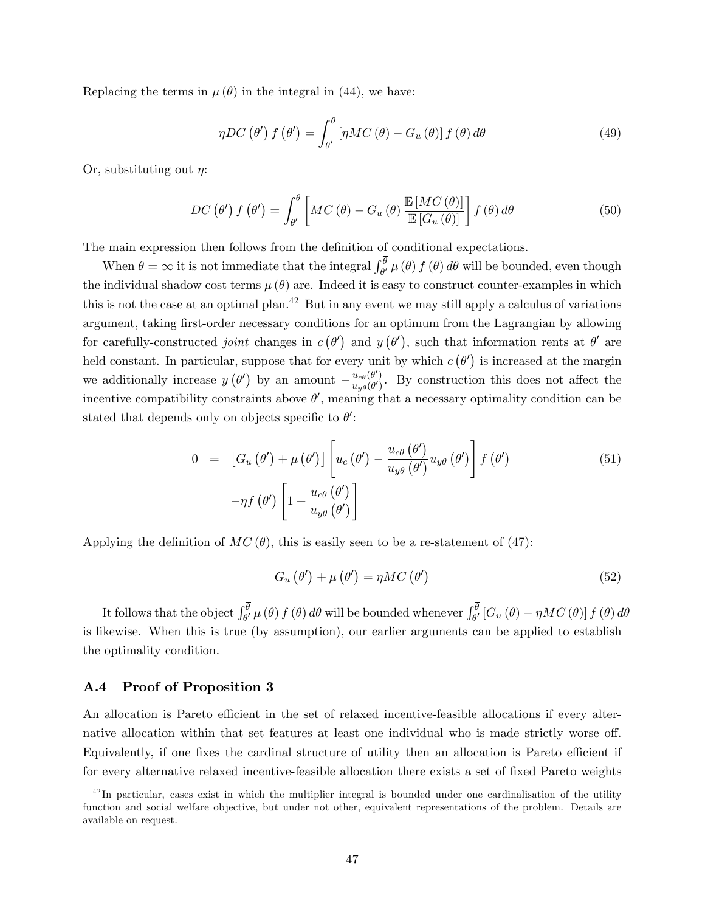Replacing the terms in $\mu(\theta)$ in the integral in (44), we have:

$$\eta DC\left(\theta'\right) f\left(\theta'\right) = \int_{\theta'}^{\overline{\theta}} \left[\eta MC(\theta) - G_u(\theta)\right] f(\theta)\, d\theta \tag{49}$$

Or, substituting out $\eta$:

$$DC\left(\theta'\right) f\left(\theta'\right) = \int_{\theta'}^{\overline{\theta}} \left[MC(\theta) - G_u(\theta) \frac{\mathbb{E}\left[MC(\theta)\right]}{\mathbb{E}\left[G_u(\theta)\right]}\right] f(\theta)\, d\theta \tag{50}$$

The main expression then follows from the definition of conditional expectations.

When $\overline{\theta} = \infty$ it is not immediate that the integral $\int_{\theta'}^{\overline{\theta}} \mu(\theta) f(\theta)\, d\theta$ will be bounded, even though the individual shadow cost terms $\mu(\theta)$ are. Indeed it is easy to construct counter-examples in which this is not the case at an optimal plan.[42] But in any event we may still apply a calculus of variations argument, taking first-order necessary conditions for an optimum from the Lagrangian by allowing for carefully-constructed *joint* changes in $c\left(\theta'\right)$ and $y\left(\theta'\right)$, such that information rents at $\theta'$ are held constant. In particular, suppose that for every unit by which $c\left(\theta'\right)$ is increased at the margin we additionally increase $y\left(\theta'\right)$ by an amount $-\frac{u_{c\theta}(\theta')}{u_{y\theta}(\theta')}$. By construction this does not affect the incentive compatibility constraints above $\theta'$, meaning that a necessary optimality condition can be stated that depends only on objects specific to $\theta'$:

$$\begin{aligned} 0 &= \left[G_u\left(\theta'\right) + \mu\left(\theta'\right)\right]\left[u_c\left(\theta'\right) - \frac{u_{c\theta}\left(\theta'\right)}{u_{y\theta}\left(\theta'\right)} u_{y\theta}\left(\theta'\right)\right] f\left(\theta'\right) \\ &\quad - \eta f\left(\theta'\right)\left[1 + \frac{u_{c\theta}\left(\theta'\right)}{u_{y\theta}\left(\theta'\right)}\right] \end{aligned} \tag{51}$$

Applying the definition of $MC(\theta)$, this is easily seen to be a re-statement of (47):

$$G_u\left(\theta'\right) + \mu\left(\theta'\right) = \eta MC\left(\theta'\right) \tag{52}$$

It follows that the object $\int_{\theta'}^{\overline{\theta}} \mu(\theta) f(\theta)\, d\theta$ will be bounded whenever $\int_{\theta'}^{\overline{\theta}} \left[G_u(\theta) - \eta MC(\theta)\right] f(\theta)\, d\theta$ is likewise. When this is true (by assumption), our earlier arguments can be applied to establish the optimality condition.

### A.4 Proof of Proposition 3

An allocation is Pareto efficient in the set of relaxed incentive-feasible allocations if every alternative allocation within that set features at least one individual who is made strictly worse off. Equivalently, if one fixes the cardinal structure of utility then an allocation is Pareto efficient if for every alternative relaxed incentive-feasible allocation there exists a set of fixed Pareto weights

[42] In particular, cases exist in which the multiplier integral is bounded under one cardinalisation of the utility function and social welfare objective, but under not other, equivalent representations of the problem. Details are available on request.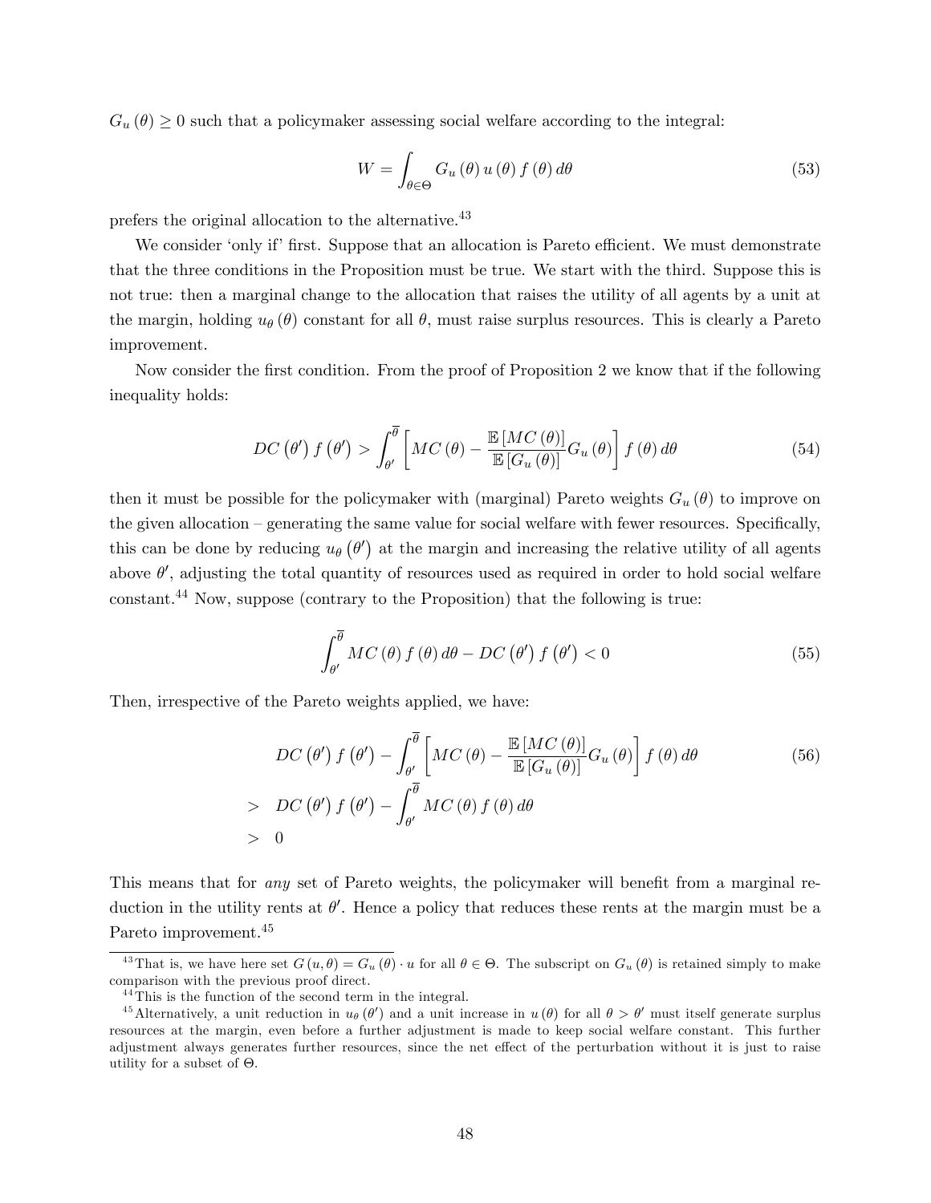$G_u(\theta) \geq 0$ such that a policymaker assessing social welfare according to the integral:

$$W = \int_{\theta \in \Theta} G_u(\theta)\, u(\theta)\, f(\theta)\, d\theta \tag{53}$$

prefers the original allocation to the alternative.[43]

We consider 'only if' first. Suppose that an allocation is Pareto efficient. We must demonstrate that the three conditions in the Proposition must be true. We start with the third. Suppose this is not true: then a marginal change to the allocation that raises the utility of all agents by a unit at the margin, holding $u_\theta(\theta)$ constant for all $\theta$, must raise surplus resources. This is clearly a Pareto improvement.

Now consider the first condition. From the proof of Proposition 2 we know that if the following inequality holds:

$$DC(\theta')\, f(\theta') > \int_{\theta'}^{\overline{\theta}} \left[ MC(\theta) - \frac{\mathbb{E}[MC(\theta)]}{\mathbb{E}[G_u(\theta)]} G_u(\theta) \right] f(\theta)\, d\theta \tag{54}$$

then it must be possible for the policymaker with (marginal) Pareto weights $G_u(\theta)$ to improve on the given allocation – generating the same value for social welfare with fewer resources. Specifically, this can be done by reducing $u_\theta(\theta')$ at the margin and increasing the relative utility of all agents above $\theta'$, adjusting the total quantity of resources used as required in order to hold social welfare constant.[44] Now, suppose (contrary to the Proposition) that the following is true:

$$\int_{\theta'}^{\overline{\theta}} MC(\theta)\, f(\theta)\, d\theta - DC(\theta')\, f(\theta') < 0 \tag{55}$$

Then, irrespective of the Pareto weights applied, we have:

$$\begin{aligned} & DC(\theta')\, f(\theta') - \int_{\theta'}^{\overline{\theta}} \left[ MC(\theta) - \frac{\mathbb{E}[MC(\theta)]}{\mathbb{E}[G_u(\theta)]} G_u(\theta) \right] f(\theta)\, d\theta \\ > \;& DC(\theta')\, f(\theta') - \int_{\theta'}^{\overline{\theta}} MC(\theta)\, f(\theta)\, d\theta \\ > \;& 0 \end{aligned} \tag{56}$$

This means that for *any* set of Pareto weights, the policymaker will benefit from a marginal reduction in the utility rents at $\theta'$. Hence a policy that reduces these rents at the margin must be a Pareto improvement.[45]

---

[43] That is, we have here set $G(u, \theta) = G_u(\theta) \cdot u$ for all $\theta \in \Theta$. The subscript on $G_u(\theta)$ is retained simply to make comparison with the previous proof direct.

[44] This is the function of the second term in the integral.

[45] Alternatively, a unit reduction in $u_\theta(\theta')$ and a unit increase in $u(\theta)$ for all $\theta > \theta'$ must itself generate surplus resources at the margin, even before a further adjustment is made to keep social welfare constant. This further adjustment always generates further resources, since the net effect of the perturbation without it is just to raise utility for a subset of $\Theta$.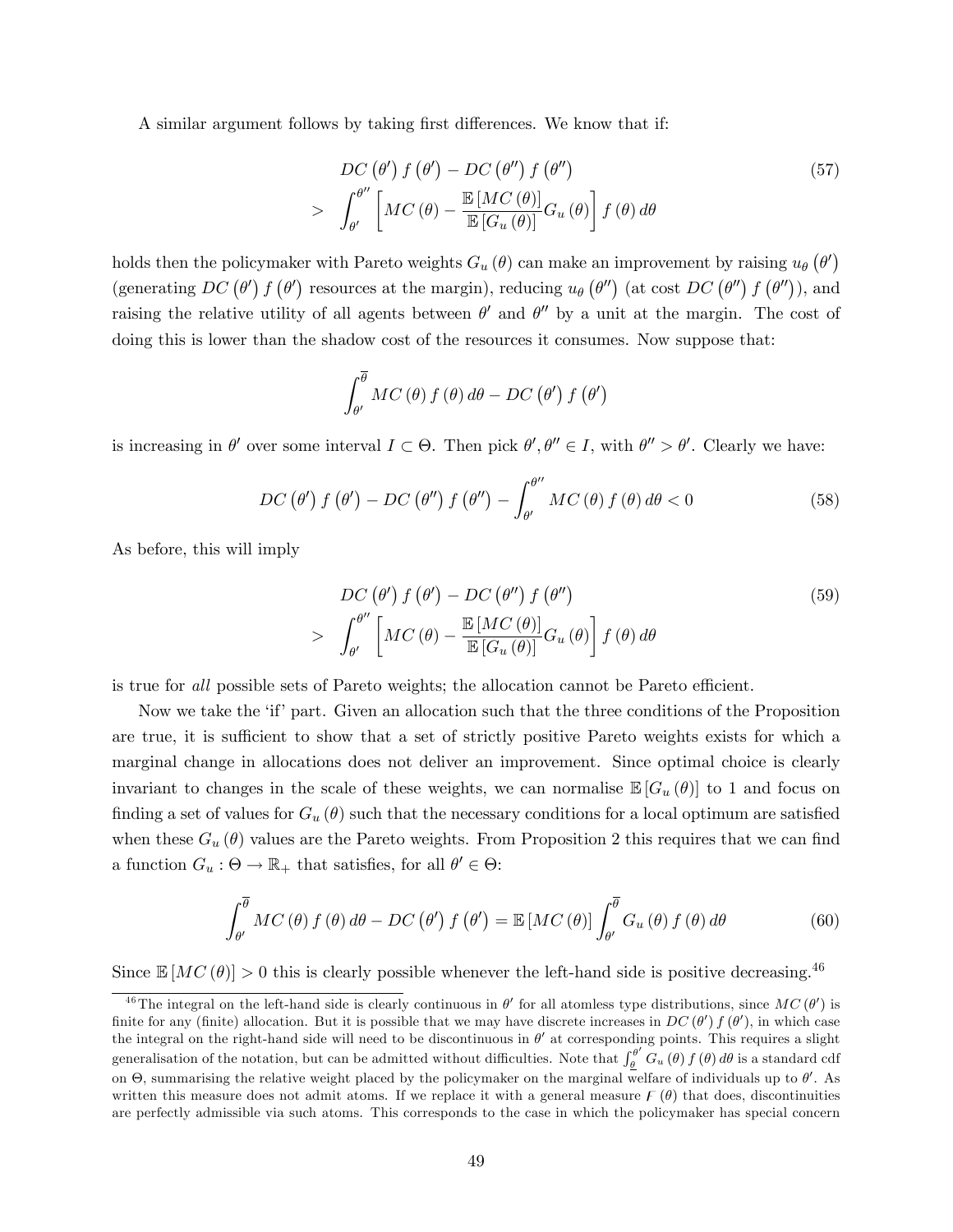A similar argument follows by taking first differences. We know that if:

$$DC(\theta')f(\theta') - DC(\theta'')f(\theta'') > \int_{\theta'}^{\theta''}\left[MC(\theta) - \frac{\mathbb{E}[MC(\theta)]}{\mathbb{E}[G_u(\theta)]}G_u(\theta)\right]f(\theta)\,d\theta \tag{57}$$

holds then the policymaker with Pareto weights $G_u(\theta)$ can make an improvement by raising $u_\theta(\theta')$ (generating $DC(\theta')f(\theta')$ resources at the margin), reducing $u_\theta(\theta'')$ (at cost $DC(\theta'')f(\theta'')$), and raising the relative utility of all agents between $\theta'$ and $\theta''$ by a unit at the margin. The cost of doing this is lower than the shadow cost of the resources it consumes. Now suppose that:

$$\int_{\theta'}^{\overline{\theta}} MC(\theta)f(\theta)\,d\theta - DC(\theta')f(\theta')$$

is increasing in $\theta'$ over some interval $I \subset \Theta$. Then pick $\theta', \theta'' \in I$, with $\theta'' > \theta'$. Clearly we have:

$$DC(\theta')f(\theta') - DC(\theta'')f(\theta'') - \int_{\theta'}^{\theta''} MC(\theta)f(\theta)\,d\theta < 0 \tag{58}$$

As before, this will imply

$$DC(\theta')f(\theta') - DC(\theta'')f(\theta'') > \int_{\theta'}^{\theta''}\left[MC(\theta) - \frac{\mathbb{E}[MC(\theta)]}{\mathbb{E}[G_u(\theta)]}G_u(\theta)\right]f(\theta)\,d\theta \tag{59}$$

is true for *all* possible sets of Pareto weights; the allocation cannot be Pareto efficient.

Now we take the 'if' part. Given an allocation such that the three conditions of the Proposition are true, it is sufficient to show that a set of strictly positive Pareto weights exists for which a marginal change in allocations does not deliver an improvement. Since optimal choice is clearly invariant to changes in the scale of these weights, we can normalise $\mathbb{E}[G_u(\theta)]$ to 1 and focus on finding a set of values for $G_u(\theta)$ such that the necessary conditions for a local optimum are satisfied when these $G_u(\theta)$ values are the Pareto weights. From Proposition 2 this requires that we can find a function $G_u : \Theta \to \mathbb{R}_+$ that satisfies, for all $\theta' \in \Theta$:

$$\int_{\theta'}^{\overline{\theta}} MC(\theta)f(\theta)\,d\theta - DC(\theta')f(\theta') = \mathbb{E}[MC(\theta)]\int_{\theta'}^{\overline{\theta}} G_u(\theta)f(\theta)\,d\theta \tag{60}$$

Since $\mathbb{E}[MC(\theta)] > 0$ this is clearly possible whenever the left-hand side is positive decreasing.[46]

[46] The integral on the left-hand side is clearly continuous in $\theta'$ for all atomless type distributions, since $MC(\theta')$ is finite for any (finite) allocation. But it is possible that we may have discrete increases in $DC(\theta')f(\theta')$, in which case the integral on the right-hand side will need to be discontinuous in $\theta'$ at corresponding points. This requires a slight generalisation of the notation, but can be admitted without difficulties. Note that $\int_{\underline{\theta}}^{\theta'} G_u(\theta)f(\theta)\,d\theta$ is a standard cdf on $\Theta$, summarising the relative weight placed by the policymaker on the marginal welfare of individuals up to $\theta'$. As written this measure does not admit atoms. If we replace it with a general measure $F(\theta)$ that does, discontinuities are perfectly admissible via such atoms. This corresponds to the case in which the policymaker has special concern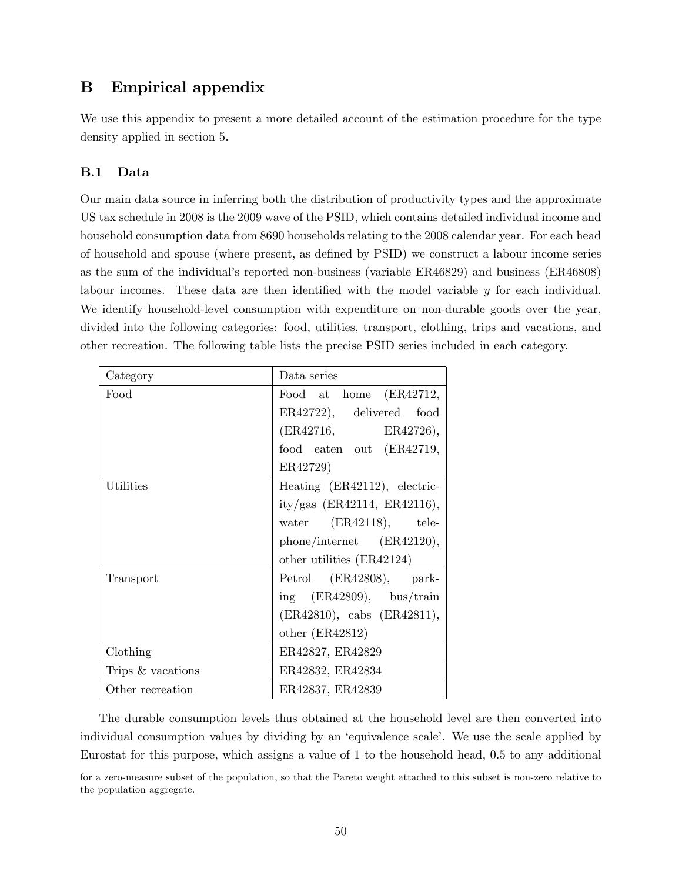## B Empirical appendix

We use this appendix to present a more detailed account of the estimation procedure for the type density applied in section 5.

### B.1 Data

Our main data source in inferring both the distribution of productivity types and the approximate US tax schedule in 2008 is the 2009 wave of the PSID, which contains detailed individual income and household consumption data from 8690 households relating to the 2008 calendar year. For each head of household and spouse (where present, as defined by PSID) we construct a labour income series as the sum of the individual's reported non-business (variable ER46829) and business (ER46808) labour incomes. These data are then identified with the model variable $y$ for each individual. We identify household-level consumption with expenditure on non-durable goods over the year, divided into the following categories: food, utilities, transport, clothing, trips and vacations, and other recreation. The following table lists the precise PSID series included in each category.

| Category | Data series |
|---|---|
| Food | Food at home (ER42712, ER42722), delivered food (ER42716, ER42726), food eaten out (ER42719, ER42729) |
| Utilities | Heating (ER42112), electricity/gas (ER42114, ER42116), water (ER42118), telephone/internet (ER42120), other utilities (ER42124) |
| Transport | Petrol (ER42808), parking (ER42809), bus/train (ER42810), cabs (ER42811), other (ER42812) |
| Clothing | ER42827, ER42829 |
| Trips & vacations | ER42832, ER42834 |
| Other recreation | ER42837, ER42839 |

The durable consumption levels thus obtained at the household level are then converted into individual consumption values by dividing by an 'equivalence scale'. We use the scale applied by Eurostat for this purpose, which assigns a value of 1 to the household head, 0.5 to any additional

for a zero-measure subset of the population, so that the Pareto weight attached to this subset is non-zero relative to the population aggregate.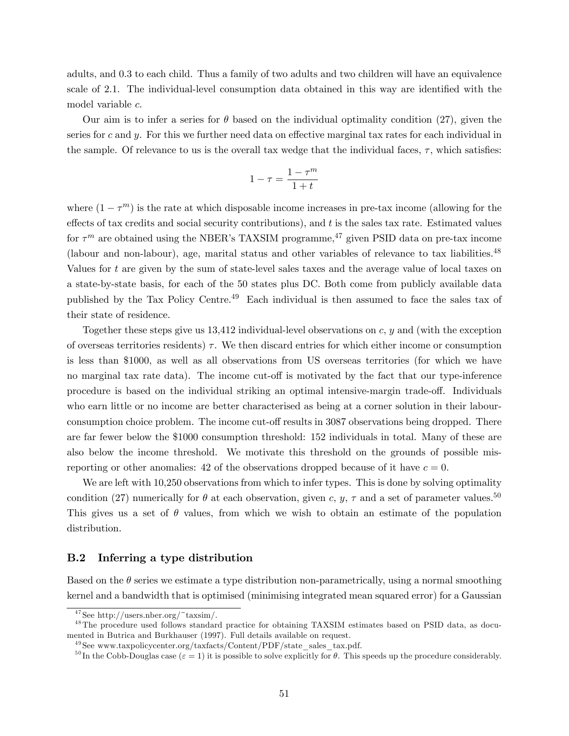adults, and 0.3 to each child. Thus a family of two adults and two children will have an equivalence scale of 2.1. The individual-level consumption data obtained in this way are identified with the model variable $c$.

Our aim is to infer a series for $\theta$ based on the individual optimality condition (27), given the series for $c$ and $y$. For this we further need data on effective marginal tax rates for each individual in the sample. Of relevance to us is the overall tax wedge that the individual faces, $\tau$, which satisfies:

$$1 - \tau = \frac{1 - \tau^m}{1 + t}$$

where $(1 - \tau^m)$ is the rate at which disposable income increases in pre-tax income (allowing for the effects of tax credits and social security contributions), and $t$ is the sales tax rate. Estimated values for $\tau^m$ are obtained using the NBER's TAXSIM programme,[47] given PSID data on pre-tax income (labour and non-labour), age, marital status and other variables of relevance to tax liabilities.[48] Values for $t$ are given by the sum of state-level sales taxes and the average value of local taxes on a state-by-state basis, for each of the 50 states plus DC. Both come from publicly available data published by the Tax Policy Centre.[49] Each individual is then assumed to face the sales tax of their state of residence.

Together these steps give us 13,412 individual-level observations on $c$, $y$ and (with the exception of overseas territories residents) $\tau$. We then discard entries for which either income or consumption is less than \$1000, as well as all observations from US overseas territories (for which we have no marginal tax rate data). The income cut-off is motivated by the fact that our type-inference procedure is based on the individual striking an optimal intensive-margin trade-off. Individuals who earn little or no income are better characterised as being at a corner solution in their labour-consumption choice problem. The income cut-off results in 3087 observations being dropped. There are far fewer below the \$1000 consumption threshold: 152 individuals in total. Many of these are also below the income threshold. We motivate this threshold on the grounds of possible mis-reporting or other anomalies: 42 of the observations dropped because of it have $c = 0$.

We are left with 10,250 observations from which to infer types. This is done by solving optimality condition (27) numerically for $\theta$ at each observation, given $c$, $y$, $\tau$ and a set of parameter values.[50] This gives us a set of $\theta$ values, from which we wish to obtain an estimate of the population distribution.

## B.2 Inferring a type distribution

Based on the $\theta$ series we estimate a type distribution non-parametrically, using a normal smoothing kernel and a bandwidth that is optimised (minimising integrated mean squared error) for a Gaussian

---

[47] See http://users.nber.org/~taxsim/.

[48] The procedure used follows standard practice for obtaining TAXSIM estimates based on PSID data, as documented in Butrica and Burkhauser (1997). Full details available on request.

[49] See www.taxpolicycenter.org/taxfacts/Content/PDF/state_sales_tax.pdf.

[50] In the Cobb-Douglas case ($\varepsilon = 1$) it is possible to solve explicitly for $\theta$. This speeds up the procedure considerably.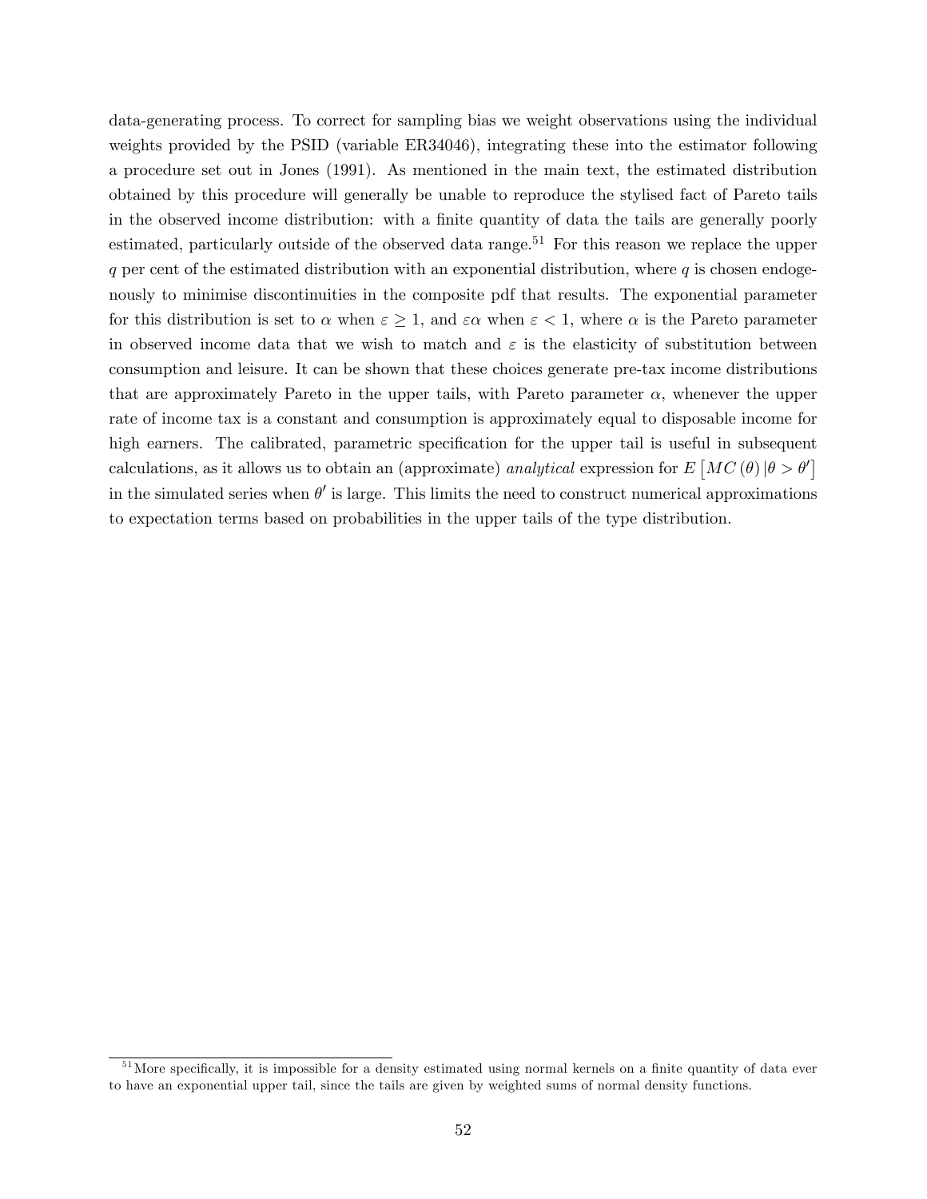data-generating process. To correct for sampling bias we weight observations using the individual weights provided by the PSID (variable ER34046), integrating these into the estimator following a procedure set out in Jones (1991). As mentioned in the main text, the estimated distribution obtained by this procedure will generally be unable to reproduce the stylised fact of Pareto tails in the observed income distribution: with a finite quantity of data the tails are generally poorly estimated, particularly outside of the observed data range.[51] For this reason we replace the upper $q$ per cent of the estimated distribution with an exponential distribution, where $q$ is chosen endogenously to minimise discontinuities in the composite pdf that results. The exponential parameter for this distribution is set to $\alpha$ when $\varepsilon \geq 1$, and $\varepsilon\alpha$ when $\varepsilon < 1$, where $\alpha$ is the Pareto parameter in observed income data that we wish to match and $\varepsilon$ is the elasticity of substitution between consumption and leisure. It can be shown that these choices generate pre-tax income distributions that are approximately Pareto in the upper tails, with Pareto parameter $\alpha$, whenever the upper rate of income tax is a constant and consumption is approximately equal to disposable income for high earners. The calibrated, parametric specification for the upper tail is useful in subsequent calculations, as it allows us to obtain an (approximate) *analytical* expression for $E\left[MC(\theta)\,|\theta > \theta'\right]$ in the simulated series when $\theta'$ is large. This limits the need to construct numerical approximations to expectation terms based on probabilities in the upper tails of the type distribution.

[51] More specifically, it is impossible for a density estimated using normal kernels on a finite quantity of data ever to have an exponential upper tail, since the tails are given by weighted sums of normal density functions.